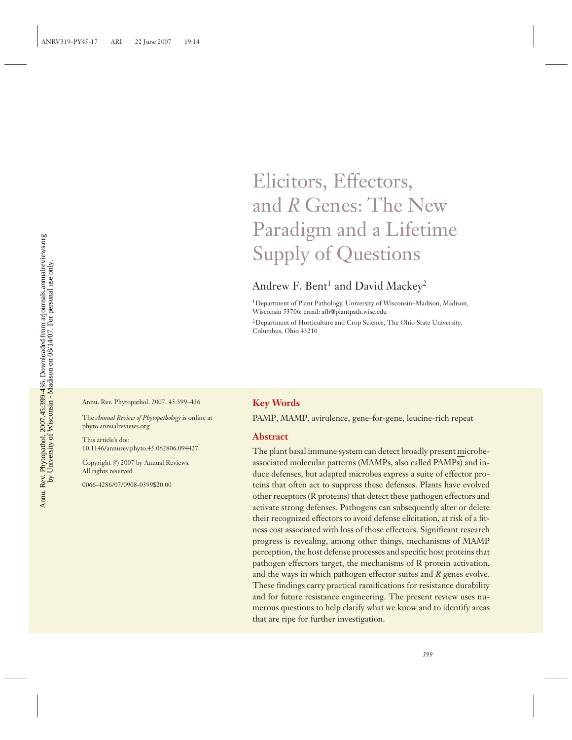# Elicitors, Effectors, and *R* Genes: The New Paradigm and a Lifetime Supply of Questions

Andrew F. Bent[1] and David Mackey[2]

[1]Department of Plant Pathology, University of Wisconsin–Madison, Madison, Wisconsin 53706; email: afb@plantpath.wisc.edu

[2]Department of Horticulture and Crop Science, The Ohio State University, Columbus, Ohio 43210

Annu. Rev. Phytopathol. 2007. 45:399–436

The *Annual Review of Phytopathology* is online at phyto.annualreviews.org

This article's doi: 10.1146/annurev.phyto.45.062806.094427

Copyright © 2007 by Annual Reviews. All rights reserved

0066-4286/07/0908-0399$20.00

## Key Words

PAMP, MAMP, avirulence, gene-for-gene, leucine-rich repeat

## Abstract

The plant basal immune system can detect broadly present microbe-associated molecular patterns (MAMPs, also called PAMPs) and induce defenses, but adapted microbes express a suite of effector proteins that often act to suppress these defenses. Plants have evolved other receptors (R proteins) that detect these pathogen effectors and activate strong defenses. Pathogens can subsequently alter or delete their recognized effectors to avoid defense elicitation, at risk of a fitness cost associated with loss of those effectors. Significant research progress is revealing, among other things, mechanisms of MAMP perception, the host defense processes and specific host proteins that pathogen effectors target, the mechanisms of R protein activation, and the ways in which pathogen effector suites and *R* genes evolve. These findings carry practical ramifications for resistance durability and for future resistance engineering. The present review uses numerous questions to help clarify what we know and to identify areas that are ripe for further investigation.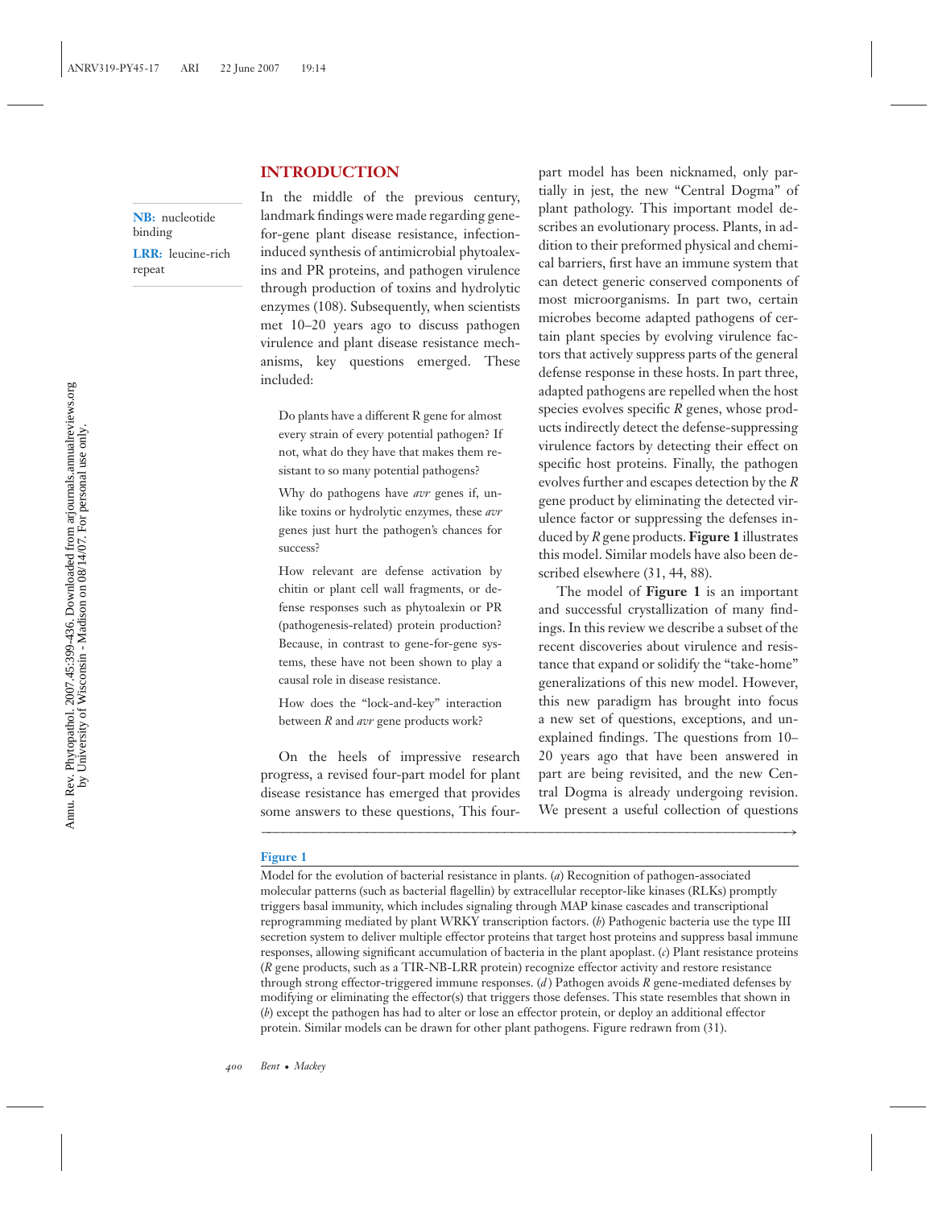## INTRODUCTION

NB: nucleotide binding

LRR: leucine-rich repeat

In the middle of the previous century, landmark findings were made regarding gene-for-gene plant disease resistance, infection-induced synthesis of antimicrobial phytoalexins and PR proteins, and pathogen virulence through production of toxins and hydrolytic enzymes (108). Subsequently, when scientists met 10–20 years ago to discuss pathogen virulence and plant disease resistance mechanisms, key questions emerged. These included:

> Do plants have a different R gene for almost every strain of every potential pathogen? If not, what do they have that makes them resistant to so many potential pathogens?
>
> Why do pathogens have *avr* genes if, unlike toxins or hydrolytic enzymes, these *avr* genes just hurt the pathogen's chances for success?
>
> How relevant are defense activation by chitin or plant cell wall fragments, or defense responses such as phytoalexin or PR (pathogenesis-related) protein production? Because, in contrast to gene-for-gene systems, these have not been shown to play a causal role in disease resistance.
>
> How does the "lock-and-key" interaction between *R* and *avr* gene products work?

On the heels of impressive research progress, a revised four-part model for plant disease resistance has emerged that provides some answers to these questions, This four-part model has been nicknamed, only partially in jest, the new "Central Dogma" of plant pathology. This important model describes an evolutionary process. Plants, in addition to their preformed physical and chemical barriers, first have an immune system that can detect generic conserved components of most microorganisms. In part two, certain microbes become adapted pathogens of certain plant species by evolving virulence factors that actively suppress parts of the general defense response in these hosts. In part three, adapted pathogens are repelled when the host species evolves specific *R* genes, whose products indirectly detect the defense-suppressing virulence factors by detecting their effect on specific host proteins. Finally, the pathogen evolves further and escapes detection by the *R* gene product by eliminating the detected virulence factor or suppressing the defenses induced by *R* gene products. **Figure 1** illustrates this model. Similar models have also been described elsewhere (31, 44, 88).

The model of **Figure 1** is an important and successful crystallization of many findings. In this review we describe a subset of the recent discoveries about virulence and resistance that expand or solidify the "take-home" generalizations of this new model. However, this new paradigm has brought into focus a new set of questions, exceptions, and unexplained findings. The questions from 10–20 years ago that have been answered in part are being revisited, and the new Central Dogma is already undergoing revision. We present a useful collection of questions

**Figure 1**

Model for the evolution of bacterial resistance in plants. (*a*) Recognition of pathogen-associated molecular patterns (such as bacterial flagellin) by extracellular receptor-like kinases (RLKs) promptly triggers basal immunity, which includes signaling through MAP kinase cascades and transcriptional reprogramming mediated by plant WRKY transcription factors. (*b*) Pathogenic bacteria use the type III secretion system to deliver multiple effector proteins that target host proteins and suppress basal immune responses, allowing significant accumulation of bacteria in the plant apoplast. (*c*) Plant resistance proteins (*R* gene products, such as a TIR-NB-LRR protein) recognize effector activity and restore resistance through strong effector-triggered immune responses. (*d*) Pathogen avoids *R* gene-mediated defenses by modifying or eliminating the effector(s) that triggers those defenses. This state resembles that shown in (*b*) except the pathogen has had to alter or lose an effector protein, or deploy an additional effector protein. Similar models can be drawn for other plant pathogens. Figure redrawn from (31).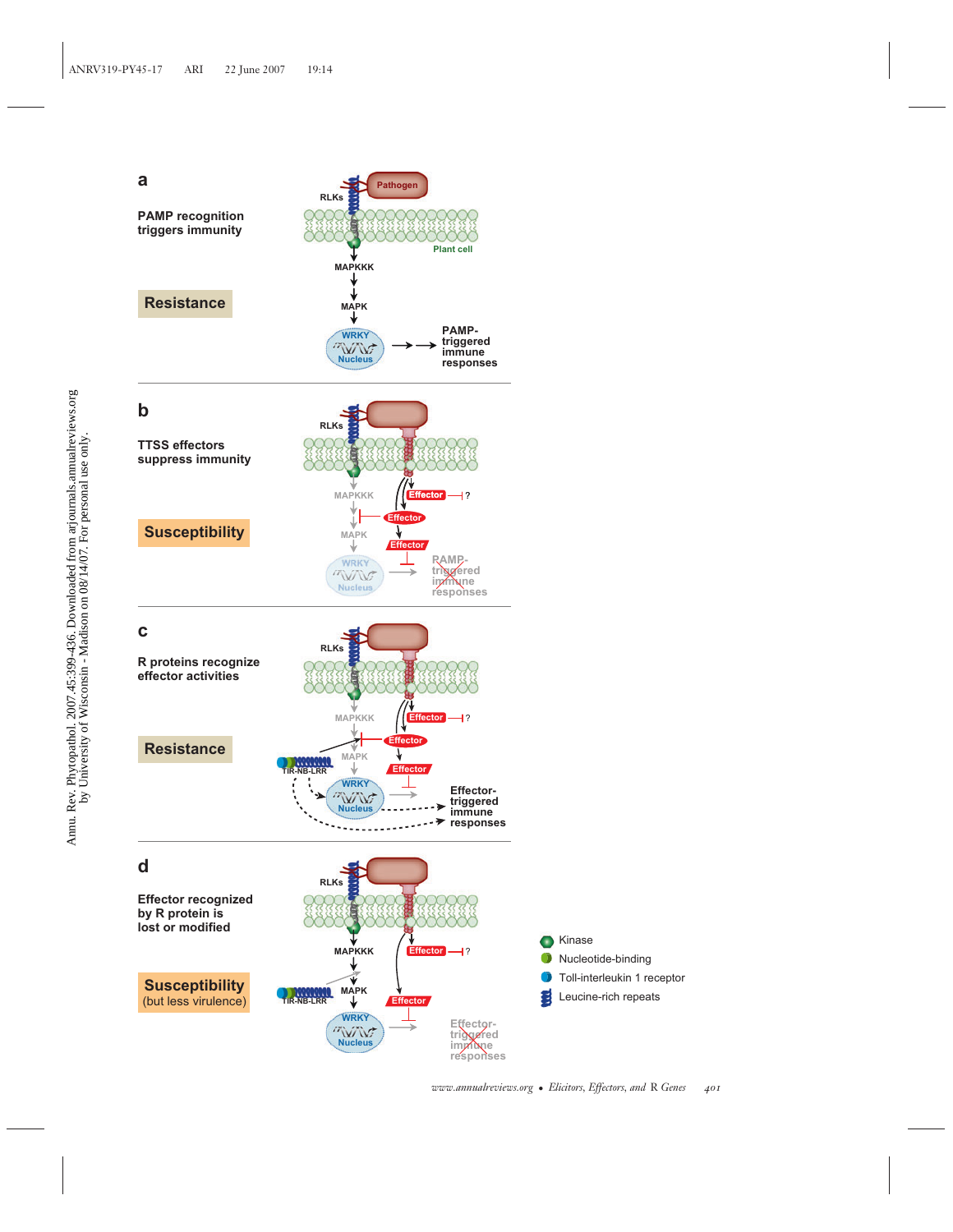**a**

**PAMP recognition triggers immunity**

**Resistance**

RLKs

Pathogen

Plant cell

MAPKKK

MAPK

WRKY

Nucleus

PAMP-triggered immune responses

**b**

**TTSS effectors suppress immunity**

**Susceptibility**

RLKs

MAPKKK

MAPK

WRKY

Nucleus

Effector

Effector

Effector

?

PAMP-triggered immune responses

**c**

**R proteins recognize effector activities**

**Resistance**

RLKs

MAPKKK

MAPK

TIR-NB-LRR

WRKY

Nucleus

Effector

Effector

Effector

?

Effector-triggered immune responses

**d**

**Effector recognized by R protein is lost or modified**

**Susceptibility** (but less virulence)

RLKs

MAPKKK

MAPK

TIR-NB-LRR

WRKY

Nucleus

Effector

Effector

?

Effector-triggered immune responses

Kinase

Nucleotide-binding

Toll-interleukin 1 receptor

Leucine-rich repeats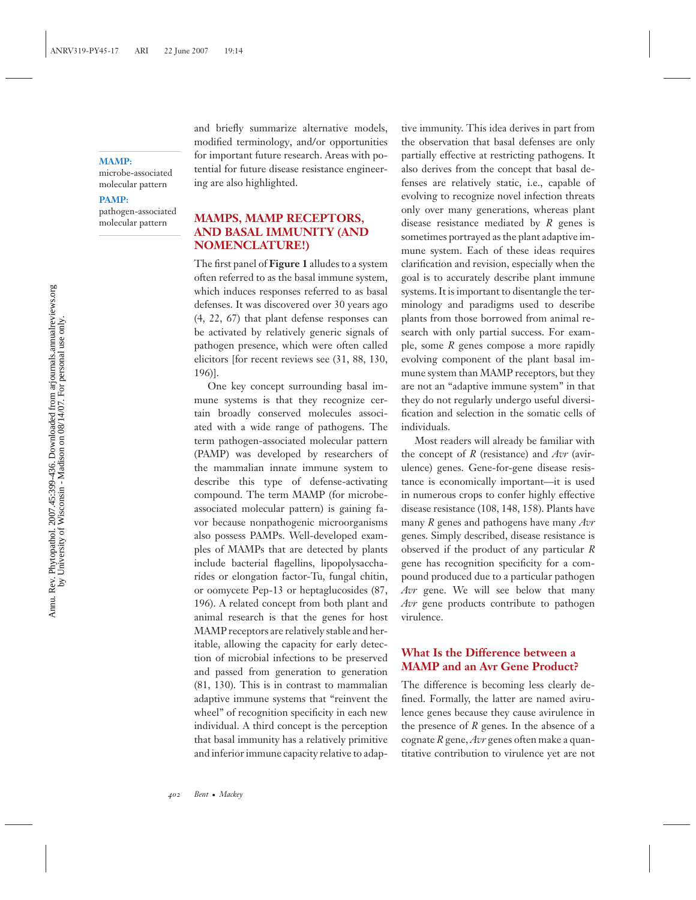and briefly summarize alternative models, modified terminology, and/or opportunities for important future research. Areas with potential for future disease resistance engineering are also highlighted.

**MAMP:** microbe-associated molecular pattern

**PAMP:** pathogen-associated molecular pattern

## MAMPS, MAMP RECEPTORS, AND BASAL IMMUNITY (AND NOMENCLATURE!)

The first panel of **Figure 1** alludes to a system often referred to as the basal immune system, which induces responses referred to as basal defenses. It was discovered over 30 years ago (4, 22, 67) that plant defense responses can be activated by relatively generic signals of pathogen presence, which were often called elicitors [for recent reviews see (31, 88, 130, 196)].

One key concept surrounding basal immune systems is that they recognize certain broadly conserved molecules associated with a wide range of pathogens. The term pathogen-associated molecular pattern (PAMP) was developed by researchers of the mammalian innate immune system to describe this type of defense-activating compound. The term MAMP (for microbe-associated molecular pattern) is gaining favor because nonpathogenic microorganisms also possess PAMPs. Well-developed examples of MAMPs that are detected by plants include bacterial flagellins, lipopolysaccharides or elongation factor-Tu, fungal chitin, or oomycete Pep-13 or heptaglucosides (87, 196). A related concept from both plant and animal research is that the genes for host MAMP receptors are relatively stable and heritable, allowing the capacity for early detection of microbial infections to be preserved and passed from generation to generation (81, 130). This is in contrast to mammalian adaptive immune systems that "reinvent the wheel" of recognition specificity in each new individual. A third concept is the perception that basal immunity has a relatively primitive and inferior immune capacity relative to adaptive immunity. This idea derives in part from the observation that basal defenses are only partially effective at restricting pathogens. It also derives from the concept that basal defenses are relatively static, i.e., capable of evolving to recognize novel infection threats only over many generations, whereas plant disease resistance mediated by *R* genes is sometimes portrayed as the plant adaptive immune system. Each of these ideas requires clarification and revision, especially when the goal is to accurately describe plant immune systems. It is important to disentangle the terminology and paradigms used to describe plants from those borrowed from animal research with only partial success. For example, some *R* genes compose a more rapidly evolving component of the plant basal immune system than MAMP receptors, but they are not an "adaptive immune system" in that they do not regularly undergo useful diversification and selection in the somatic cells of individuals.

Most readers will already be familiar with the concept of *R* (resistance) and *Avr* (avirulence) genes. Gene-for-gene disease resistance is economically important—it is used in numerous crops to confer highly effective disease resistance (108, 148, 158). Plants have many *R* genes and pathogens have many *Avr* genes. Simply described, disease resistance is observed if the product of any particular *R* gene has recognition specificity for a compound produced due to a particular pathogen *Avr* gene. We will see below that many *Avr* gene products contribute to pathogen virulence.

### What Is the Difference between a MAMP and an Avr Gene Product?

The difference is becoming less clearly defined. Formally, the latter are named avirulence genes because they cause avirulence in the presence of *R* genes. In the absence of a cognate *R* gene, *Avr* genes often make a quantitative contribution to virulence yet are not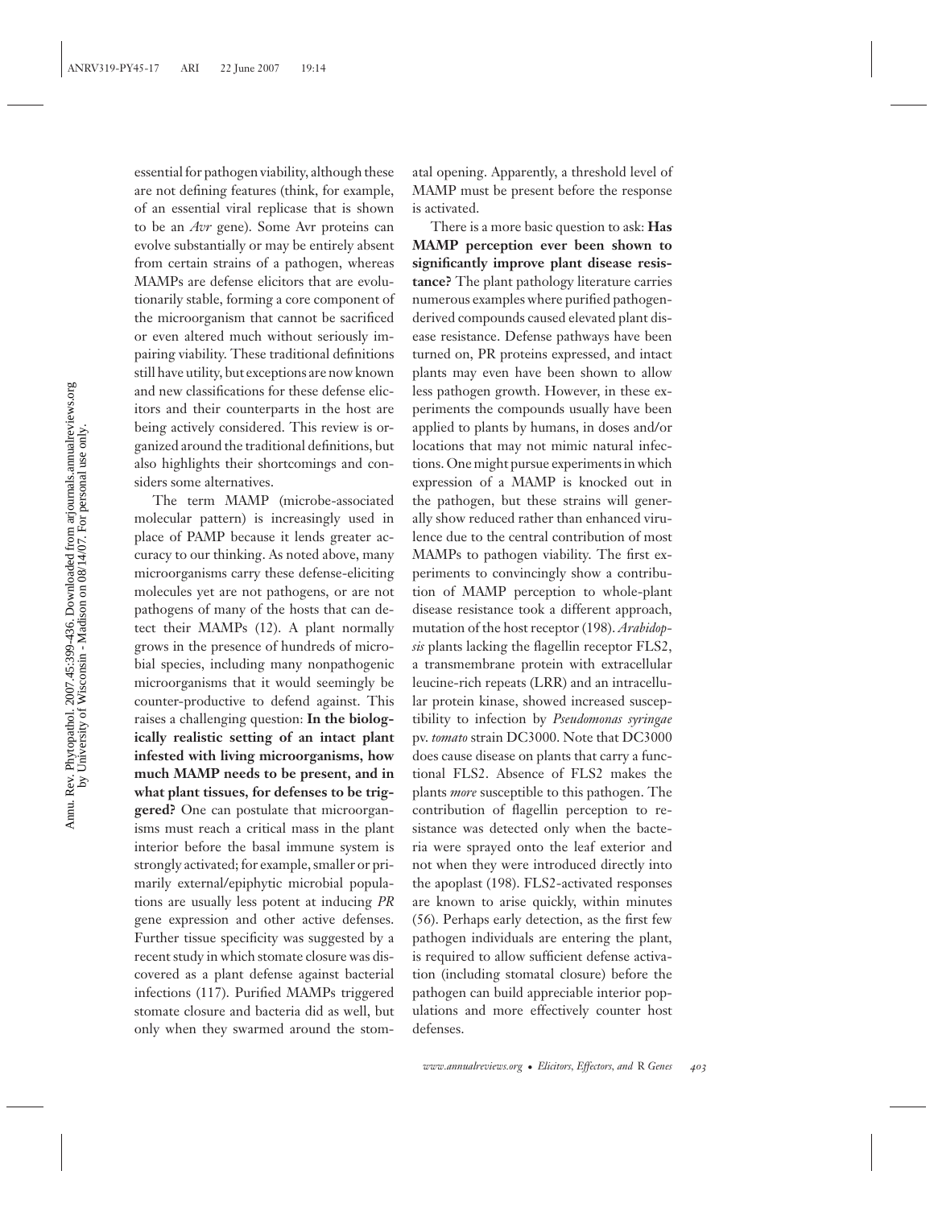essential for pathogen viability, although these are not defining features (think, for example, of an essential viral replicase that is shown to be an *Avr* gene). Some Avr proteins can evolve substantially or may be entirely absent from certain strains of a pathogen, whereas MAMPs are defense elicitors that are evolutionarily stable, forming a core component of the microorganism that cannot be sacrificed or even altered much without seriously impairing viability. These traditional definitions still have utility, but exceptions are now known and new classifications for these defense elicitors and their counterparts in the host are being actively considered. This review is organized around the traditional definitions, but also highlights their shortcomings and considers some alternatives.

The term MAMP (microbe-associated molecular pattern) is increasingly used in place of PAMP because it lends greater accuracy to our thinking. As noted above, many microorganisms carry these defense-eliciting molecules yet are not pathogens, or are not pathogens of many of the hosts that can detect their MAMPs (12). A plant normally grows in the presence of hundreds of microbial species, including many nonpathogenic microorganisms that it would seemingly be counter-productive to defend against. This raises a challenging question: **In the biologically realistic setting of an intact plant infested with living microorganisms, how much MAMP needs to be present, and in what plant tissues, for defenses to be triggered?** One can postulate that microorganisms must reach a critical mass in the plant interior before the basal immune system is strongly activated; for example, smaller or primarily external/epiphytic microbial populations are usually less potent at inducing *PR* gene expression and other active defenses. Further tissue specificity was suggested by a recent study in which stomate closure was discovered as a plant defense against bacterial infections (117). Purified MAMPs triggered stomate closure and bacteria did as well, but only when they swarmed around the stomatal opening. Apparently, a threshold level of MAMP must be present before the response is activated.

There is a more basic question to ask: **Has MAMP perception ever been shown to significantly improve plant disease resistance?** The plant pathology literature carries numerous examples where purified pathogen-derived compounds caused elevated plant disease resistance. Defense pathways have been turned on, PR proteins expressed, and intact plants may even have been shown to allow less pathogen growth. However, in these experiments the compounds usually have been applied to plants by humans, in doses and/or locations that may not mimic natural infections. One might pursue experiments in which expression of a MAMP is knocked out in the pathogen, but these strains will generally show reduced rather than enhanced virulence due to the central contribution of most MAMPs to pathogen viability. The first experiments to convincingly show a contribution of MAMP perception to whole-plant disease resistance took a different approach, mutation of the host receptor (198). *Arabidopsis* plants lacking the flagellin receptor FLS2, a transmembrane protein with extracellular leucine-rich repeats (LRR) and an intracellular protein kinase, showed increased susceptibility to infection by *Pseudomonas syringae* pv. *tomato* strain DC3000. Note that DC3000 does cause disease on plants that carry a functional FLS2. Absence of FLS2 makes the plants *more* susceptible to this pathogen. The contribution of flagellin perception to resistance was detected only when the bacteria were sprayed onto the leaf exterior and not when they were introduced directly into the apoplast (198). FLS2-activated responses are known to arise quickly, within minutes (56). Perhaps early detection, as the first few pathogen individuals are entering the plant, is required to allow sufficient defense activation (including stomatal closure) before the pathogen can build appreciable interior populations and more effectively counter host defenses.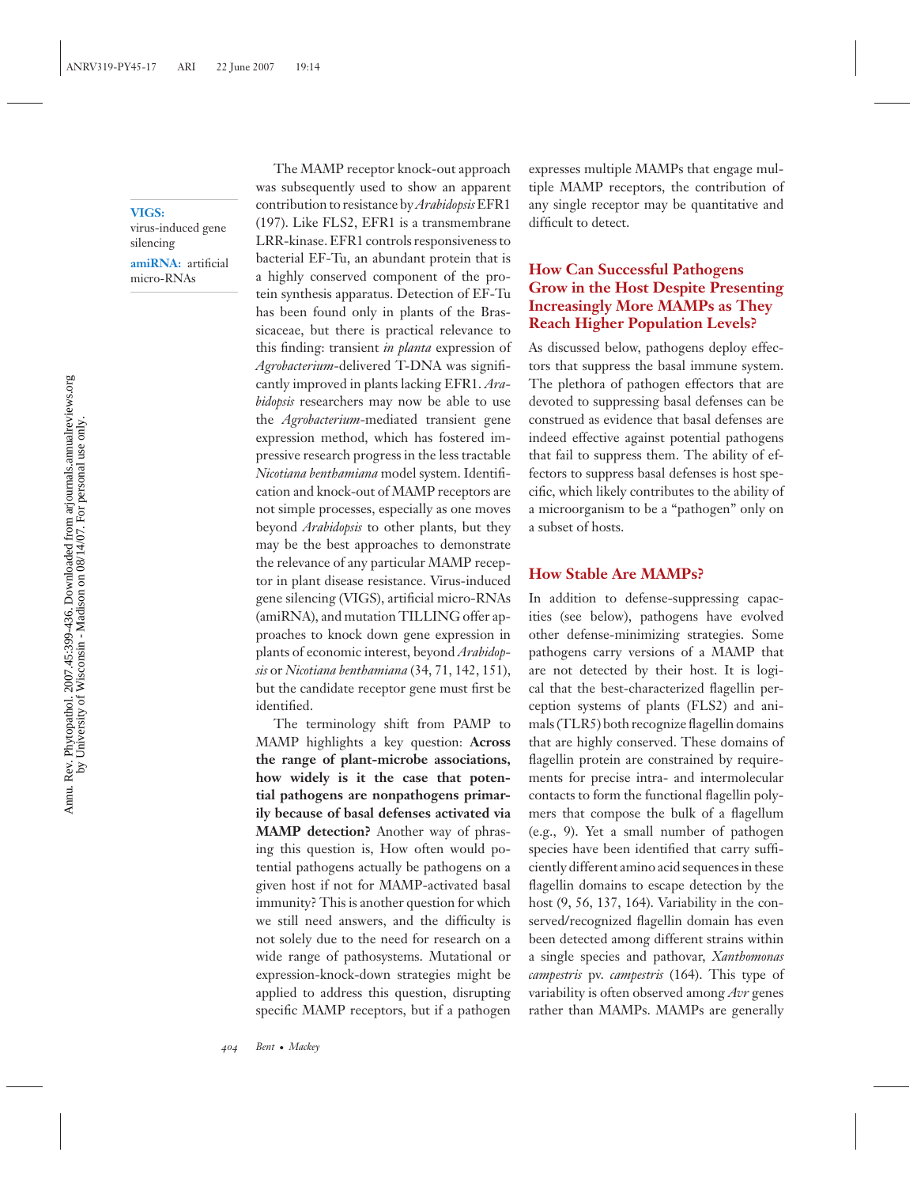**VIGS:** virus-induced gene silencing

**amiRNA:** artificial micro-RNAs

The MAMP receptor knock-out approach was subsequently used to show an apparent contribution to resistance by *Arabidopsis* EFR1 (197). Like FLS2, EFR1 is a transmembrane LRR-kinase. EFR1 controls responsiveness to bacterial EF-Tu, an abundant protein that is a highly conserved component of the protein synthesis apparatus. Detection of EF-Tu has been found only in plants of the Brassicaceae, but there is practical relevance to this finding: transient *in planta* expression of *Agrobacterium*-delivered T-DNA was significantly improved in plants lacking EFR1. *Arabidopsis* researchers may now be able to use the *Agrobacterium*-mediated transient gene expression method, which has fostered impressive research progress in the less tractable *Nicotiana benthamiana* model system. Identification and knock-out of MAMP receptors are not simple processes, especially as one moves beyond *Arabidopsis* to other plants, but they may be the best approaches to demonstrate the relevance of any particular MAMP receptor in plant disease resistance. Virus-induced gene silencing (VIGS), artificial micro-RNAs (amiRNA), and mutation TILLING offer approaches to knock down gene expression in plants of economic interest, beyond *Arabidopsis* or *Nicotiana benthamiana* (34, 71, 142, 151), but the candidate receptor gene must first be identified.

The terminology shift from PAMP to MAMP highlights a key question: **Across the range of plant-microbe associations, how widely is it the case that potential pathogens are nonpathogens primarily because of basal defenses activated via MAMP detection?** Another way of phrasing this question is, How often would potential pathogens actually be pathogens on a given host if not for MAMP-activated basal immunity? This is another question for which we still need answers, and the difficulty is not solely due to the need for research on a wide range of pathosystems. Mutational or expression-knock-down strategies might be applied to address this question, disrupting specific MAMP receptors, but if a pathogen expresses multiple MAMPs that engage multiple MAMP receptors, the contribution of any single receptor may be quantitative and difficult to detect.

### How Can Successful Pathogens Grow in the Host Despite Presenting Increasingly More MAMPs as They Reach Higher Population Levels?

As discussed below, pathogens deploy effectors that suppress the basal immune system. The plethora of pathogen effectors that are devoted to suppressing basal defenses can be construed as evidence that basal defenses are indeed effective against potential pathogens that fail to suppress them. The ability of effectors to suppress basal defenses is host specific, which likely contributes to the ability of a microorganism to be a "pathogen" only on a subset of hosts.

### How Stable Are MAMPs?

In addition to defense-suppressing capacities (see below), pathogens have evolved other defense-minimizing strategies. Some pathogens carry versions of a MAMP that are not detected by their host. It is logical that the best-characterized flagellin perception systems of plants (FLS2) and animals (TLR5) both recognize flagellin domains that are highly conserved. These domains of flagellin protein are constrained by requirements for precise intra- and intermolecular contacts to form the functional flagellin polymers that compose the bulk of a flagellum (e.g., 9). Yet a small number of pathogen species have been identified that carry sufficiently different amino acid sequences in these flagellin domains to escape detection by the host (9, 56, 137, 164). Variability in the conserved/recognized flagellin domain has even been detected among different strains within a single species and pathovar, *Xanthomonas campestris* pv. *campestris* (164). This type of variability is often observed among *Avr* genes rather than MAMPs. MAMPs are generally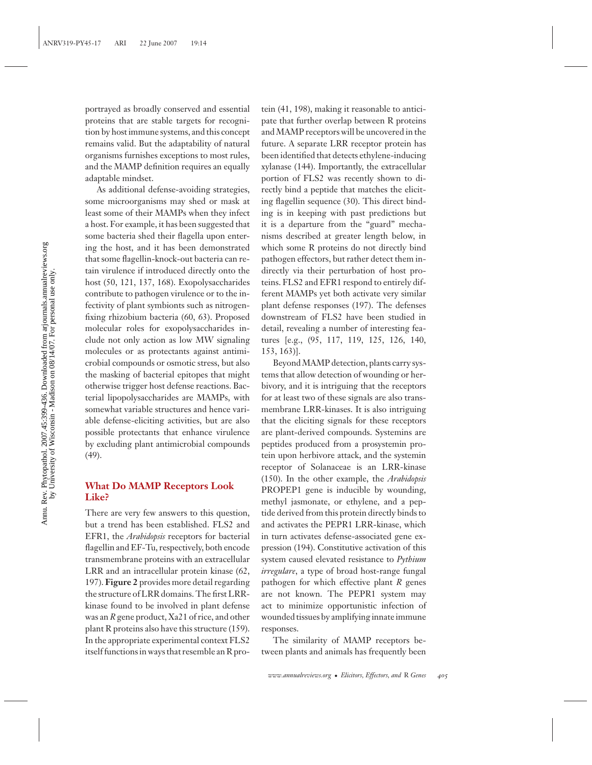portrayed as broadly conserved and essential proteins that are stable targets for recognition by host immune systems, and this concept remains valid. But the adaptability of natural organisms furnishes exceptions to most rules, and the MAMP definition requires an equally adaptable mindset.

As additional defense-avoiding strategies, some microorganisms may shed or mask at least some of their MAMPs when they infect a host. For example, it has been suggested that some bacteria shed their flagella upon entering the host, and it has been demonstrated that some flagellin-knock-out bacteria can retain virulence if introduced directly onto the host (50, 121, 137, 168). Exopolysaccharides contribute to pathogen virulence or to the infectivity of plant symbionts such as nitrogen-fixing rhizobium bacteria (60, 63). Proposed molecular roles for exopolysaccharides include not only action as low MW signaling molecules or as protectants against antimicrobial compounds or osmotic stress, but also the masking of bacterial epitopes that might otherwise trigger host defense reactions. Bacterial lipopolysaccharides are MAMPs, with somewhat variable structures and hence variable defense-eliciting activities, but are also possible protectants that enhance virulence by excluding plant antimicrobial compounds (49).

## What Do MAMP Receptors Look Like?

There are very few answers to this question, but a trend has been established. FLS2 and EFR1, the *Arabidopsis* receptors for bacterial flagellin and EF-Tu, respectively, both encode transmembrane proteins with an extracellular LRR and an intracellular protein kinase (62, 197). **Figure 2** provides more detail regarding the structure of LRR domains. The first LRR-kinase found to be involved in plant defense was an *R* gene product, Xa21 of rice, and other plant R proteins also have this structure (159). In the appropriate experimental context FLS2 itself functions in ways that resemble an R protein (41, 198), making it reasonable to anticipate that further overlap between R proteins and MAMP receptors will be uncovered in the future. A separate LRR receptor protein has been identified that detects ethylene-inducing xylanase (144). Importantly, the extracellular portion of FLS2 was recently shown to directly bind a peptide that matches the eliciting flagellin sequence (30). This direct binding is in keeping with past predictions but it is a departure from the "guard" mechanisms described at greater length below, in which some R proteins do not directly bind pathogen effectors, but rather detect them indirectly via their perturbation of host proteins. FLS2 and EFR1 respond to entirely different MAMPs yet both activate very similar plant defense responses (197). The defenses downstream of FLS2 have been studied in detail, revealing a number of interesting features [e.g., (95, 117, 119, 125, 126, 140, 153, 163)].

Beyond MAMP detection, plants carry systems that allow detection of wounding or herbivory, and it is intriguing that the receptors for at least two of these signals are also transmembrane LRR-kinases. It is also intriguing that the eliciting signals for these receptors are plant-derived compounds. Systemins are peptides produced from a prosystemin protein upon herbivore attack, and the systemin receptor of Solanaceae is an LRR-kinase (150). In the other example, the *Arabidopsis* PROPEP1 gene is inducible by wounding, methyl jasmonate, or ethylene, and a peptide derived from this protein directly binds to and activates the PEPR1 LRR-kinase, which in turn activates defense-associated gene expression (194). Constitutive activation of this system caused elevated resistance to *Pythium irregulare*, a type of broad host-range fungal pathogen for which effective plant *R* genes are not known. The PEPR1 system may act to minimize opportunistic infection of wounded tissues by amplifying innate immune responses.

The similarity of MAMP receptors between plants and animals has frequently been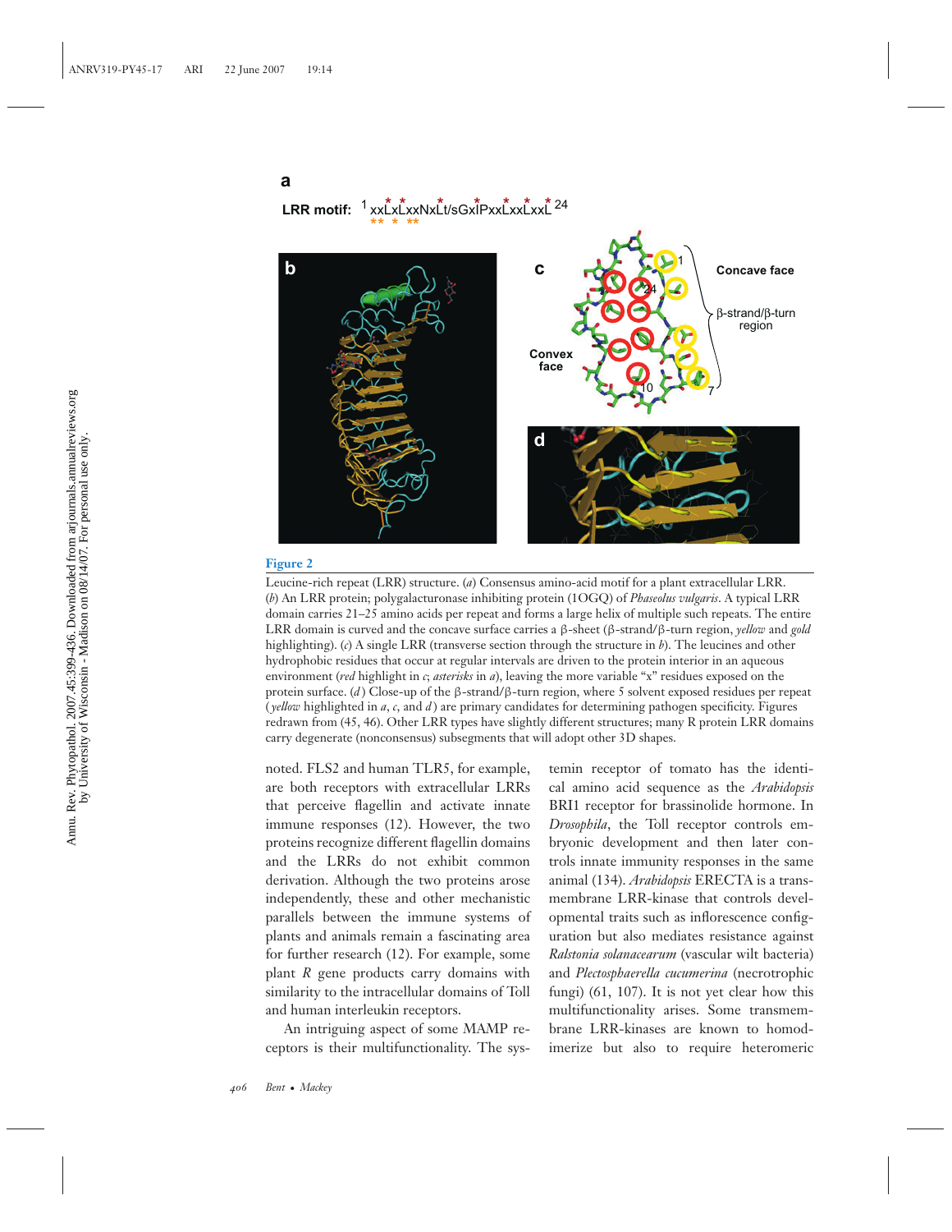**a**

LRR motif: [1] xxLxLxxNxLt/sGxIPxxLxxLxxL [24]

**Figure 2**

Leucine-rich repeat (LRR) structure. (*a*) Consensus amino-acid motif for a plant extracellular LRR. (*b*) An LRR protein; polygalacturonase inhibiting protein (1OGQ) of *Phaseolus vulgaris*. A typical LRR domain carries 21–25 amino acids per repeat and forms a large helix of multiple such repeats. The entire LRR domain is curved and the concave surface carries a β-sheet (β-strand/β-turn region, *yellow* and *gold* highlighting). (*c*) A single LRR (transverse section through the structure in *b*). The leucines and other hydrophobic residues that occur at regular intervals are driven to the protein interior in an aqueous environment (*red* highlight in *c*; *asterisks* in *a*), leaving the more variable "x" residues exposed on the protein surface. (*d*) Close-up of the β-strand/β-turn region, where 5 solvent exposed residues per repeat (*yellow* highlighted in *a*, *c*, and *d*) are primary candidates for determining pathogen specificity. Figures redrawn from (45, 46). Other LRR types have slightly different structures; many R protein LRR domains carry degenerate (nonconsensus) subsegments that will adopt other 3D shapes.

noted. FLS2 and human TLR5, for example, are both receptors with extracellular LRRs that perceive flagellin and activate innate immune responses (12). However, the two proteins recognize different flagellin domains and the LRRs do not exhibit common derivation. Although the two proteins arose independently, these and other mechanistic parallels between the immune systems of plants and animals remain a fascinating area for further research (12). For example, some plant *R* gene products carry domains with similarity to the intracellular domains of Toll and human interleukin receptors.

An intriguing aspect of some MAMP receptors is their multifunctionality. The systemin receptor of tomato has the identical amino acid sequence as the *Arabidopsis* BRI1 receptor for brassinolide hormone. In *Drosophila*, the Toll receptor controls embryonic development and then later controls innate immunity responses in the same animal (134). *Arabidopsis* ERECTA is a transmembrane LRR-kinase that controls developmental traits such as inflorescence configuration but also mediates resistance against *Ralstonia solanacearum* (vascular wilt bacteria) and *Plectosphaerella cucumerina* (necrotrophic fungi) (61, 107). It is not yet clear how this multifunctionality arises. Some transmembrane LRR-kinases are known to homodimerize but also to require heteromeric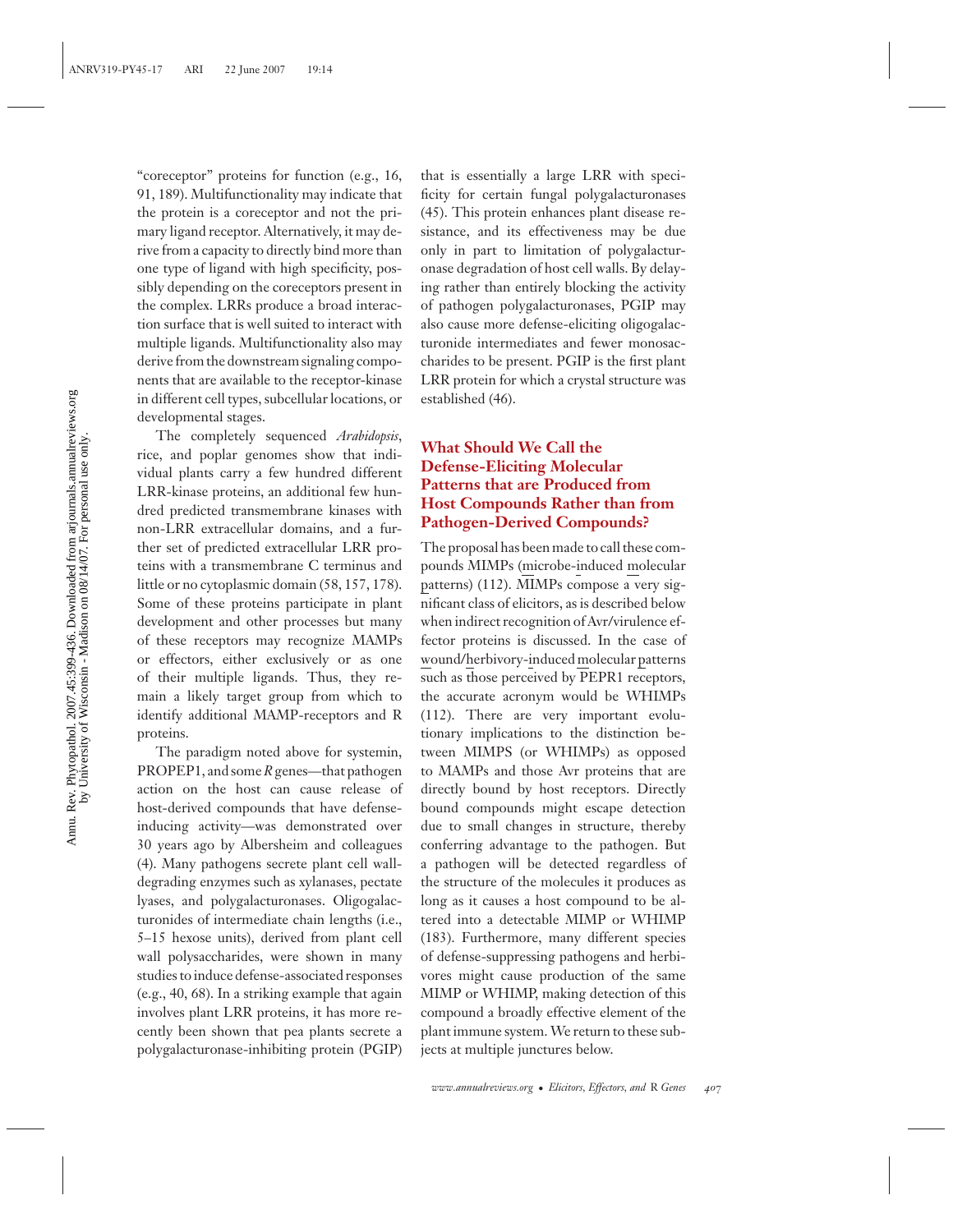"coreceptor" proteins for function (e.g., 16, 91, 189). Multifunctionality may indicate that the protein is a coreceptor and not the primary ligand receptor. Alternatively, it may derive from a capacity to directly bind more than one type of ligand with high specificity, possibly depending on the coreceptors present in the complex. LRRs produce a broad interaction surface that is well suited to interact with multiple ligands. Multifunctionality also may derive from the downstream signaling components that are available to the receptor-kinase in different cell types, subcellular locations, or developmental stages.

The completely sequenced *Arabidopsis*, rice, and poplar genomes show that individual plants carry a few hundred different LRR-kinase proteins, an additional few hundred predicted transmembrane kinases with non-LRR extracellular domains, and a further set of predicted extracellular LRR proteins with a transmembrane C terminus and little or no cytoplasmic domain (58, 157, 178). Some of these proteins participate in plant development and other processes but many of these receptors may recognize MAMPs or effectors, either exclusively or as one of their multiple ligands. Thus, they remain a likely target group from which to identify additional MAMP-receptors and R proteins.

The paradigm noted above for systemin, PROPEP1, and some *R* genes—that pathogen action on the host can cause release of host-derived compounds that have defense-inducing activity—was demonstrated over 30 years ago by Albersheim and colleagues (4). Many pathogens secrete plant cell wall-degrading enzymes such as xylanases, pectate lyases, and polygalacturonases. Oligogalacturonides of intermediate chain lengths (i.e., 5–15 hexose units), derived from plant cell wall polysaccharides, were shown in many studies to induce defense-associated responses (e.g., 40, 68). In a striking example that again involves plant LRR proteins, it has more recently been shown that pea plants secrete a polygalacturonase-inhibiting protein (PGIP) that is essentially a large LRR with specificity for certain fungal polygalacturonases (45). This protein enhances plant disease resistance, and its effectiveness may be due only in part to limitation of polygalacturonase degradation of host cell walls. By delaying rather than entirely blocking the activity of pathogen polygalacturonases, PGIP may also cause more defense-eliciting oligogalacturonide intermediates and fewer monosaccharides to be present. PGIP is the first plant LRR protein for which a crystal structure was established (46).

## What Should We Call the Defense-Eliciting Molecular Patterns that are Produced from Host Compounds Rather than from Pathogen-Derived Compounds?

The proposal has been made to call these compounds MIMPs (microbe-induced molecular patterns) (112). MIMPs compose a very significant class of elicitors, as is described below when indirect recognition of Avr/virulence effector proteins is discussed. In the case of wound/herbivory-induced molecular patterns such as those perceived by PEPR1 receptors, the accurate acronym would be WHIMPs (112). There are very important evolutionary implications to the distinction between MIMPS (or WHIMPs) as opposed to MAMPs and those Avr proteins that are directly bound by host receptors. Directly bound compounds might escape detection due to small changes in structure, thereby conferring advantage to the pathogen. But a pathogen will be detected regardless of the structure of the molecules it produces as long as it causes a host compound to be altered into a detectable MIMP or WHIMP (183). Furthermore, many different species of defense-suppressing pathogens and herbivores might cause production of the same MIMP or WHIMP, making detection of this compound a broadly effective element of the plant immune system. We return to these subjects at multiple junctures below.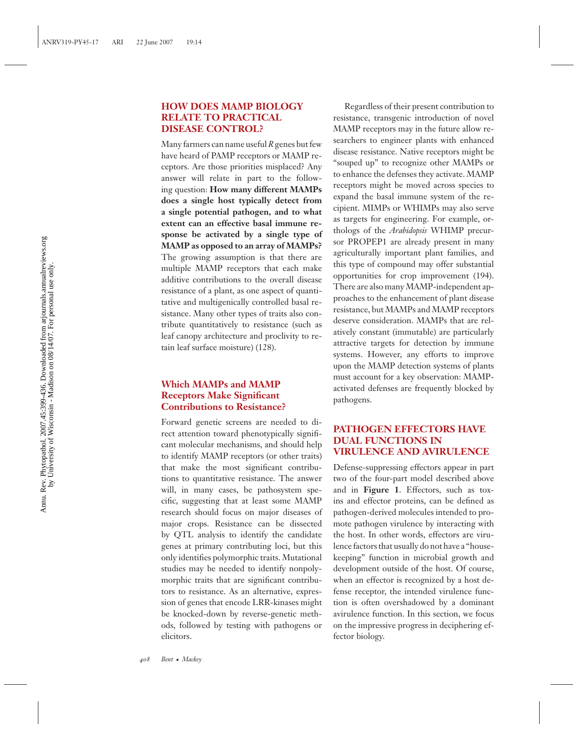## HOW DOES MAMP BIOLOGY RELATE TO PRACTICAL DISEASE CONTROL?

Many farmers can name useful *R* genes but few have heard of PAMP receptors or MAMP receptors. Are those priorities misplaced? Any answer will relate in part to the following question: **How many different MAMPs does a single host typically detect from a single potential pathogen, and to what extent can an effective basal immune response be activated by a single type of MAMP as opposed to an array of MAMPs?** The growing assumption is that there are multiple MAMP receptors that each make additive contributions to the overall disease resistance of a plant, as one aspect of quantitative and multigenically controlled basal resistance. Many other types of traits also contribute quantitatively to resistance (such as leaf canopy architecture and proclivity to retain leaf surface moisture) (128).

### Which MAMPs and MAMP Receptors Make Significant Contributions to Resistance?

Forward genetic screens are needed to direct attention toward phenotypically significant molecular mechanisms, and should help to identify MAMP receptors (or other traits) that make the most significant contributions to quantitative resistance. The answer will, in many cases, be pathosystem specific, suggesting that at least some MAMP research should focus on major diseases of major crops. Resistance can be dissected by QTL analysis to identify the candidate genes at primary contributing loci, but this only identifies polymorphic traits. Mutational studies may be needed to identify nonpolymorphic traits that are significant contributors to resistance. As an alternative, expression of genes that encode LRR-kinases might be knocked-down by reverse-genetic methods, followed by testing with pathogens or elicitors.

Regardless of their present contribution to resistance, transgenic introduction of novel MAMP receptors may in the future allow researchers to engineer plants with enhanced disease resistance. Native receptors might be "souped up" to recognize other MAMPs or to enhance the defenses they activate. MAMP receptors might be moved across species to expand the basal immune system of the recipient. MIMPs or WHIMPs may also serve as targets for engineering. For example, orthologs of the *Arabidopsis* WHIMP precursor PROPEP1 are already present in many agriculturally important plant families, and this type of compound may offer substantial opportunities for crop improvement (194). There are also many MAMP-independent approaches to the enhancement of plant disease resistance, but MAMPs and MAMP receptors deserve consideration. MAMPs that are relatively constant (immutable) are particularly attractive targets for detection by immune systems. However, any efforts to improve upon the MAMP detection systems of plants must account for a key observation: MAMP-activated defenses are frequently blocked by pathogens.

## PATHOGEN EFFECTORS HAVE DUAL FUNCTIONS IN VIRULENCE AND AVIRULENCE

Defense-suppressing effectors appear in part two of the four-part model described above and in **Figure 1**. Effectors, such as toxins and effector proteins, can be defined as pathogen-derived molecules intended to promote pathogen virulence by interacting with the host. In other words, effectors are virulence factors that usually do not have a "housekeeping" function in microbial growth and development outside of the host. Of course, when an effector is recognized by a host defense receptor, the intended virulence function is often overshadowed by a dominant avirulence function. In this section, we focus on the impressive progress in deciphering effector biology.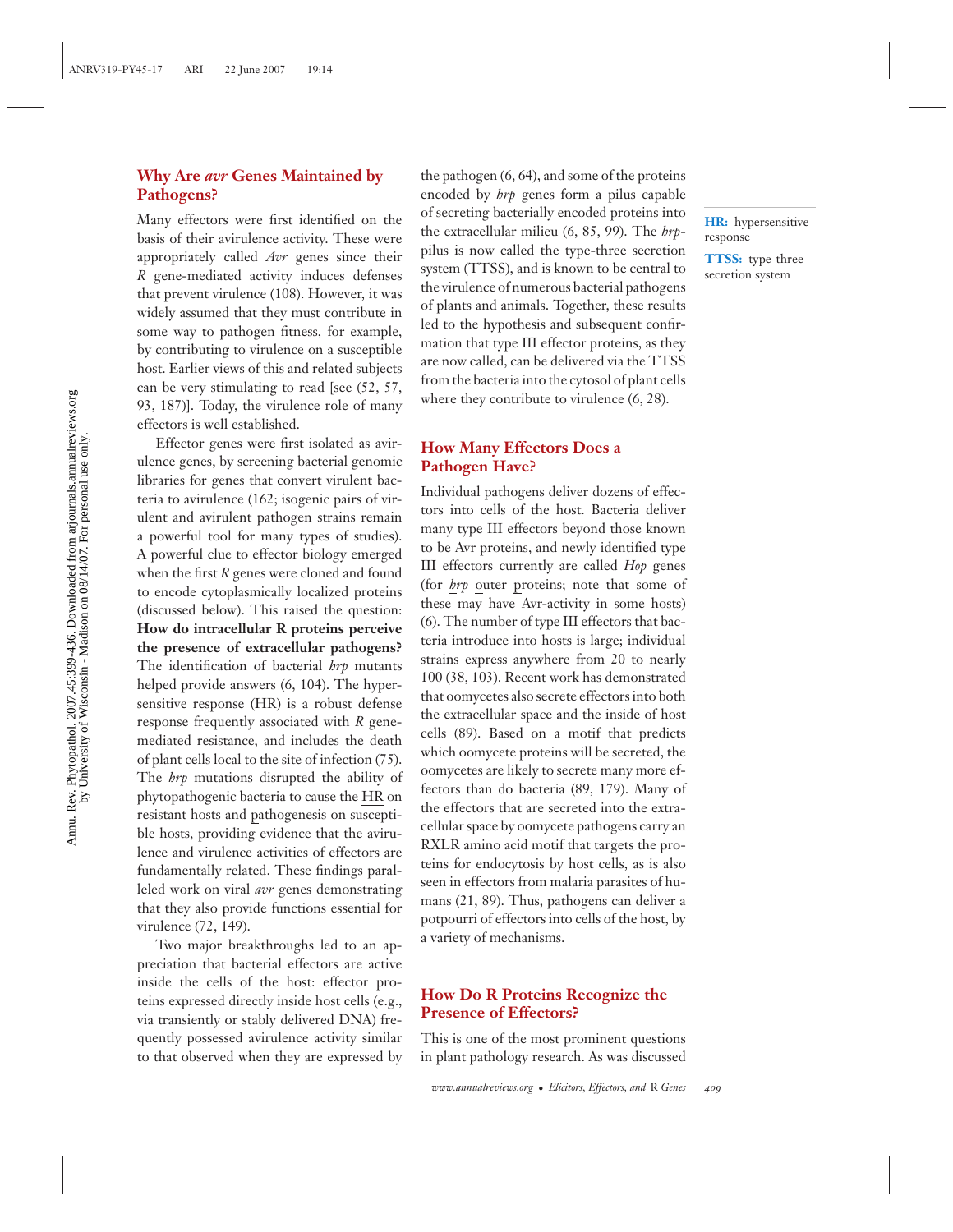## Why Are *avr* Genes Maintained by Pathogens?

Many effectors were first identified on the basis of their avirulence activity. These were appropriately called *Avr* genes since their *R* gene-mediated activity induces defenses that prevent virulence (108). However, it was widely assumed that they must contribute in some way to pathogen fitness, for example, by contributing to virulence on a susceptible host. Earlier views of this and related subjects can be very stimulating to read [see (52, 57, 93, 187)]. Today, the virulence role of many effectors is well established.

Effector genes were first isolated as avirulence genes, by screening bacterial genomic libraries for genes that convert virulent bacteria to avirulence (162; isogenic pairs of virulent and avirulent pathogen strains remain a powerful tool for many types of studies). A powerful clue to effector biology emerged when the first *R* genes were cloned and found to encode cytoplasmically localized proteins (discussed below). This raised the question: **How do intracellular R proteins perceive the presence of extracellular pathogens?** The identification of bacterial *hrp* mutants helped provide answers (6, 104). The hypersensitive response (HR) is a robust defense response frequently associated with *R* gene-mediated resistance, and includes the death of plant cells local to the site of infection (75). The *hrp* mutations disrupted the ability of phytopathogenic bacteria to cause the HR on resistant hosts and pathogenesis on susceptible hosts, providing evidence that the avirulence and virulence activities of effectors are fundamentally related. These findings paralleled work on viral *avr* genes demonstrating that they also provide functions essential for virulence (72, 149).

Two major breakthroughs led to an appreciation that bacterial effectors are active inside the cells of the host: effector proteins expressed directly inside host cells (e.g., via transiently or stably delivered DNA) frequently possessed avirulence activity similar to that observed when they are expressed by the pathogen (6, 64), and some of the proteins encoded by *hrp* genes form a pilus capable of secreting bacterially encoded proteins into the extracellular milieu (6, 85, 99). The *hrp*-pilus is now called the type-three secretion system (TTSS), and is known to be central to the virulence of numerous bacterial pathogens of plants and animals. Together, these results led to the hypothesis and subsequent confirmation that type III effector proteins, as they are now called, can be delivered via the TTSS from the bacteria into the cytosol of plant cells where they contribute to virulence (6, 28).

**HR:** hypersensitive response

**TTSS:** type-three secretion system

## How Many Effectors Does a Pathogen Have?

Individual pathogens deliver dozens of effectors into cells of the host. Bacteria deliver many type III effectors beyond those known to be Avr proteins, and newly identified type III effectors currently are called *Hop* genes (for *hrp* outer proteins; note that some of these may have Avr-activity in some hosts) (6). The number of type III effectors that bacteria introduce into hosts is large; individual strains express anywhere from 20 to nearly 100 (38, 103). Recent work has demonstrated that oomycetes also secrete effectors into both the extracellular space and the inside of host cells (89). Based on a motif that predicts which oomycete proteins will be secreted, the oomycetes are likely to secrete many more effectors than do bacteria (89, 179). Many of the effectors that are secreted into the extracellular space by oomycete pathogens carry an RXLR amino acid motif that targets the proteins for endocytosis by host cells, as is also seen in effectors from malaria parasites of humans (21, 89). Thus, pathogens can deliver a potpourri of effectors into cells of the host, by a variety of mechanisms.

## How Do R Proteins Recognize the Presence of Effectors?

This is one of the most prominent questions in plant pathology research. As was discussed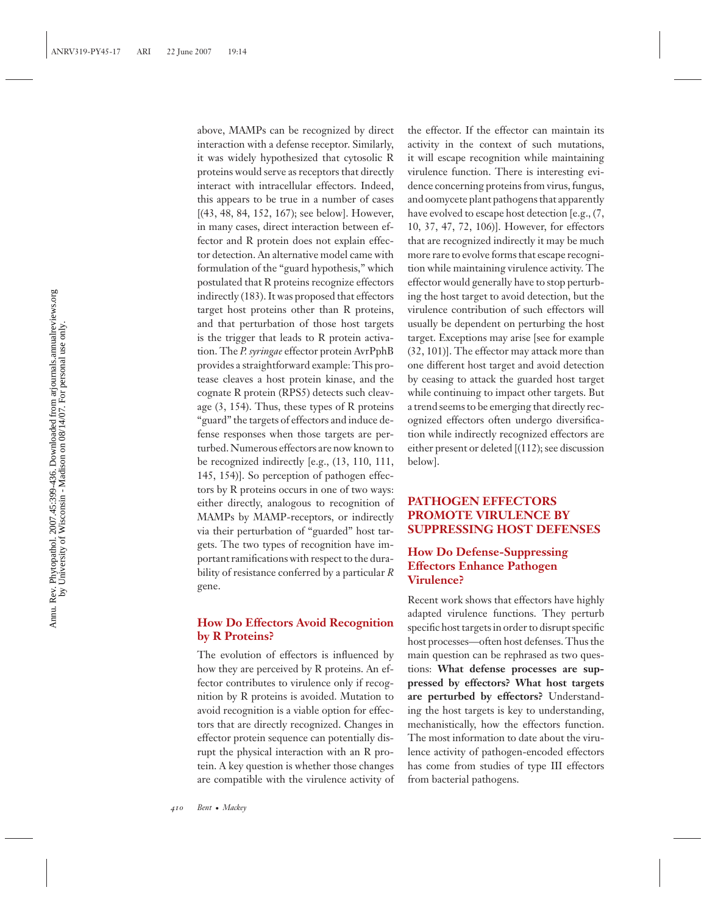above, MAMPs can be recognized by direct interaction with a defense receptor. Similarly, it was widely hypothesized that cytosolic R proteins would serve as receptors that directly interact with intracellular effectors. Indeed, this appears to be true in a number of cases [(43, 48, 84, 152, 167); see below]. However, in many cases, direct interaction between effector and R protein does not explain effector detection. An alternative model came with formulation of the "guard hypothesis," which postulated that R proteins recognize effectors indirectly (183). It was proposed that effectors target host proteins other than R proteins, and that perturbation of those host targets is the trigger that leads to R protein activation. The *P. syringae* effector protein AvrPphB provides a straightforward example: This protease cleaves a host protein kinase, and the cognate R protein (RPS5) detects such cleavage (3, 154). Thus, these types of R proteins "guard" the targets of effectors and induce defense responses when those targets are perturbed. Numerous effectors are now known to be recognized indirectly [e.g., (13, 110, 111, 145, 154)]. So perception of pathogen effectors by R proteins occurs in one of two ways: either directly, analogous to recognition of MAMPs by MAMP-receptors, or indirectly via their perturbation of "guarded" host targets. The two types of recognition have important ramifications with respect to the durability of resistance conferred by a particular *R* gene.

## How Do Effectors Avoid Recognition by R Proteins?

The evolution of effectors is influenced by how they are perceived by R proteins. An effector contributes to virulence only if recognition by R proteins is avoided. Mutation to avoid recognition is a viable option for effectors that are directly recognized. Changes in effector protein sequence can potentially disrupt the physical interaction with an R protein. A key question is whether those changes are compatible with the virulence activity of the effector. If the effector can maintain its activity in the context of such mutations, it will escape recognition while maintaining virulence function. There is interesting evidence concerning proteins from virus, fungus, and oomycete plant pathogens that apparently have evolved to escape host detection [e.g., (7, 10, 37, 47, 72, 106)]. However, for effectors that are recognized indirectly it may be much more rare to evolve forms that escape recognition while maintaining virulence activity. The effector would generally have to stop perturbing the host target to avoid detection, but the virulence contribution of such effectors will usually be dependent on perturbing the host target. Exceptions may arise [see for example (32, 101)]. The effector may attack more than one different host target and avoid detection by ceasing to attack the guarded host target while continuing to impact other targets. But a trend seems to be emerging that directly recognized effectors often undergo diversification while indirectly recognized effectors are either present or deleted [(112); see discussion below].

# PATHOGEN EFFECTORS PROMOTE VIRULENCE BY SUPPRESSING HOST DEFENSES

## How Do Defense-Suppressing Effectors Enhance Pathogen Virulence?

Recent work shows that effectors have highly adapted virulence functions. They perturb specific host targets in order to disrupt specific host processes—often host defenses. Thus the main question can be rephrased as two questions: **What defense processes are suppressed by effectors? What host targets are perturbed by effectors?** Understanding the host targets is key to understanding, mechanistically, how the effectors function. The most information to date about the virulence activity of pathogen-encoded effectors has come from studies of type III effectors from bacterial pathogens.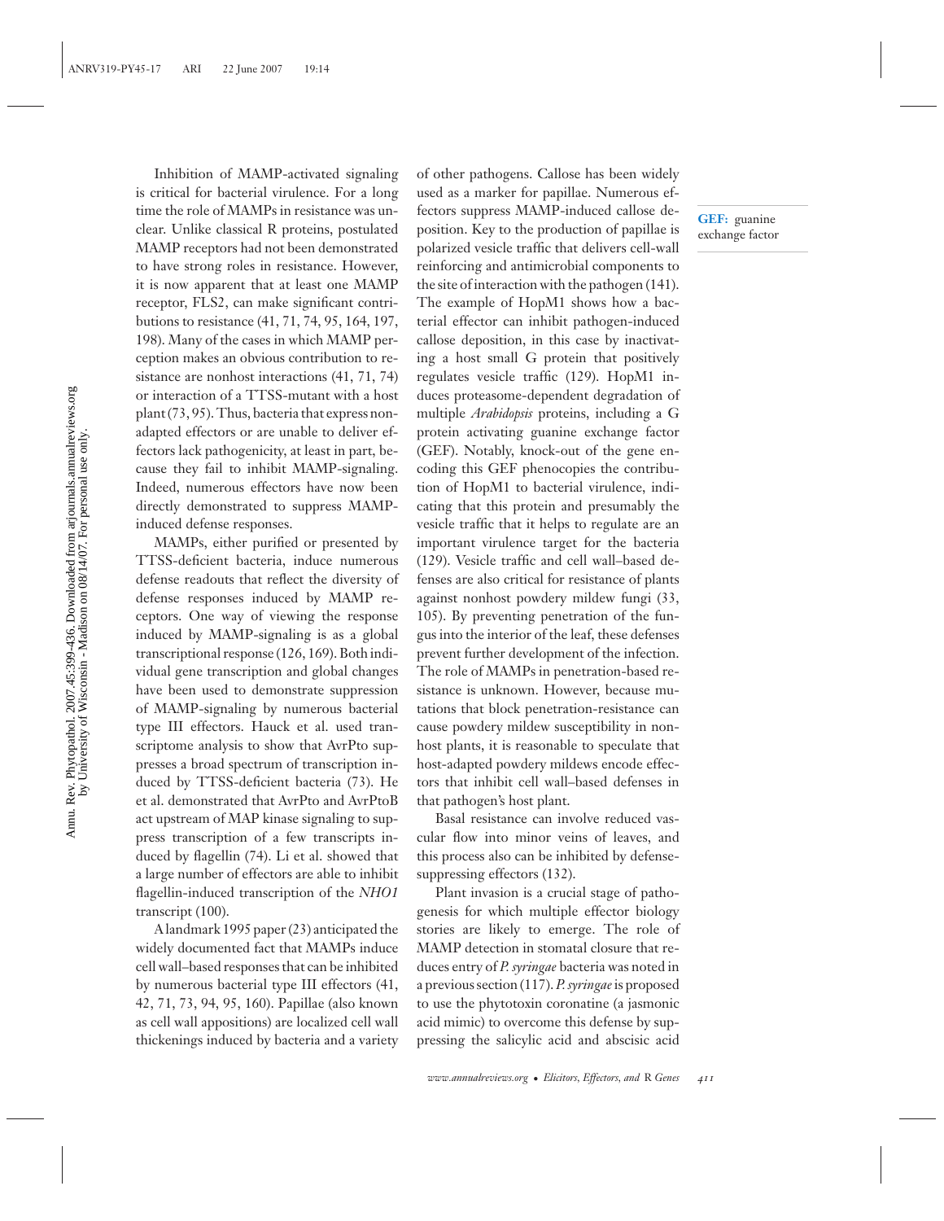Inhibition of MAMP-activated signaling is critical for bacterial virulence. For a long time the role of MAMPs in resistance was unclear. Unlike classical R proteins, postulated MAMP receptors had not been demonstrated to have strong roles in resistance. However, it is now apparent that at least one MAMP receptor, FLS2, can make significant contributions to resistance (41, 71, 74, 95, 164, 197, 198). Many of the cases in which MAMP perception makes an obvious contribution to resistance are nonhost interactions (41, 71, 74) or interaction of a TTSS-mutant with a host plant (73, 95). Thus, bacteria that express nonadapted effectors or are unable to deliver effectors lack pathogenicity, at least in part, because they fail to inhibit MAMP-signaling. Indeed, numerous effectors have now been directly demonstrated to suppress MAMP-induced defense responses.

MAMPs, either purified or presented by TTSS-deficient bacteria, induce numerous defense readouts that reflect the diversity of defense responses induced by MAMP receptors. One way of viewing the response induced by MAMP-signaling is as a global transcriptional response (126, 169). Both individual gene transcription and global changes have been used to demonstrate suppression of MAMP-signaling by numerous bacterial type III effectors. Hauck et al. used transcriptome analysis to show that AvrPto suppresses a broad spectrum of transcription induced by TTSS-deficient bacteria (73). He et al. demonstrated that AvrPto and AvrPtoB act upstream of MAP kinase signaling to suppress transcription of a few transcripts induced by flagellin (74). Li et al. showed that a large number of effectors are able to inhibit flagellin-induced transcription of the *NHO1* transcript (100).

A landmark 1995 paper (23) anticipated the widely documented fact that MAMPs induce cell wall–based responses that can be inhibited by numerous bacterial type III effectors (41, 42, 71, 73, 94, 95, 160). Papillae (also known as cell wall appositions) are localized cell wall thickenings induced by bacteria and a variety of other pathogens. Callose has been widely used as a marker for papillae. Numerous effectors suppress MAMP-induced callose deposition. Key to the production of papillae is polarized vesicle traffic that delivers cell-wall reinforcing and antimicrobial components to the site of interaction with the pathogen (141). The example of HopM1 shows how a bacterial effector can inhibit pathogen-induced callose deposition, in this case by inactivating a host small G protein that positively regulates vesicle traffic (129). HopM1 induces proteasome-dependent degradation of multiple *Arabidopsis* proteins, including a G protein activating guanine exchange factor (GEF). Notably, knock-out of the gene encoding this GEF phenocopies the contribution of HopM1 to bacterial virulence, indicating that this protein and presumably the vesicle traffic that it helps to regulate are an important virulence target for the bacteria (129). Vesicle traffic and cell wall–based defenses are also critical for resistance of plants against nonhost powdery mildew fungi (33, 105). By preventing penetration of the fungus into the interior of the leaf, these defenses prevent further development of the infection. The role of MAMPs in penetration-based resistance is unknown. However, because mutations that block penetration-resistance can cause powdery mildew susceptibility in nonhost plants, it is reasonable to speculate that host-adapted powdery mildews encode effectors that inhibit cell wall–based defenses in that pathogen's host plant.

**GEF:** guanine exchange factor

Basal resistance can involve reduced vascular flow into minor veins of leaves, and this process also can be inhibited by defense-suppressing effectors (132).

Plant invasion is a crucial stage of pathogenesis for which multiple effector biology stories are likely to emerge. The role of MAMP detection in stomatal closure that reduces entry of *P. syringae* bacteria was noted in a previous section (117). *P. syringae* is proposed to use the phytotoxin coronatine (a jasmonic acid mimic) to overcome this defense by suppressing the salicylic acid and abscisic acid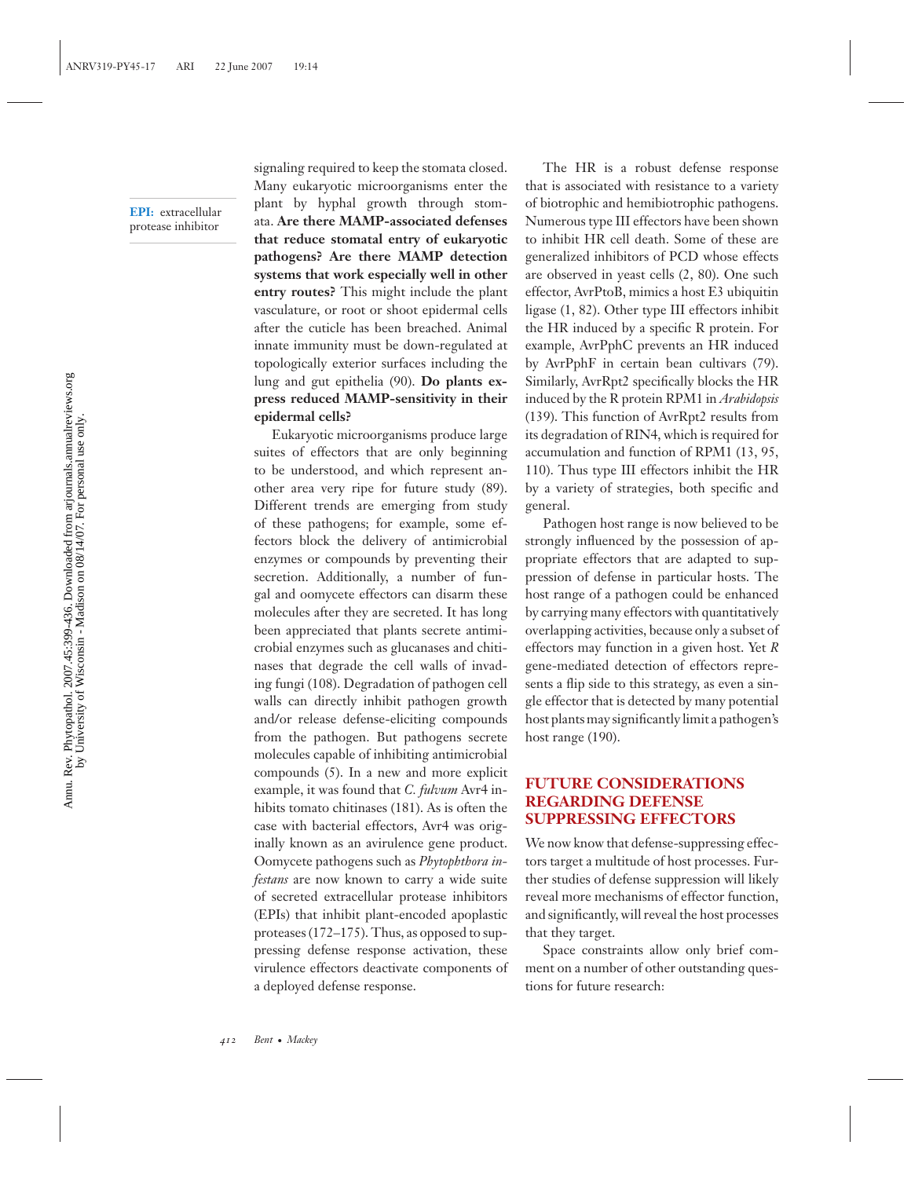signaling required to keep the stomata closed. Many eukaryotic microorganisms enter the plant by hyphal growth through stomata. **Are there MAMP-associated defenses that reduce stomatal entry of eukaryotic pathogens? Are there MAMP detection systems that work especially well in other entry routes?** This might include the plant vasculature, or root or shoot epidermal cells after the cuticle has been breached. Animal innate immunity must be down-regulated at topologically exterior surfaces including the lung and gut epithelia (90). **Do plants express reduced MAMP-sensitivity in their epidermal cells?**

**EPI:** extracellular protease inhibitor

Eukaryotic microorganisms produce large suites of effectors that are only beginning to be understood, and which represent another area very ripe for future study (89). Different trends are emerging from study of these pathogens; for example, some effectors block the delivery of antimicrobial enzymes or compounds by preventing their secretion. Additionally, a number of fungal and oomycete effectors can disarm these molecules after they are secreted. It has long been appreciated that plants secrete antimicrobial enzymes such as glucanases and chitinases that degrade the cell walls of invading fungi (108). Degradation of pathogen cell walls can directly inhibit pathogen growth and/or release defense-eliciting compounds from the pathogen. But pathogens secrete molecules capable of inhibiting antimicrobial compounds (5). In a new and more explicit example, it was found that *C. fulvum* Avr4 inhibits tomato chitinases (181). As is often the case with bacterial effectors, Avr4 was originally known as an avirulence gene product. Oomycete pathogens such as *Phytophthora infestans* are now known to carry a wide suite of secreted extracellular protease inhibitors (EPIs) that inhibit plant-encoded apoplastic proteases (172–175). Thus, as opposed to suppressing defense response activation, these virulence effectors deactivate components of a deployed defense response.

The HR is a robust defense response that is associated with resistance to a variety of biotrophic and hemibiotrophic pathogens. Numerous type III effectors have been shown to inhibit HR cell death. Some of these are generalized inhibitors of PCD whose effects are observed in yeast cells (2, 80). One such effector, AvrPtoB, mimics a host E3 ubiquitin ligase (1, 82). Other type III effectors inhibit the HR induced by a specific R protein. For example, AvrPphC prevents an HR induced by AvrPphF in certain bean cultivars (79). Similarly, AvrRpt2 specifically blocks the HR induced by the R protein RPM1 in *Arabidopsis* (139). This function of AvrRpt2 results from its degradation of RIN4, which is required for accumulation and function of RPM1 (13, 95, 110). Thus type III effectors inhibit the HR by a variety of strategies, both specific and general.

Pathogen host range is now believed to be strongly influenced by the possession of appropriate effectors that are adapted to suppression of defense in particular hosts. The host range of a pathogen could be enhanced by carrying many effectors with quantitatively overlapping activities, because only a subset of effectors may function in a given host. Yet *R* gene-mediated detection of effectors represents a flip side to this strategy, as even a single effector that is detected by many potential host plants may significantly limit a pathogen's host range (190).

## FUTURE CONSIDERATIONS REGARDING DEFENSE SUPPRESSING EFFECTORS

We now know that defense-suppressing effectors target a multitude of host processes. Further studies of defense suppression will likely reveal more mechanisms of effector function, and significantly, will reveal the host processes that they target.

Space constraints allow only brief comment on a number of other outstanding questions for future research: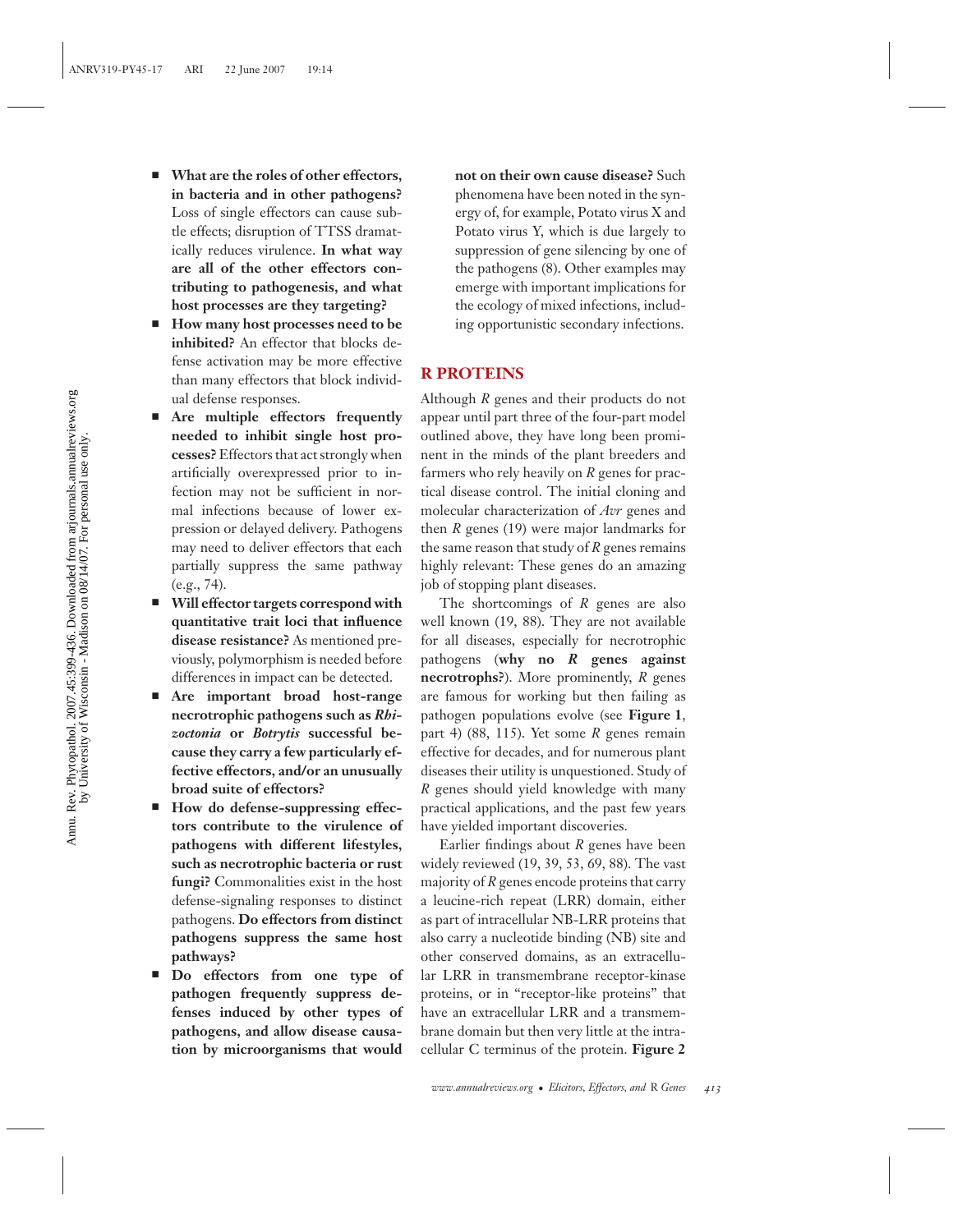- **What are the roles of other effectors, in bacteria and in other pathogens?** Loss of single effectors can cause subtle effects; disruption of TTSS dramatically reduces virulence. **In what way are all of the other effectors contributing to pathogenesis, and what host processes are they targeting?**
- **How many host processes need to be inhibited?** An effector that blocks defense activation may be more effective than many effectors that block individual defense responses.
- **Are multiple effectors frequently needed to inhibit single host processes?** Effectors that act strongly when artificially overexpressed prior to infection may not be sufficient in normal infections because of lower expression or delayed delivery. Pathogens may need to deliver effectors that each partially suppress the same pathway (e.g., 74).
- **Will effector targets correspond with quantitative trait loci that influence disease resistance?** As mentioned previously, polymorphism is needed before differences in impact can be detected.
- **Are important broad host-range necrotrophic pathogens such as *Rhizoctonia* or *Botrytis* successful because they carry a few particularly effective effectors, and/or an unusually broad suite of effectors?**
- **How do defense-suppressing effectors contribute to the virulence of pathogens with different lifestyles, such as necrotrophic bacteria or rust fungi?** Commonalities exist in the host defense-signaling responses to distinct pathogens. **Do effectors from distinct pathogens suppress the same host pathways?**
- **Do effectors from one type of pathogen frequently suppress defenses induced by other types of pathogens, and allow disease causation by microorganisms that would not on their own cause disease?** Such phenomena have been noted in the synergy of, for example, Potato virus X and Potato virus Y, which is due largely to suppression of gene silencing by one of the pathogens (8). Other examples may emerge with important implications for the ecology of mixed infections, including opportunistic secondary infections.

## R PROTEINS

Although *R* genes and their products do not appear until part three of the four-part model outlined above, they have long been prominent in the minds of the plant breeders and farmers who rely heavily on *R* genes for practical disease control. The initial cloning and molecular characterization of *Avr* genes and then *R* genes (19) were major landmarks for the same reason that study of *R* genes remains highly relevant: These genes do an amazing job of stopping plant diseases.

The shortcomings of *R* genes are also well known (19, 88). They are not available for all diseases, especially for necrotrophic pathogens (**why no *R* genes against necrotrophs?**). More prominently, *R* genes are famous for working but then failing as pathogen populations evolve (see **Figure 1**, part 4) (88, 115). Yet some *R* genes remain effective for decades, and for numerous plant diseases their utility is unquestioned. Study of *R* genes should yield knowledge with many practical applications, and the past few years have yielded important discoveries.

Earlier findings about *R* genes have been widely reviewed (19, 39, 53, 69, 88). The vast majority of *R* genes encode proteins that carry a leucine-rich repeat (LRR) domain, either as part of intracellular NB-LRR proteins that also carry a nucleotide binding (NB) site and other conserved domains, as an extracellular LRR in transmembrane receptor-kinase proteins, or in "receptor-like proteins" that have an extracellular LRR and a transmembrane domain but then very little at the intracellular C terminus of the protein. **Figure 2**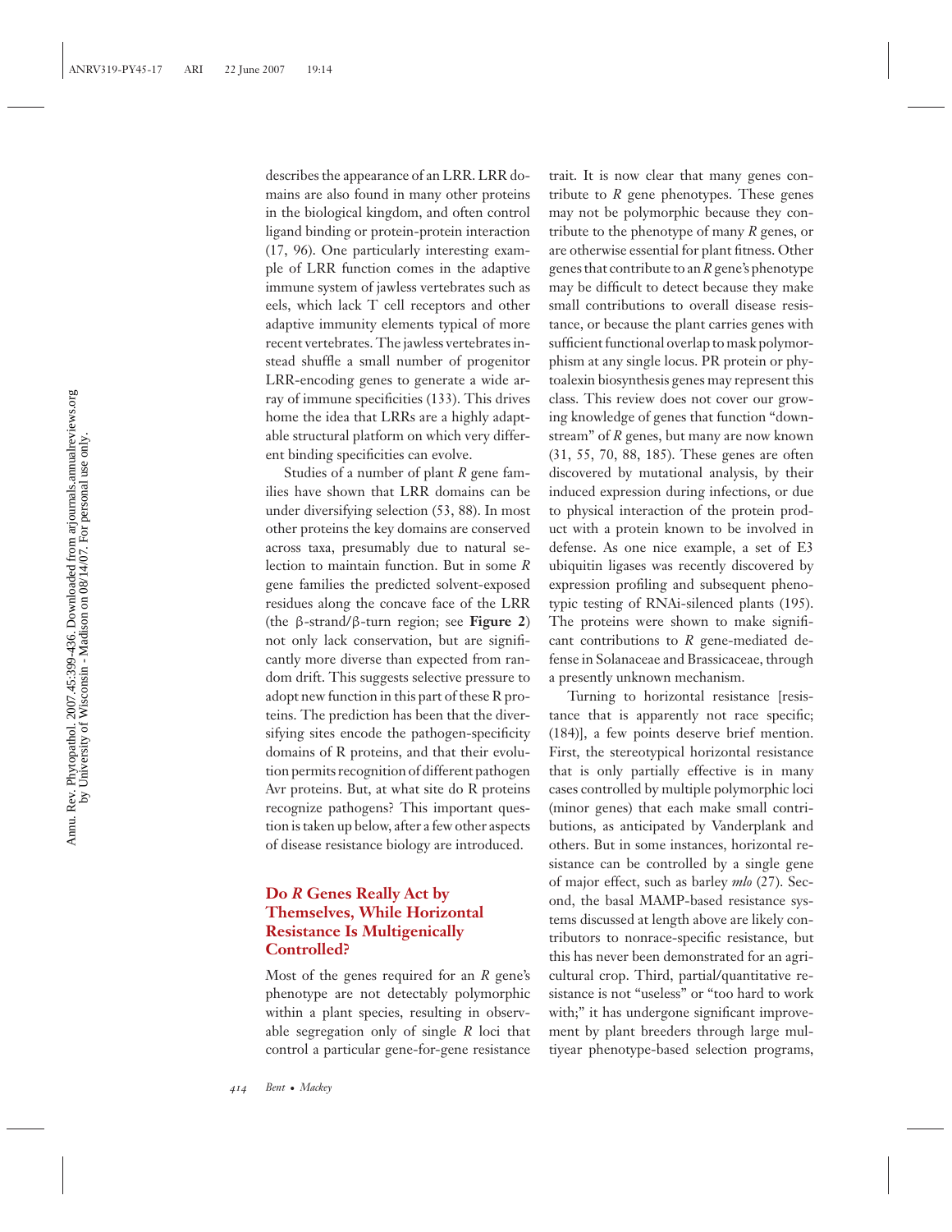describes the appearance of an LRR. LRR domains are also found in many other proteins in the biological kingdom, and often control ligand binding or protein-protein interaction (17, 96). One particularly interesting example of LRR function comes in the adaptive immune system of jawless vertebrates such as eels, which lack T cell receptors and other adaptive immunity elements typical of more recent vertebrates. The jawless vertebrates instead shuffle a small number of progenitor LRR-encoding genes to generate a wide array of immune specificities (133). This drives home the idea that LRRs are a highly adaptable structural platform on which very different binding specificities can evolve.

Studies of a number of plant *R* gene families have shown that LRR domains can be under diversifying selection (53, 88). In most other proteins the key domains are conserved across taxa, presumably due to natural selection to maintain function. But in some *R* gene families the predicted solvent-exposed residues along the concave face of the LRR (the β-strand/β-turn region; see **Figure 2**) not only lack conservation, but are significantly more diverse than expected from random drift. This suggests selective pressure to adopt new function in this part of these R proteins. The prediction has been that the diversifying sites encode the pathogen-specificity domains of R proteins, and that their evolution permits recognition of different pathogen Avr proteins. But, at what site do R proteins recognize pathogens? This important question is taken up below, after a few other aspects of disease resistance biology are introduced.

## Do *R* Genes Really Act by Themselves, While Horizontal Resistance Is Multigenically Controlled?

Most of the genes required for an *R* gene's phenotype are not detectably polymorphic within a plant species, resulting in observable segregation only of single *R* loci that control a particular gene-for-gene resistance trait. It is now clear that many genes contribute to *R* gene phenotypes. These genes may not be polymorphic because they contribute to the phenotype of many *R* genes, or are otherwise essential for plant fitness. Other genes that contribute to an *R* gene's phenotype may be difficult to detect because they make small contributions to overall disease resistance, or because the plant carries genes with sufficient functional overlap to mask polymorphism at any single locus. PR protein or phytoalexin biosynthesis genes may represent this class. This review does not cover our growing knowledge of genes that function "downstream" of *R* genes, but many are now known (31, 55, 70, 88, 185). These genes are often discovered by mutational analysis, by their induced expression during infections, or due to physical interaction of the protein product with a protein known to be involved in defense. As one nice example, a set of E3 ubiquitin ligases was recently discovered by expression profiling and subsequent phenotypic testing of RNAi-silenced plants (195). The proteins were shown to make significant contributions to *R* gene-mediated defense in Solanaceae and Brassicaceae, through a presently unknown mechanism.

Turning to horizontal resistance [resistance that is apparently not race specific; (184)], a few points deserve brief mention. First, the stereotypical horizontal resistance that is only partially effective is in many cases controlled by multiple polymorphic loci (minor genes) that each make small contributions, as anticipated by Vanderplank and others. But in some instances, horizontal resistance can be controlled by a single gene of major effect, such as barley *mlo* (27). Second, the basal MAMP-based resistance systems discussed at length above are likely contributors to nonrace-specific resistance, but this has never been demonstrated for an agricultural crop. Third, partial/quantitative resistance is not "useless" or "too hard to work with;" it has undergone significant improvement by plant breeders through large multiyear phenotype-based selection programs,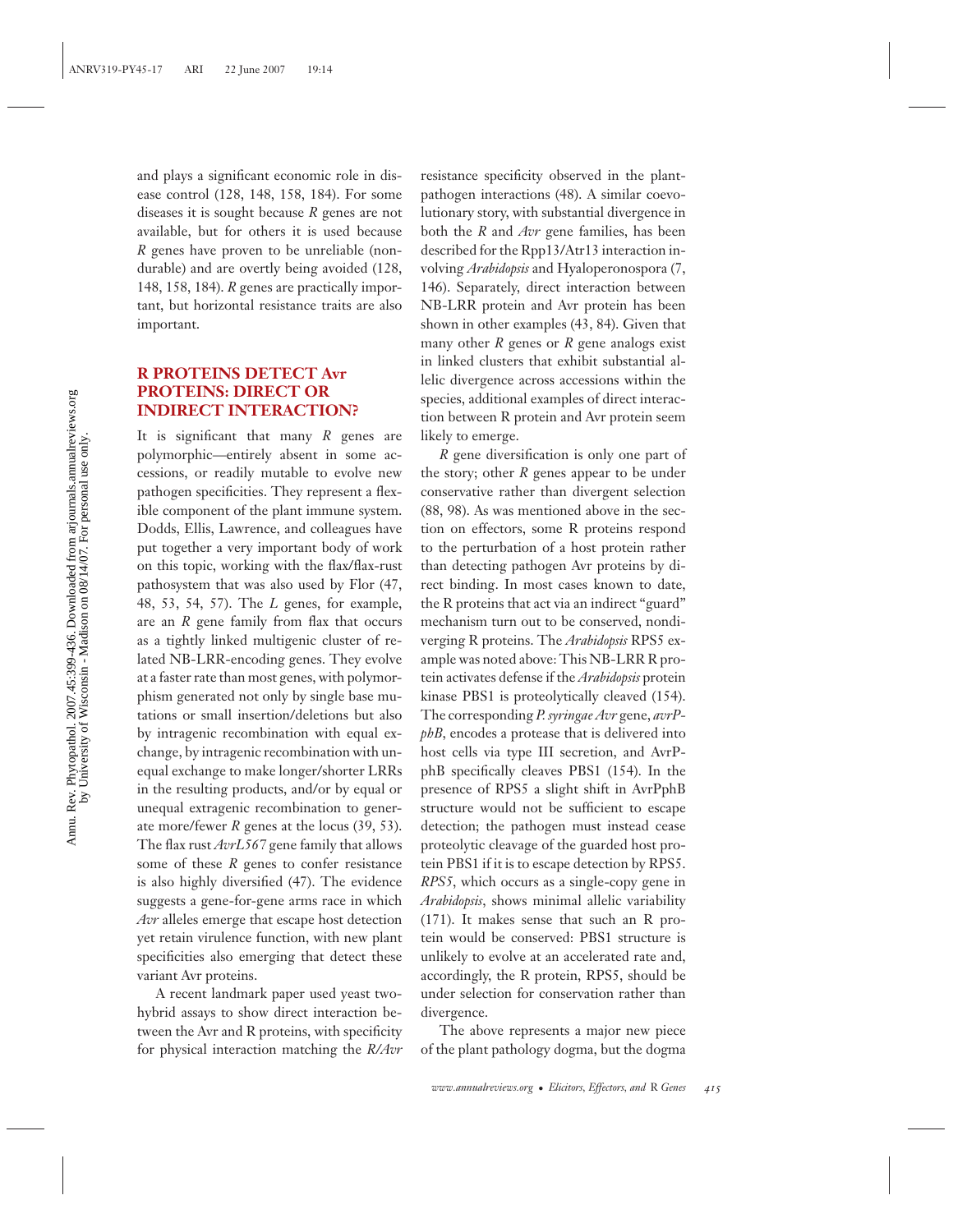and plays a significant economic role in disease control (128, 148, 158, 184). For some diseases it is sought because *R* genes are not available, but for others it is used because *R* genes have proven to be unreliable (nondurable) and are overtly being avoided (128, 148, 158, 184). *R* genes are practically important, but horizontal resistance traits are also important.

## R PROTEINS DETECT Avr PROTEINS: DIRECT OR INDIRECT INTERACTION?

It is significant that many *R* genes are polymorphic—entirely absent in some accessions, or readily mutable to evolve new pathogen specificities. They represent a flexible component of the plant immune system. Dodds, Ellis, Lawrence, and colleagues have put together a very important body of work on this topic, working with the flax/flax-rust pathosystem that was also used by Flor (47, 48, 53, 54, 57). The *L* genes, for example, are an *R* gene family from flax that occurs as a tightly linked multigenic cluster of related NB-LRR-encoding genes. They evolve at a faster rate than most genes, with polymorphism generated not only by single base mutations or small insertion/deletions but also by intragenic recombination with equal exchange, by intragenic recombination with unequal exchange to make longer/shorter LRRs in the resulting products, and/or by equal or unequal extragenic recombination to generate more/fewer *R* genes at the locus (39, 53). The flax rust *AvrL567* gene family that allows some of these *R* genes to confer resistance is also highly diversified (47). The evidence suggests a gene-for-gene arms race in which *Avr* alleles emerge that escape host detection yet retain virulence function, with new plant specificities also emerging that detect these variant Avr proteins.

A recent landmark paper used yeast two-hybrid assays to show direct interaction between the Avr and R proteins, with specificity for physical interaction matching the *R/Avr* resistance specificity observed in the plant-pathogen interactions (48). A similar coevolutionary story, with substantial divergence in both the *R* and *Avr* gene families, has been described for the Rpp13/Atr13 interaction involving *Arabidopsis* and Hyaloperonospora (7, 146). Separately, direct interaction between NB-LRR protein and Avr protein has been shown in other examples (43, 84). Given that many other *R* genes or *R* gene analogs exist in linked clusters that exhibit substantial allelic divergence across accessions within the species, additional examples of direct interaction between R protein and Avr protein seem likely to emerge.

*R* gene diversification is only one part of the story; other *R* genes appear to be under conservative rather than divergent selection (88, 98). As was mentioned above in the section on effectors, some R proteins respond to the perturbation of a host protein rather than detecting pathogen Avr proteins by direct binding. In most cases known to date, the R proteins that act via an indirect "guard" mechanism turn out to be conserved, nondiverging R proteins. The *Arabidopsis* RPS5 example was noted above: This NB-LRR R protein activates defense if the *Arabidopsis* protein kinase PBS1 is proteolytically cleaved (154). The corresponding *P. syringae Avr* gene, *avrPphB*, encodes a protease that is delivered into host cells via type III secretion, and AvrPphB specifically cleaves PBS1 (154). In the presence of RPS5 a slight shift in AvrPphB structure would not be sufficient to escape detection; the pathogen must instead cease proteolytic cleavage of the guarded host protein PBS1 if it is to escape detection by RPS5. *RPS5*, which occurs as a single-copy gene in *Arabidopsis*, shows minimal allelic variability (171). It makes sense that such an R protein would be conserved: PBS1 structure is unlikely to evolve at an accelerated rate and, accordingly, the R protein, RPS5, should be under selection for conservation rather than divergence.

The above represents a major new piece of the plant pathology dogma, but the dogma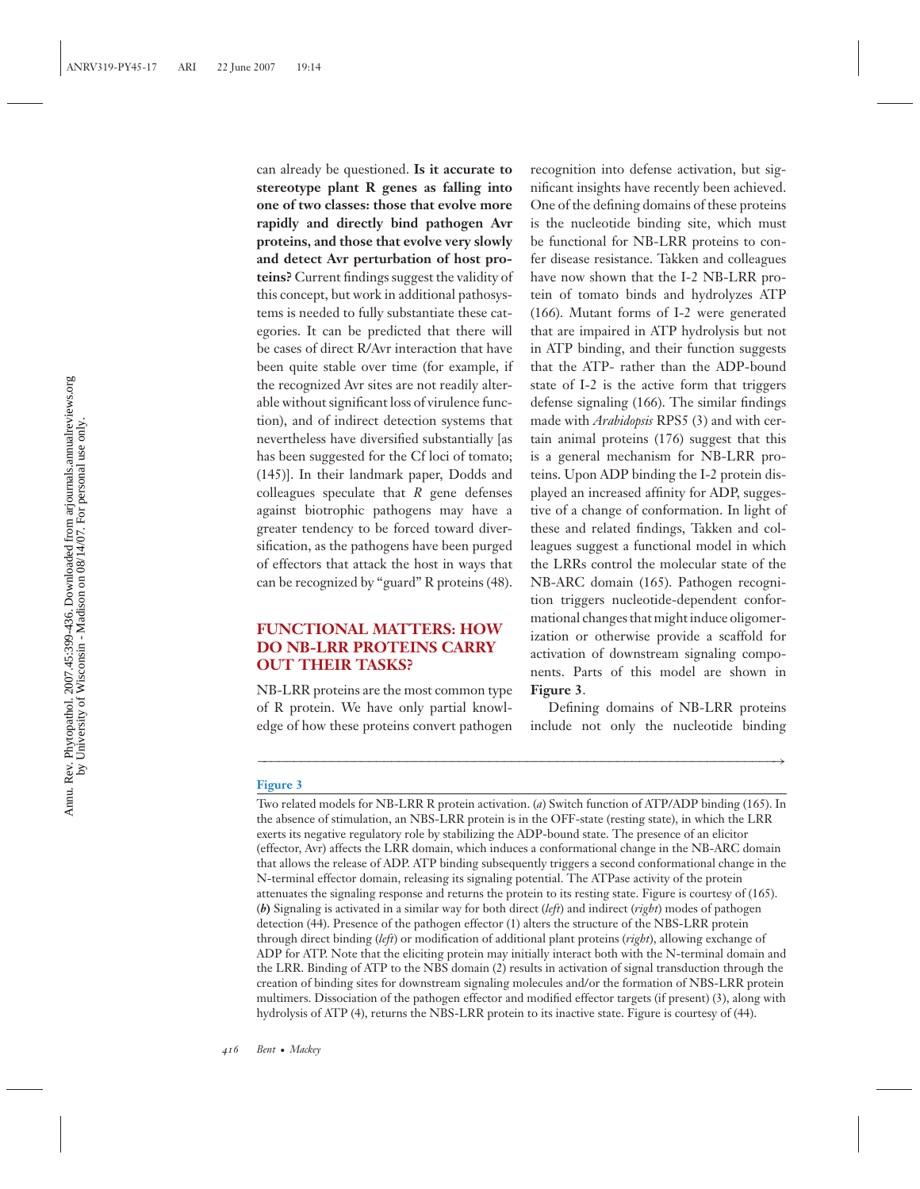can already be questioned. **Is it accurate to stereotype plant R genes as falling into one of two classes: those that evolve more rapidly and directly bind pathogen Avr proteins, and those that evolve very slowly and detect Avr perturbation of host proteins?** Current findings suggest the validity of this concept, but work in additional pathosystems is needed to fully substantiate these categories. It can be predicted that there will be cases of direct R/Avr interaction that have been quite stable over time (for example, if the recognized Avr sites are not readily alterable without significant loss of virulence function), and of indirect detection systems that nevertheless have diversified substantially [as has been suggested for the Cf loci of tomato; (145)]. In their landmark paper, Dodds and colleagues speculate that *R* gene defenses against biotrophic pathogens may have a greater tendency to be forced toward diversification, as the pathogens have been purged of effectors that attack the host in ways that can be recognized by "guard" R proteins (48).

## FUNCTIONAL MATTERS: HOW DO NB-LRR PROTEINS CARRY OUT THEIR TASKS?

NB-LRR proteins are the most common type of R protein. We have only partial knowledge of how these proteins convert pathogen recognition into defense activation, but significant insights have recently been achieved. One of the defining domains of these proteins is the nucleotide binding site, which must be functional for NB-LRR proteins to confer disease resistance. Takken and colleagues have now shown that the I-2 NB-LRR protein of tomato binds and hydrolyzes ATP (166). Mutant forms of I-2 were generated that are impaired in ATP hydrolysis but not in ATP binding, and their function suggests that the ATP- rather than the ADP-bound state of I-2 is the active form that triggers defense signaling (166). The similar findings made with *Arabidopsis* RPS5 (3) and with certain animal proteins (176) suggest that this is a general mechanism for NB-LRR proteins. Upon ADP binding the I-2 protein displayed an increased affinity for ADP, suggestive of a change of conformation. In light of these and related findings, Takken and colleagues suggest a functional model in which the LRRs control the molecular state of the NB-ARC domain (165). Pathogen recognition triggers nucleotide-dependent conformational changes that might induce oligomerization or otherwise provide a scaffold for activation of downstream signaling components. Parts of this model are shown in **Figure 3**.

Defining domains of NB-LRR proteins include not only the nucleotide binding

**Figure 3**

Two related models for NB-LRR R protein activation. (*a*) Switch function of ATP/ADP binding (165). In the absence of stimulation, an NBS-LRR protein is in the OFF-state (resting state), in which the LRR exerts its negative regulatory role by stabilizing the ADP-bound state. The presence of an elicitor (effector, Avr) affects the LRR domain, which induces a conformational change in the NB-ARC domain that allows the release of ADP. ATP binding subsequently triggers a second conformational change in the N-terminal effector domain, releasing its signaling potential. The ATPase activity of the protein attenuates the signaling response and returns the protein to its resting state. Figure is courtesy of (165). (***b***) Signaling is activated in a similar way for both direct (*left*) and indirect (*right*) modes of pathogen detection (44). Presence of the pathogen effector (1) alters the structure of the NBS-LRR protein through direct binding (*left*) or modification of additional plant proteins (*right*), allowing exchange of ADP for ATP. Note that the eliciting protein may initially interact both with the N-terminal domain and the LRR. Binding of ATP to the NBS domain (2) results in activation of signal transduction through the creation of binding sites for downstream signaling molecules and/or the formation of NBS-LRR protein multimers. Dissociation of the pathogen effector and modified effector targets (if present) (3), along with hydrolysis of ATP (4), returns the NBS-LRR protein to its inactive state. Figure is courtesy of (44).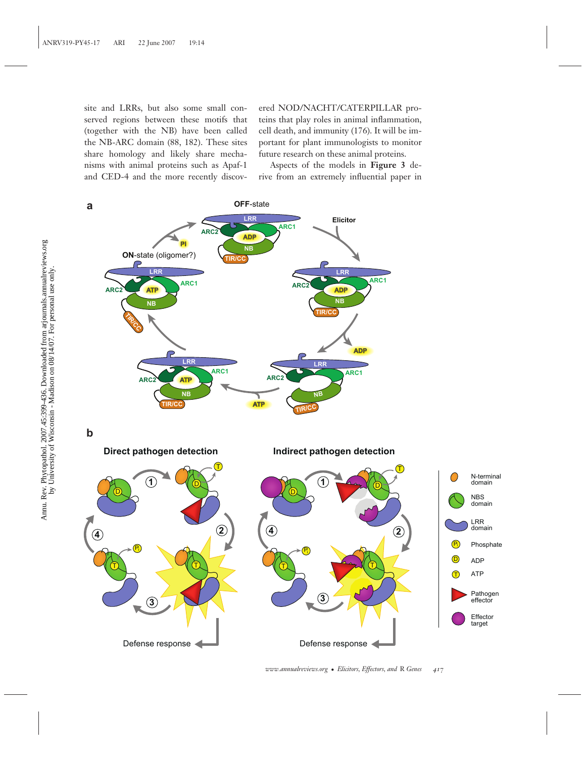site and LRRs, but also some small conserved regions between these motifs that (together with the NB) have been called the NB-ARC domain (88, 182). These sites share homology and likely share mechanisms with animal proteins such as Apaf-1 and CED-4 and the more recently discovered NOD/NACHT/CATERPILLAR proteins that play roles in animal inflammation, cell death, and immunity (176). It will be important for plant immunologists to monitor future research on these animal proteins.

Aspects of the models in **Figure 3** derive from an extremely influential paper in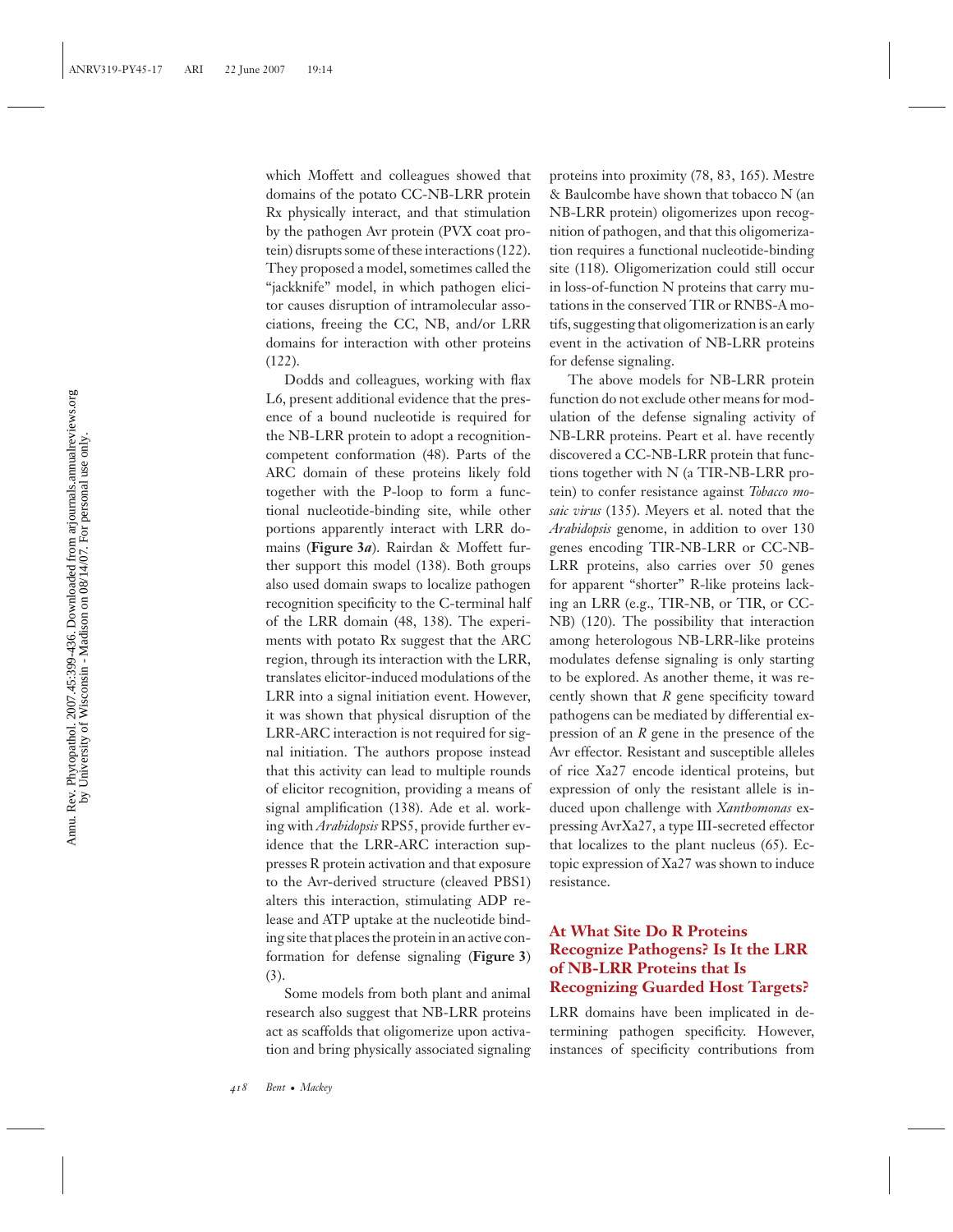which Moffett and colleagues showed that domains of the potato CC-NB-LRR protein Rx physically interact, and that stimulation by the pathogen Avr protein (PVX coat protein) disrupts some of these interactions (122). They proposed a model, sometimes called the "jackknife" model, in which pathogen elicitor causes disruption of intramolecular associations, freeing the CC, NB, and/or LRR domains for interaction with other proteins (122).

Dodds and colleagues, working with flax L6, present additional evidence that the presence of a bound nucleotide is required for the NB-LRR protein to adopt a recognition-competent conformation (48). Parts of the ARC domain of these proteins likely fold together with the P-loop to form a functional nucleotide-binding site, while other portions apparently interact with LRR domains (**Figure 3*a***). Rairdan & Moffett further support this model (138). Both groups also used domain swaps to localize pathogen recognition specificity to the C-terminal half of the LRR domain (48, 138). The experiments with potato Rx suggest that the ARC region, through its interaction with the LRR, translates elicitor-induced modulations of the LRR into a signal initiation event. However, it was shown that physical disruption of the LRR-ARC interaction is not required for signal initiation. The authors propose instead that this activity can lead to multiple rounds of elicitor recognition, providing a means of signal amplification (138). Ade et al. working with *Arabidopsis* RPS5, provide further evidence that the LRR-ARC interaction suppresses R protein activation and that exposure to the Avr-derived structure (cleaved PBS1) alters this interaction, stimulating ADP release and ATP uptake at the nucleotide binding site that places the protein in an active conformation for defense signaling (**Figure 3**) (3).

Some models from both plant and animal research also suggest that NB-LRR proteins act as scaffolds that oligomerize upon activation and bring physically associated signaling proteins into proximity (78, 83, 165). Mestre & Baulcombe have shown that tobacco N (an NB-LRR protein) oligomerizes upon recognition of pathogen, and that this oligomerization requires a functional nucleotide-binding site (118). Oligomerization could still occur in loss-of-function N proteins that carry mutations in the conserved TIR or RNBS-A motifs, suggesting that oligomerization is an early event in the activation of NB-LRR proteins for defense signaling.

The above models for NB-LRR protein function do not exclude other means for modulation of the defense signaling activity of NB-LRR proteins. Peart et al. have recently discovered a CC-NB-LRR protein that functions together with N (a TIR-NB-LRR protein) to confer resistance against *Tobacco mosaic virus* (135). Meyers et al. noted that the *Arabidopsis* genome, in addition to over 130 genes encoding TIR-NB-LRR or CC-NB-LRR proteins, also carries over 50 genes for apparent "shorter" R-like proteins lacking an LRR (e.g., TIR-NB, or TIR, or CC-NB) (120). The possibility that interaction among heterologous NB-LRR-like proteins modulates defense signaling is only starting to be explored. As another theme, it was recently shown that *R* gene specificity toward pathogens can be mediated by differential expression of an *R* gene in the presence of the Avr effector. Resistant and susceptible alleles of rice Xa27 encode identical proteins, but expression of only the resistant allele is induced upon challenge with *Xanthomonas* expressing AvrXa27, a type III-secreted effector that localizes to the plant nucleus (65). Ectopic expression of Xa27 was shown to induce resistance.

## At What Site Do R Proteins Recognize Pathogens? Is It the LRR of NB-LRR Proteins that Is Recognizing Guarded Host Targets?

LRR domains have been implicated in determining pathogen specificity. However, instances of specificity contributions from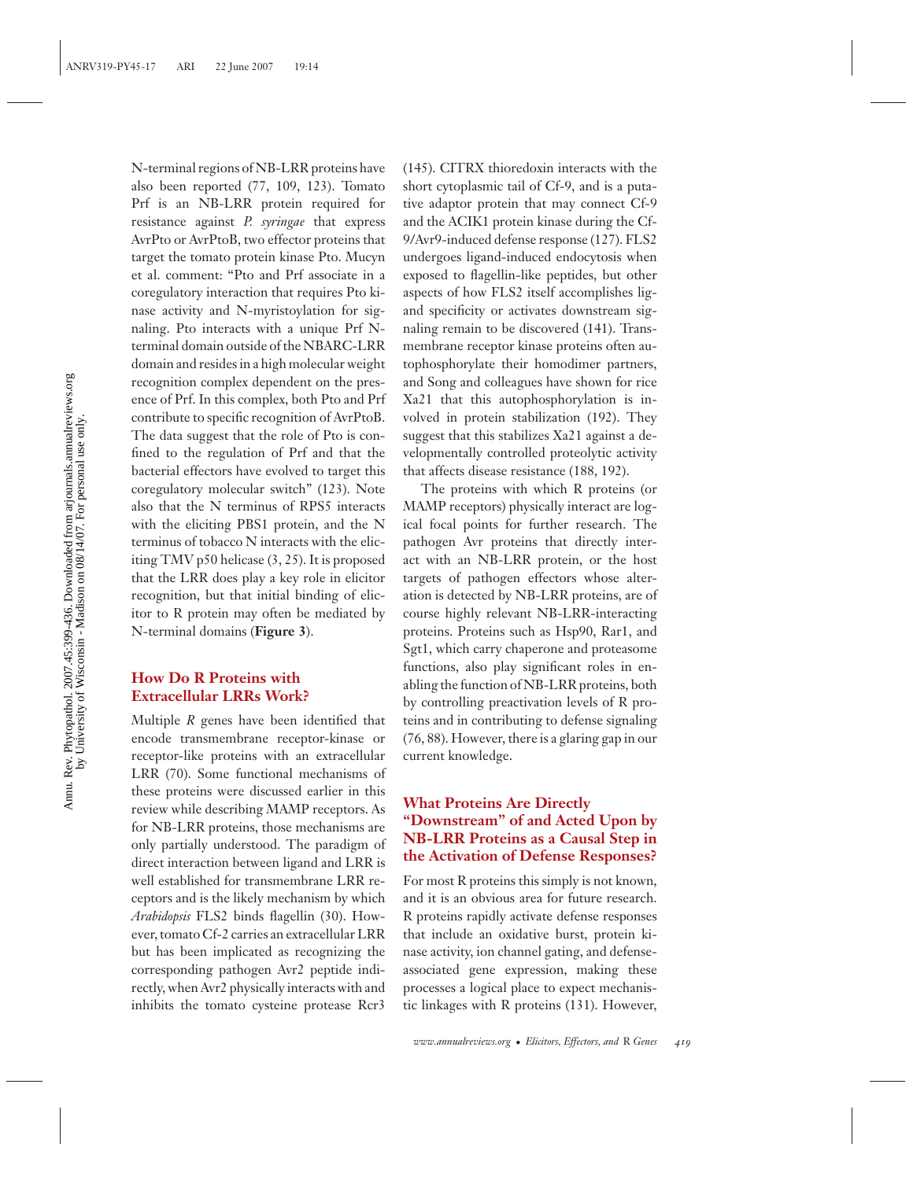N-terminal regions of NB-LRR proteins have also been reported (77, 109, 123). Tomato Prf is an NB-LRR protein required for resistance against *P. syringae* that express AvrPto or AvrPtoB, two effector proteins that target the tomato protein kinase Pto. Mucyn et al. comment: "Pto and Prf associate in a coregulatory interaction that requires Pto kinase activity and N-myristoylation for signaling. Pto interacts with a unique Prf N-terminal domain outside of the NBARC-LRR domain and resides in a high molecular weight recognition complex dependent on the presence of Prf. In this complex, both Pto and Prf contribute to specific recognition of AvrPtoB. The data suggest that the role of Pto is confined to the regulation of Prf and that the bacterial effectors have evolved to target this coregulatory molecular switch" (123). Note also that the N terminus of RPS5 interacts with the eliciting PBS1 protein, and the N terminus of tobacco N interacts with the eliciting TMV p50 helicase (3, 25). It is proposed that the LRR does play a key role in elicitor recognition, but that initial binding of elicitor to R protein may often be mediated by N-terminal domains (**Figure 3**).

## How Do R Proteins with Extracellular LRRs Work?

Multiple *R* genes have been identified that encode transmembrane receptor-kinase or receptor-like proteins with an extracellular LRR (70). Some functional mechanisms of these proteins were discussed earlier in this review while describing MAMP receptors. As for NB-LRR proteins, those mechanisms are only partially understood. The paradigm of direct interaction between ligand and LRR is well established for transmembrane LRR receptors and is the likely mechanism by which *Arabidopsis* FLS2 binds flagellin (30). However, tomato Cf-2 carries an extracellular LRR but has been implicated as recognizing the corresponding pathogen Avr2 peptide indirectly, when Avr2 physically interacts with and inhibits the tomato cysteine protease Rcr3 (145). CITRX thioredoxin interacts with the short cytoplasmic tail of Cf-9, and is a putative adaptor protein that may connect Cf-9 and the ACIK1 protein kinase during the Cf-9/Avr9-induced defense response (127). FLS2 undergoes ligand-induced endocytosis when exposed to flagellin-like peptides, but other aspects of how FLS2 itself accomplishes ligand specificity or activates downstream signaling remain to be discovered (141). Transmembrane receptor kinase proteins often autophosphorylate their homodimer partners, and Song and colleagues have shown for rice Xa21 that this autophosphorylation is involved in protein stabilization (192). They suggest that this stabilizes Xa21 against a developmentally controlled proteolytic activity that affects disease resistance (188, 192).

The proteins with which R proteins (or MAMP receptors) physically interact are logical focal points for further research. The pathogen Avr proteins that directly interact with an NB-LRR protein, or the host targets of pathogen effectors whose alteration is detected by NB-LRR proteins, are of course highly relevant NB-LRR-interacting proteins. Proteins such as Hsp90, Rar1, and Sgt1, which carry chaperone and proteasome functions, also play significant roles in enabling the function of NB-LRR proteins, both by controlling preactivation levels of R proteins and in contributing to defense signaling (76, 88). However, there is a glaring gap in our current knowledge.

## What Proteins Are Directly "Downstream" of and Acted Upon by NB-LRR Proteins as a Causal Step in the Activation of Defense Responses?

For most R proteins this simply is not known, and it is an obvious area for future research. R proteins rapidly activate defense responses that include an oxidative burst, protein kinase activity, ion channel gating, and defense-associated gene expression, making these processes a logical place to expect mechanistic linkages with R proteins (131). However,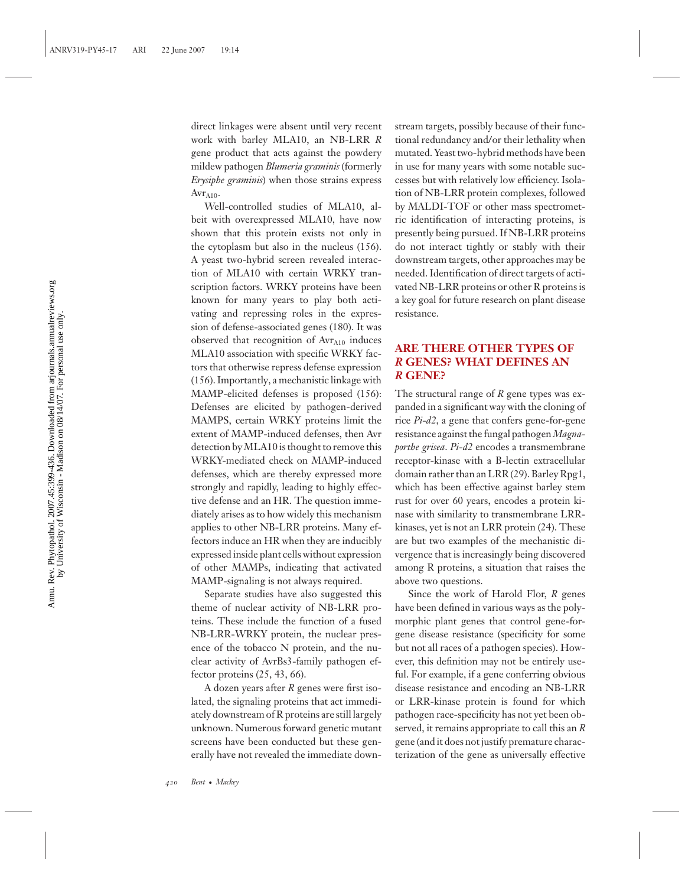direct linkages were absent until very recent work with barley MLA10, an NB-LRR *R* gene product that acts against the powdery mildew pathogen *Blumeria graminis* (formerly *Erysiphe graminis*) when those strains express $Avr_{A10}$.

Well-controlled studies of MLA10, albeit with overexpressed MLA10, have now shown that this protein exists not only in the cytoplasm but also in the nucleus (156). A yeast two-hybrid screen revealed interaction of MLA10 with certain WRKY transcription factors. WRKY proteins have been known for many years to play both activating and repressing roles in the expression of defense-associated genes (180). It was observed that recognition of $Avr_{A10}$ induces MLA10 association with specific WRKY factors that otherwise repress defense expression (156). Importantly, a mechanistic linkage with MAMP-elicited defenses is proposed (156): Defenses are elicited by pathogen-derived MAMPS, certain WRKY proteins limit the extent of MAMP-induced defenses, then Avr detection by MLA10 is thought to remove this WRKY-mediated check on MAMP-induced defenses, which are thereby expressed more strongly and rapidly, leading to highly effective defense and an HR. The question immediately arises as to how widely this mechanism applies to other NB-LRR proteins. Many effectors induce an HR when they are inducibly expressed inside plant cells without expression of other MAMPs, indicating that activated MAMP-signaling is not always required.

Separate studies have also suggested this theme of nuclear activity of NB-LRR proteins. These include the function of a fused NB-LRR-WRKY protein, the nuclear presence of the tobacco N protein, and the nuclear activity of AvrBs3-family pathogen effector proteins (25, 43, 66).

A dozen years after *R* genes were first isolated, the signaling proteins that act immediately downstream of R proteins are still largely unknown. Numerous forward genetic mutant screens have been conducted but these generally have not revealed the immediate downstream targets, possibly because of their functional redundancy and/or their lethality when mutated. Yeast two-hybrid methods have been in use for many years with some notable successes but with relatively low efficiency. Isolation of NB-LRR protein complexes, followed by MALDI-TOF or other mass spectrometric identification of interacting proteins, is presently being pursued. If NB-LRR proteins do not interact tightly or stably with their downstream targets, other approaches may be needed. Identification of direct targets of activated NB-LRR proteins or other R proteins is a key goal for future research on plant disease resistance.

## ARE THERE OTHER TYPES OF *R* GENES? WHAT DEFINES AN *R* GENE?

The structural range of *R* gene types was expanded in a significant way with the cloning of rice *Pi-d2*, a gene that confers gene-for-gene resistance against the fungal pathogen *Magnaporthe grisea*. *Pi-d2* encodes a transmembrane receptor-kinase with a B-lectin extracellular domain rather than an LRR (29). Barley Rpg1, which has been effective against barley stem rust for over 60 years, encodes a protein kinase with similarity to transmembrane LRR-kinases, yet is not an LRR protein (24). These are but two examples of the mechanistic divergence that is increasingly being discovered among R proteins, a situation that raises the above two questions.

Since the work of Harold Flor, *R* genes have been defined in various ways as the polymorphic plant genes that control gene-for-gene disease resistance (specificity for some but not all races of a pathogen species). However, this definition may not be entirely useful. For example, if a gene conferring obvious disease resistance and encoding an NB-LRR or LRR-kinase protein is found for which pathogen race-specificity has not yet been observed, it remains appropriate to call this an *R* gene (and it does not justify premature characterization of the gene as universally effective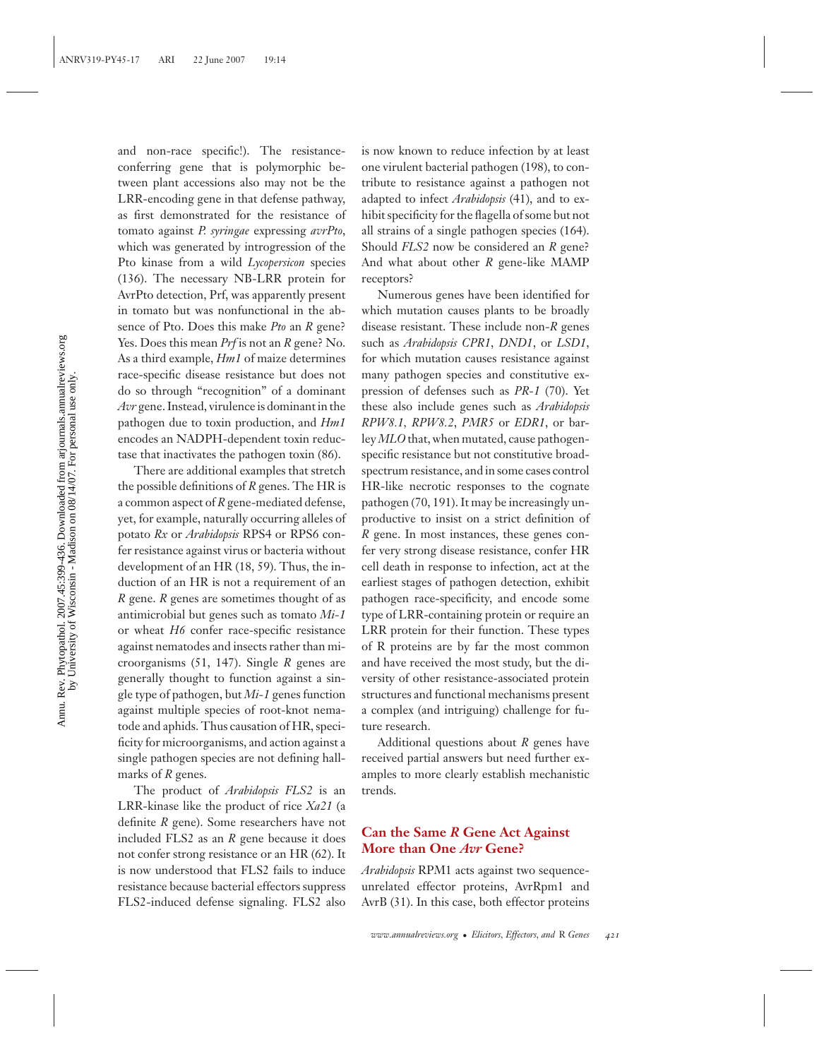and non-race specific!). The resistance-conferring gene that is polymorphic between plant accessions also may not be the LRR-encoding gene in that defense pathway, as first demonstrated for the resistance of tomato against *P. syringae* expressing *avrPto*, which was generated by introgression of the Pto kinase from a wild *Lycopersicon* species (136). The necessary NB-LRR protein for AvrPto detection, Prf, was apparently present in tomato but was nonfunctional in the absence of Pto. Does this make *Pto* an *R* gene? Yes. Does this mean *Prf* is not an *R* gene? No. As a third example, *Hm1* of maize determines race-specific disease resistance but does not do so through "recognition" of a dominant *Avr* gene. Instead, virulence is dominant in the pathogen due to toxin production, and *Hm1* encodes an NADPH-dependent toxin reductase that inactivates the pathogen toxin (86).

There are additional examples that stretch the possible definitions of *R* genes. The HR is a common aspect of *R* gene-mediated defense, yet, for example, naturally occurring alleles of potato *Rx* or *Arabidopsis* RPS4 or RPS6 confer resistance against virus or bacteria without development of an HR (18, 59). Thus, the induction of an HR is not a requirement of an *R* gene. *R* genes are sometimes thought of as antimicrobial but genes such as tomato *Mi-1* or wheat *H6* confer race-specific resistance against nematodes and insects rather than microorganisms (51, 147). Single *R* genes are generally thought to function against a single type of pathogen, but *Mi-1* genes function against multiple species of root-knot nematode and aphids. Thus causation of HR, specificity for microorganisms, and action against a single pathogen species are not defining hallmarks of *R* genes.

The product of *Arabidopsis FLS2* is an LRR-kinase like the product of rice *Xa21* (a definite *R* gene). Some researchers have not included FLS2 as an *R* gene because it does not confer strong resistance or an HR (62). It is now understood that FLS2 fails to induce resistance because bacterial effectors suppress FLS2-induced defense signaling. FLS2 also is now known to reduce infection by at least one virulent bacterial pathogen (198), to contribute to resistance against a pathogen not adapted to infect *Arabidopsis* (41), and to exhibit specificity for the flagella of some but not all strains of a single pathogen species (164). Should *FLS2* now be considered an *R* gene? And what about other *R* gene-like MAMP receptors?

Numerous genes have been identified for which mutation causes plants to be broadly disease resistant. These include non-*R* genes such as *Arabidopsis CPR1*, *DND1*, or *LSD1*, for which mutation causes resistance against many pathogen species and constitutive expression of defenses such as *PR-1* (70). Yet these also include genes such as *Arabidopsis RPW8.1*, *RPW8.2*, *PMR5* or *EDR1*, or barley *MLO* that, when mutated, cause pathogen-specific resistance but not constitutive broad-spectrum resistance, and in some cases control HR-like necrotic responses to the cognate pathogen (70, 191). It may be increasingly unproductive to insist on a strict definition of *R* gene. In most instances, these genes confer very strong disease resistance, confer HR cell death in response to infection, act at the earliest stages of pathogen detection, exhibit pathogen race-specificity, and encode some type of LRR-containing protein or require an LRR protein for their function. These types of R proteins are by far the most common and have received the most study, but the diversity of other resistance-associated protein structures and functional mechanisms present a complex (and intriguing) challenge for future research.

Additional questions about *R* genes have received partial answers but need further examples to more clearly establish mechanistic trends.

## Can the Same *R* Gene Act Against More than One *Avr* Gene?

*Arabidopsis* RPM1 acts against two sequence-unrelated effector proteins, AvrRpm1 and AvrB (31). In this case, both effector proteins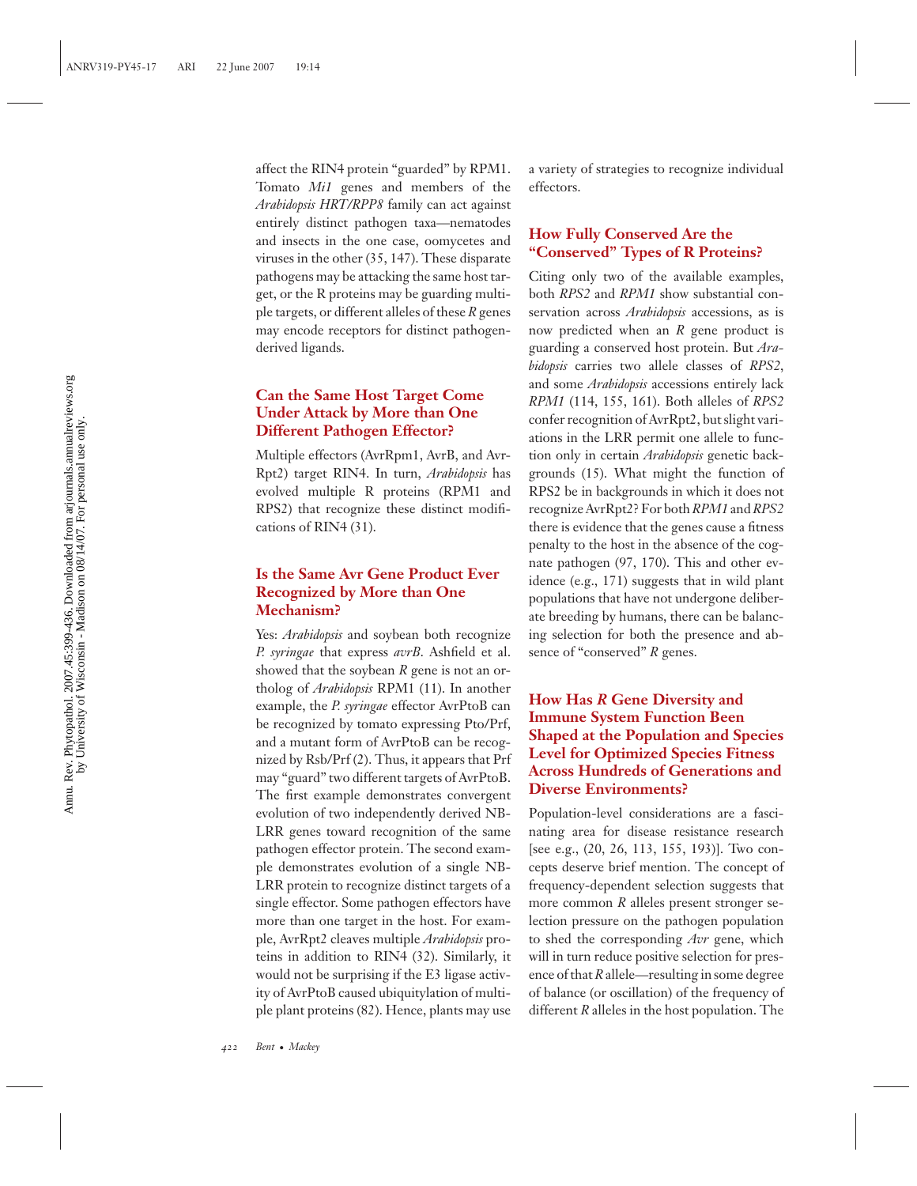affect the RIN4 protein "guarded" by RPM1. Tomato *Mi1* genes and members of the *Arabidopsis HRT/RPP8* family can act against entirely distinct pathogen taxa—nematodes and insects in the one case, oomycetes and viruses in the other (35, 147). These disparate pathogens may be attacking the same host target, or the R proteins may be guarding multiple targets, or different alleles of these *R* genes may encode receptors for distinct pathogen-derived ligands.

## Can the Same Host Target Come Under Attack by More than One Different Pathogen Effector?

Multiple effectors (AvrRpm1, AvrB, and AvrRpt2) target RIN4. In turn, *Arabidopsis* has evolved multiple R proteins (RPM1 and RPS2) that recognize these distinct modifications of RIN4 (31).

## Is the Same Avr Gene Product Ever Recognized by More than One Mechanism?

Yes: *Arabidopsis* and soybean both recognize *P. syringae* that express *avrB*. Ashfield et al. showed that the soybean *R* gene is not an ortholog of *Arabidopsis* RPM1 (11). In another example, the *P. syringae* effector AvrPtoB can be recognized by tomato expressing Pto/Prf, and a mutant form of AvrPtoB can be recognized by Rsb/Prf (2). Thus, it appears that Prf may "guard" two different targets of AvrPtoB. The first example demonstrates convergent evolution of two independently derived NB-LRR genes toward recognition of the same pathogen effector protein. The second example demonstrates evolution of a single NB-LRR protein to recognize distinct targets of a single effector. Some pathogen effectors have more than one target in the host. For example, AvrRpt2 cleaves multiple *Arabidopsis* proteins in addition to RIN4 (32). Similarly, it would not be surprising if the E3 ligase activity of AvrPtoB caused ubiquitylation of multiple plant proteins (82). Hence, plants may use a variety of strategies to recognize individual effectors.

## How Fully Conserved Are the "Conserved" Types of R Proteins?

Citing only two of the available examples, both *RPS2* and *RPM1* show substantial conservation across *Arabidopsis* accessions, as is now predicted when an *R* gene product is guarding a conserved host protein. But *Arabidopsis* carries two allele classes of *RPS2*, and some *Arabidopsis* accessions entirely lack *RPM1* (114, 155, 161). Both alleles of *RPS2* confer recognition of AvrRpt2, but slight variations in the LRR permit one allele to function only in certain *Arabidopsis* genetic backgrounds (15). What might the function of RPS2 be in backgrounds in which it does not recognize AvrRpt2? For both *RPM1* and *RPS2* there is evidence that the genes cause a fitness penalty to the host in the absence of the cognate pathogen (97, 170). This and other evidence (e.g., 171) suggests that in wild plant populations that have not undergone deliberate breeding by humans, there can be balancing selection for both the presence and absence of "conserved" *R* genes.

## How Has *R* Gene Diversity and Immune System Function Been Shaped at the Population and Species Level for Optimized Species Fitness Across Hundreds of Generations and Diverse Environments?

Population-level considerations are a fascinating area for disease resistance research [see e.g., (20, 26, 113, 155, 193)]. Two concepts deserve brief mention. The concept of frequency-dependent selection suggests that more common *R* alleles present stronger selection pressure on the pathogen population to shed the corresponding *Avr* gene, which will in turn reduce positive selection for presence of that *R* allele—resulting in some degree of balance (or oscillation) of the frequency of different *R* alleles in the host population. The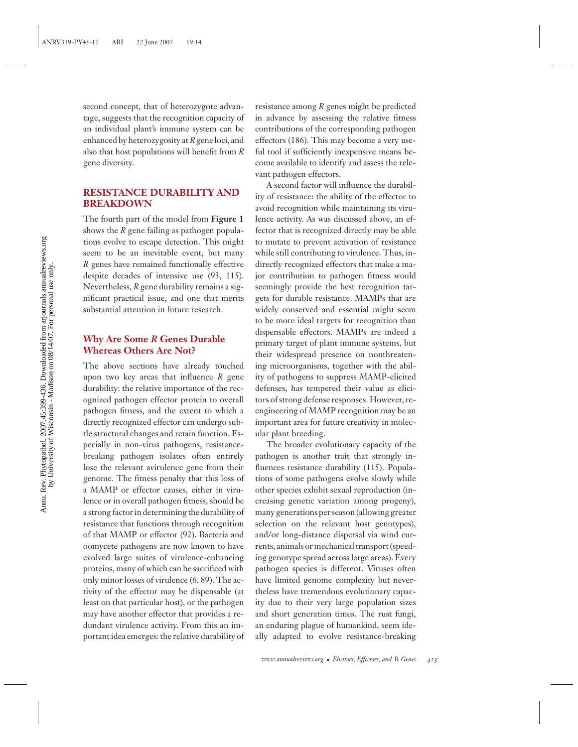second concept, that of heterozygote advantage, suggests that the recognition capacity of an individual plant's immune system can be enhanced by heterozygosity at *R* gene loci, and also that host populations will benefit from *R* gene diversity.

## RESISTANCE DURABILITY AND BREAKDOWN

The fourth part of the model from **Figure 1** shows the *R* gene failing as pathogen populations evolve to escape detection. This might seem to be an inevitable event, but many *R* genes have remained functionally effective despite decades of intensive use (93, 115). Nevertheless, *R* gene durability remains a significant practical issue, and one that merits substantial attention in future research.

### Why Are Some *R* Genes Durable Whereas Others Are Not?

The above sections have already touched upon two key areas that influence *R* gene durability: the relative importance of the recognized pathogen effector protein to overall pathogen fitness, and the extent to which a directly recognized effector can undergo subtle structural changes and retain function. Especially in non-virus pathogens, resistance-breaking pathogen isolates often entirely lose the relevant avirulence gene from their genome. The fitness penalty that this loss of a MAMP or effector causes, either in virulence or in overall pathogen fitness, should be a strong factor in determining the durability of resistance that functions through recognition of that MAMP or effector (92). Bacteria and oomycete pathogens are now known to have evolved large suites of virulence-enhancing proteins, many of which can be sacrificed with only minor losses of virulence (6, 89). The activity of the effector may be dispensable (at least on that particular host), or the pathogen may have another effector that provides a redundant virulence activity. From this an important idea emerges: the relative durability of resistance among *R* genes might be predicted in advance by assessing the relative fitness contributions of the corresponding pathogen effectors (186). This may become a very useful tool if sufficiently inexpensive means become available to identify and assess the relevant pathogen effectors.

A second factor will influence the durability of resistance: the ability of the effector to avoid recognition while maintaining its virulence activity. As was discussed above, an effector that is recognized directly may be able to mutate to prevent activation of resistance while still contributing to virulence. Thus, indirectly recognized effectors that make a major contribution to pathogen fitness would seemingly provide the best recognition targets for durable resistance. MAMPs that are widely conserved and essential might seem to be more ideal targets for recognition than dispensable effectors. MAMPs are indeed a primary target of plant immune systems, but their widespread presence on nonthreatening microorganisms, together with the ability of pathogens to suppress MAMP-elicited defenses, has tempered their value as elicitors of strong defense responses. However, re-engineering of MAMP recognition may be an important area for future creativity in molecular plant breeding.

The broader evolutionary capacity of the pathogen is another trait that strongly influences resistance durability (115). Populations of some pathogens evolve slowly while other species exhibit sexual reproduction (increasing genetic variation among progeny), many generations per season (allowing greater selection on the relevant host genotypes), and/or long-distance dispersal via wind currents, animals or mechanical transport (speeding genotype spread across large areas). Every pathogen species is different. Viruses often have limited genome complexity but nevertheless have tremendous evolutionary capacity due to their very large population sizes and short generation times. The rust fungi, an enduring plague of humankind, seem ideally adapted to evolve resistance-breaking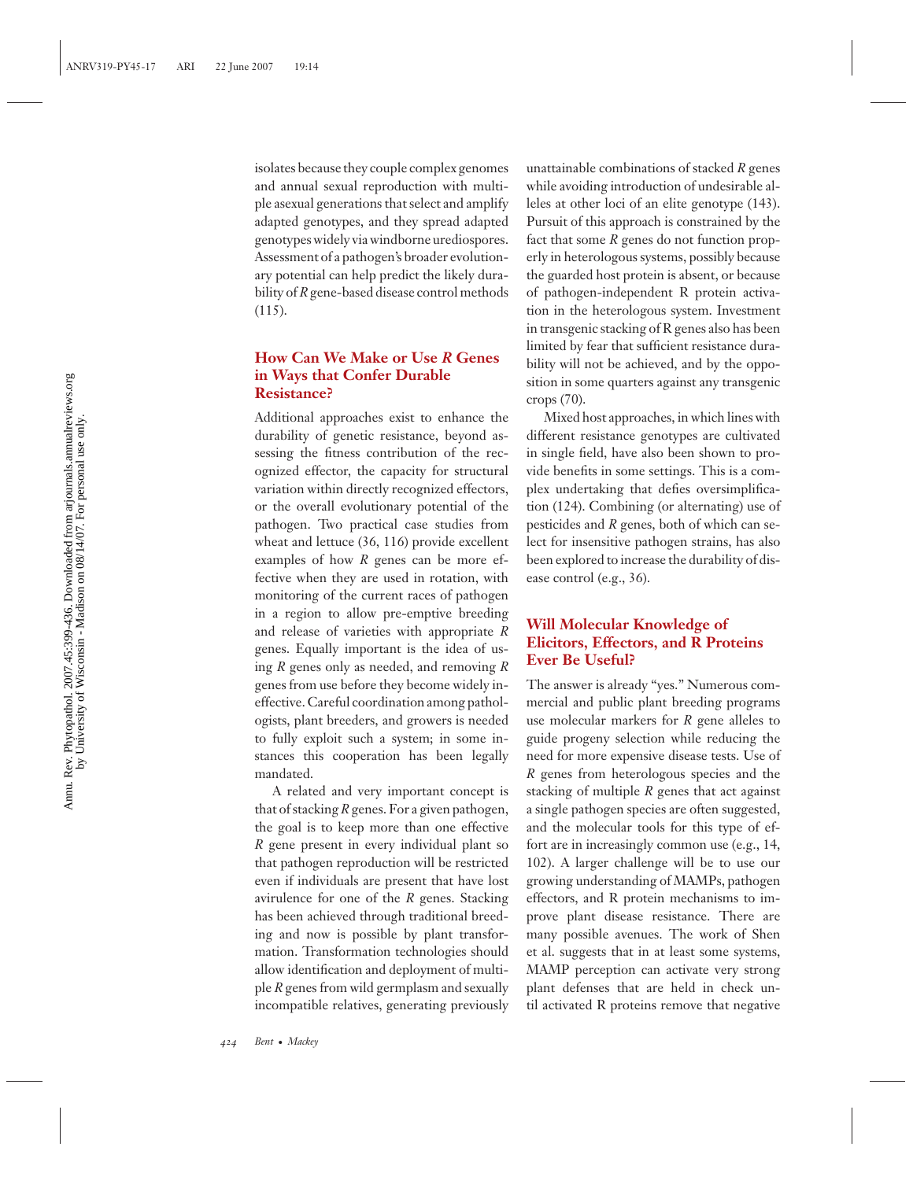isolates because they couple complex genomes and annual sexual reproduction with multiple asexual generations that select and amplify adapted genotypes, and they spread adapted genotypes widely via windborne urediospores. Assessment of a pathogen's broader evolutionary potential can help predict the likely durability of *R* gene-based disease control methods (115).

### How Can We Make or Use *R* Genes in Ways that Confer Durable Resistance?

Additional approaches exist to enhance the durability of genetic resistance, beyond assessing the fitness contribution of the recognized effector, the capacity for structural variation within directly recognized effectors, or the overall evolutionary potential of the pathogen. Two practical case studies from wheat and lettuce (36, 116) provide excellent examples of how *R* genes can be more effective when they are used in rotation, with monitoring of the current races of pathogen in a region to allow pre-emptive breeding and release of varieties with appropriate *R* genes. Equally important is the idea of using *R* genes only as needed, and removing *R* genes from use before they become widely ineffective. Careful coordination among pathologists, plant breeders, and growers is needed to fully exploit such a system; in some instances this cooperation has been legally mandated.

A related and very important concept is that of stacking *R* genes. For a given pathogen, the goal is to keep more than one effective *R* gene present in every individual plant so that pathogen reproduction will be restricted even if individuals are present that have lost avirulence for one of the *R* genes. Stacking has been achieved through traditional breeding and now is possible by plant transformation. Transformation technologies should allow identification and deployment of multiple *R* genes from wild germplasm and sexually incompatible relatives, generating previously unattainable combinations of stacked *R* genes while avoiding introduction of undesirable alleles at other loci of an elite genotype (143). Pursuit of this approach is constrained by the fact that some *R* genes do not function properly in heterologous systems, possibly because the guarded host protein is absent, or because of pathogen-independent R protein activation in the heterologous system. Investment in transgenic stacking of R genes also has been limited by fear that sufficient resistance durability will not be achieved, and by the opposition in some quarters against any transgenic crops (70).

Mixed host approaches, in which lines with different resistance genotypes are cultivated in single field, have also been shown to provide benefits in some settings. This is a complex undertaking that defies oversimplification (124). Combining (or alternating) use of pesticides and *R* genes, both of which can select for insensitive pathogen strains, has also been explored to increase the durability of disease control (e.g., 36).

### Will Molecular Knowledge of Elicitors, Effectors, and R Proteins Ever Be Useful?

The answer is already "yes." Numerous commercial and public plant breeding programs use molecular markers for *R* gene alleles to guide progeny selection while reducing the need for more expensive disease tests. Use of *R* genes from heterologous species and the stacking of multiple *R* genes that act against a single pathogen species are often suggested, and the molecular tools for this type of effort are in increasingly common use (e.g., 14, 102). A larger challenge will be to use our growing understanding of MAMPs, pathogen effectors, and R protein mechanisms to improve plant disease resistance. There are many possible avenues. The work of Shen et al. suggests that in at least some systems, MAMP perception can activate very strong plant defenses that are held in check until activated R proteins remove that negative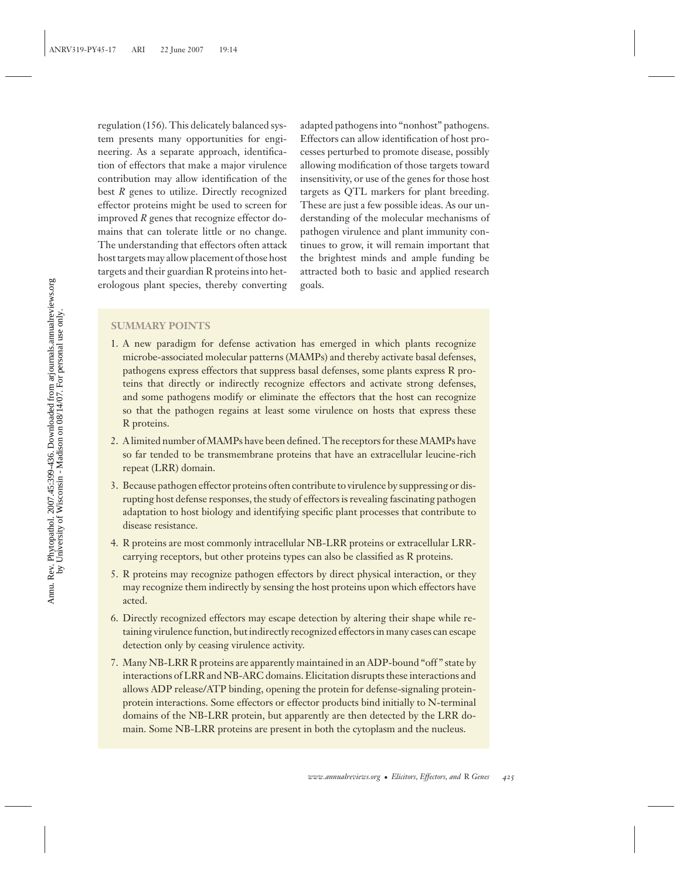regulation (156). This delicately balanced system presents many opportunities for engineering. As a separate approach, identification of effectors that make a major virulence contribution may allow identification of the best *R* genes to utilize. Directly recognized effector proteins might be used to screen for improved *R* genes that recognize effector domains that can tolerate little or no change. The understanding that effectors often attack host targets may allow placement of those host targets and their guardian R proteins into heterologous plant species, thereby converting adapted pathogens into "nonhost" pathogens. Effectors can allow identification of host processes perturbed to promote disease, possibly allowing modification of those targets toward insensitivity, or use of the genes for those host targets as QTL markers for plant breeding. These are just a few possible ideas. As our understanding of the molecular mechanisms of pathogen virulence and plant immunity continues to grow, it will remain important that the brightest minds and ample funding be attracted both to basic and applied research goals.

## SUMMARY POINTS

1. A new paradigm for defense activation has emerged in which plants recognize microbe-associated molecular patterns (MAMPs) and thereby activate basal defenses, pathogens express effectors that suppress basal defenses, some plants express R proteins that directly or indirectly recognize effectors and activate strong defenses, and some pathogens modify or eliminate the effectors that the host can recognize so that the pathogen regains at least some virulence on hosts that express these R proteins.
2. A limited number of MAMPs have been defined. The receptors for these MAMPs have so far tended to be transmembrane proteins that have an extracellular leucine-rich repeat (LRR) domain.
3. Because pathogen effector proteins often contribute to virulence by suppressing or disrupting host defense responses, the study of effectors is revealing fascinating pathogen adaptation to host biology and identifying specific plant processes that contribute to disease resistance.
4. R proteins are most commonly intracellular NB-LRR proteins or extracellular LRR-carrying receptors, but other proteins types can also be classified as R proteins.
5. R proteins may recognize pathogen effectors by direct physical interaction, or they may recognize them indirectly by sensing the host proteins upon which effectors have acted.
6. Directly recognized effectors may escape detection by altering their shape while retaining virulence function, but indirectly recognized effectors in many cases can escape detection only by ceasing virulence activity.
7. Many NB-LRR R proteins are apparently maintained in an ADP-bound "off" state by interactions of LRR and NB-ARC domains. Elicitation disrupts these interactions and allows ADP release/ATP binding, opening the protein for defense-signaling protein-protein interactions. Some effectors or effector products bind initially to N-terminal domains of the NB-LRR protein, but apparently are then detected by the LRR domain. Some NB-LRR proteins are present in both the cytoplasm and the nucleus.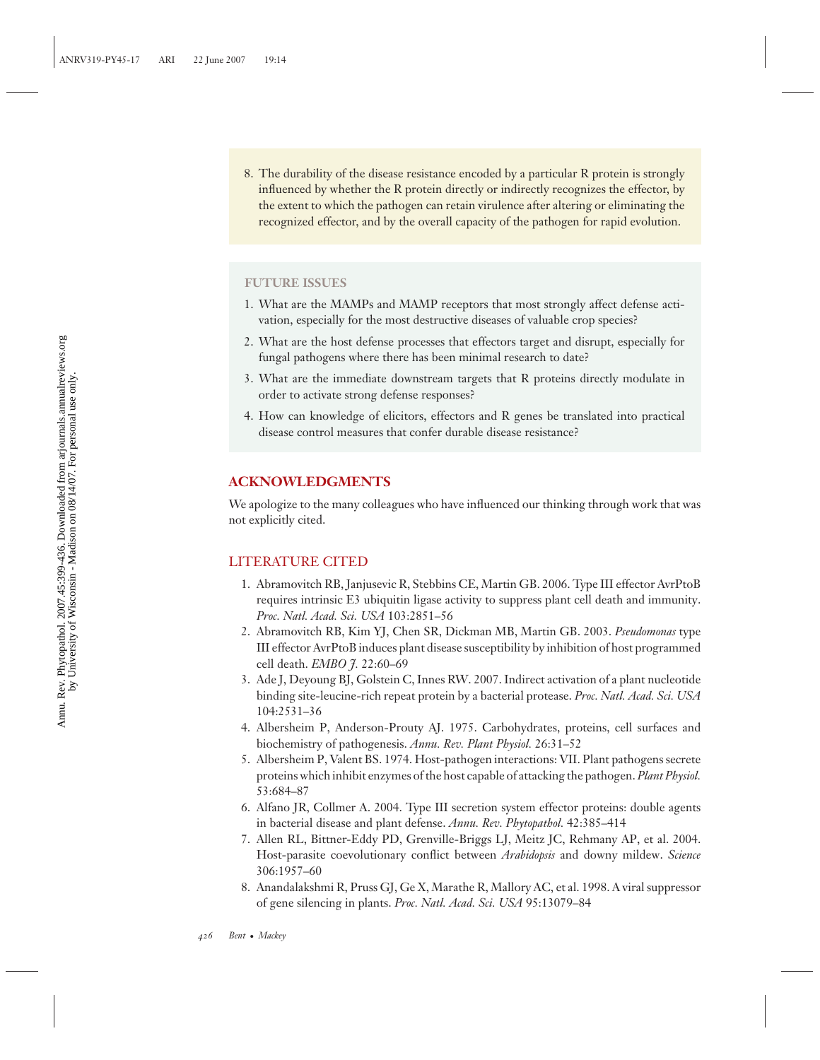8. The durability of the disease resistance encoded by a particular R protein is strongly influenced by whether the R protein directly or indirectly recognizes the effector, by the extent to which the pathogen can retain virulence after altering or eliminating the recognized effector, and by the overall capacity of the pathogen for rapid evolution.

### FUTURE ISSUES

1. What are the MAMPs and MAMP receptors that most strongly affect defense activation, especially for the most destructive diseases of valuable crop species?
2. What are the host defense processes that effectors target and disrupt, especially for fungal pathogens where there has been minimal research to date?
3. What are the immediate downstream targets that R proteins directly modulate in order to activate strong defense responses?
4. How can knowledge of elicitors, effectors and R genes be translated into practical disease control measures that confer durable disease resistance?

## ACKNOWLEDGMENTS

We apologize to the many colleagues who have influenced our thinking through work that was not explicitly cited.

## LITERATURE CITED

1. Abramovitch RB, Janjusevic R, Stebbins CE, Martin GB. 2006. Type III effector AvrPtoB requires intrinsic E3 ubiquitin ligase activity to suppress plant cell death and immunity. *Proc. Natl. Acad. Sci. USA* 103:2851–56
2. Abramovitch RB, Kim YJ, Chen SR, Dickman MB, Martin GB. 2003. *Pseudomonas* type III effector AvrPtoB induces plant disease susceptibility by inhibition of host programmed cell death. *EMBO J.* 22:60–69
3. Ade J, Deyoung BJ, Golstein C, Innes RW. 2007. Indirect activation of a plant nucleotide binding site-leucine-rich repeat protein by a bacterial protease. *Proc. Natl. Acad. Sci. USA* 104:2531–36
4. Albersheim P, Anderson-Prouty AJ. 1975. Carbohydrates, proteins, cell surfaces and biochemistry of pathogenesis. *Annu. Rev. Plant Physiol.* 26:31–52
5. Albersheim P, Valent BS. 1974. Host-pathogen interactions: VII. Plant pathogens secrete proteins which inhibit enzymes of the host capable of attacking the pathogen. *Plant Physiol.* 53:684–87
6. Alfano JR, Collmer A. 2004. Type III secretion system effector proteins: double agents in bacterial disease and plant defense. *Annu. Rev. Phytopathol.* 42:385–414
7. Allen RL, Bittner-Eddy PD, Grenville-Briggs LJ, Meitz JC, Rehmany AP, et al. 2004. Host-parasite coevolutionary conflict between *Arabidopsis* and downy mildew. *Science* 306:1957–60
8. Anandalakshmi R, Pruss GJ, Ge X, Marathe R, Mallory AC, et al. 1998. A viral suppressor of gene silencing in plants. *Proc. Natl. Acad. Sci. USA* 95:13079–84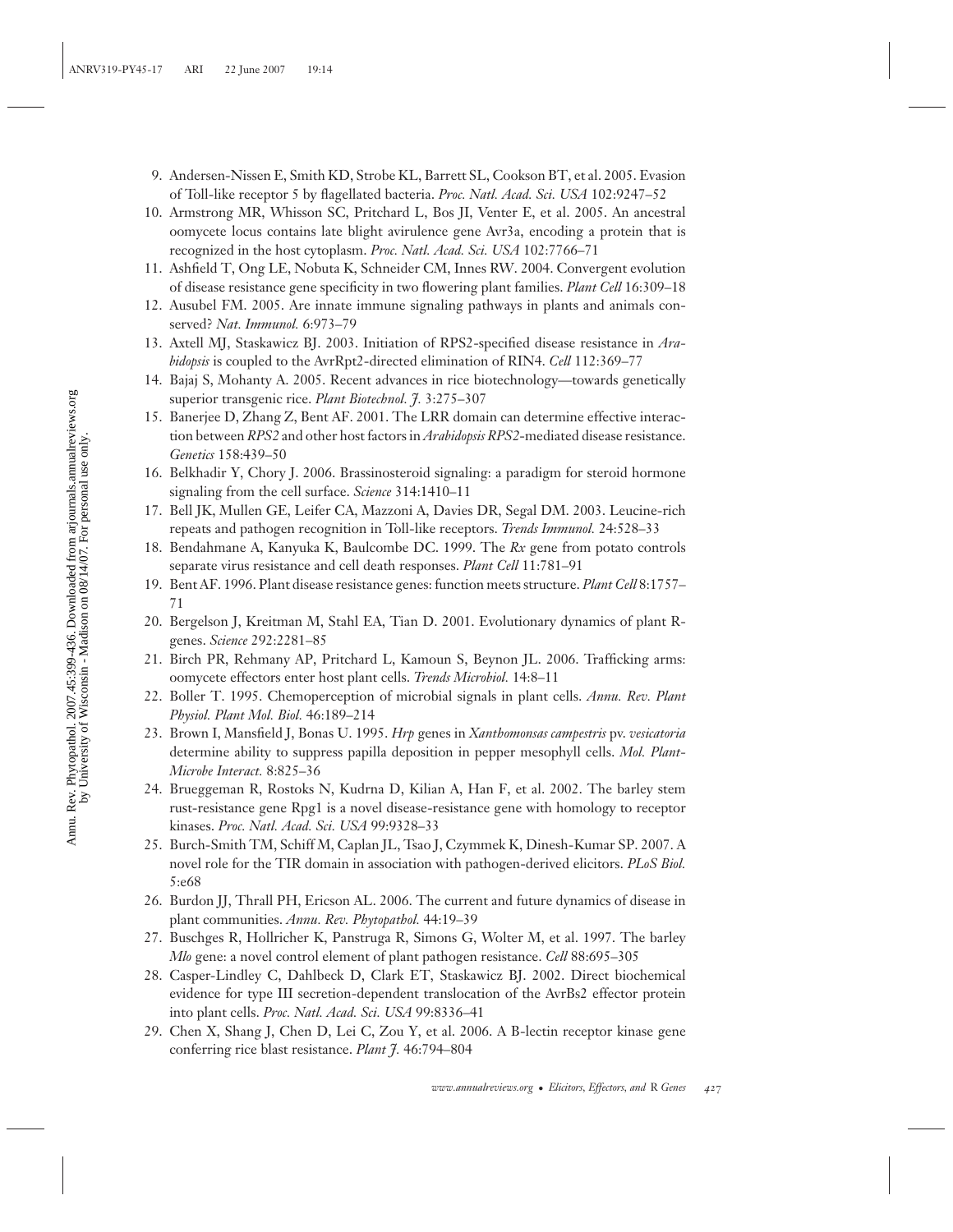9. Andersen-Nissen E, Smith KD, Strobe KL, Barrett SL, Cookson BT, et al. 2005. Evasion of Toll-like receptor 5 by flagellated bacteria. *Proc. Natl. Acad. Sci. USA* 102:9247–52
10. Armstrong MR, Whisson SC, Pritchard L, Bos JI, Venter E, et al. 2005. An ancestral oomycete locus contains late blight avirulence gene Avr3a, encoding a protein that is recognized in the host cytoplasm. *Proc. Natl. Acad. Sci. USA* 102:7766–71
11. Ashfield T, Ong LE, Nobuta K, Schneider CM, Innes RW. 2004. Convergent evolution of disease resistance gene specificity in two flowering plant families. *Plant Cell* 16:309–18
12. Ausubel FM. 2005. Are innate immune signaling pathways in plants and animals conserved? *Nat. Immunol.* 6:973–79
13. Axtell MJ, Staskawicz BJ. 2003. Initiation of RPS2-specified disease resistance in *Arabidopsis* is coupled to the AvrRpt2-directed elimination of RIN4. *Cell* 112:369–77
14. Bajaj S, Mohanty A. 2005. Recent advances in rice biotechnology—towards genetically superior transgenic rice. *Plant Biotechnol. J.* 3:275–307
15. Banerjee D, Zhang Z, Bent AF. 2001. The LRR domain can determine effective interaction between *RPS2* and other host factors in *Arabidopsis RPS2*-mediated disease resistance. *Genetics* 158:439–50
16. Belkhadir Y, Chory J. 2006. Brassinosteroid signaling: a paradigm for steroid hormone signaling from the cell surface. *Science* 314:1410–11
17. Bell JK, Mullen GE, Leifer CA, Mazzoni A, Davies DR, Segal DM. 2003. Leucine-rich repeats and pathogen recognition in Toll-like receptors. *Trends Immunol.* 24:528–33
18. Bendahmane A, Kanyuka K, Baulcombe DC. 1999. The *Rx* gene from potato controls separate virus resistance and cell death responses. *Plant Cell* 11:781–91
19. Bent AF. 1996. Plant disease resistance genes: function meets structure. *Plant Cell* 8:1757–71
20. Bergelson J, Kreitman M, Stahl EA, Tian D. 2001. Evolutionary dynamics of plant R-genes. *Science* 292:2281–85
21. Birch PR, Rehmany AP, Pritchard L, Kamoun S, Beynon JL. 2006. Trafficking arms: oomycete effectors enter host plant cells. *Trends Microbiol.* 14:8–11
22. Boller T. 1995. Chemoperception of microbial signals in plant cells. *Annu. Rev. Plant Physiol. Plant Mol. Biol.* 46:189–214
23. Brown I, Mansfield J, Bonas U. 1995. *Hrp* genes in *Xanthomonsas campestris* pv. *vesicatoria* determine ability to suppress papilla deposition in pepper mesophyll cells. *Mol. Plant-Microbe Interact.* 8:825–36
24. Brueggeman R, Rostoks N, Kudrna D, Kilian A, Han F, et al. 2002. The barley stem rust-resistance gene Rpg1 is a novel disease-resistance gene with homology to receptor kinases. *Proc. Natl. Acad. Sci. USA* 99:9328–33
25. Burch-Smith TM, Schiff M, Caplan JL, Tsao J, Czymmek K, Dinesh-Kumar SP. 2007. A novel role for the TIR domain in association with pathogen-derived elicitors. *PLoS Biol.* 5:e68
26. Burdon JJ, Thrall PH, Ericson AL. 2006. The current and future dynamics of disease in plant communities. *Annu. Rev. Phytopathol.* 44:19–39
27. Buschges R, Hollricher K, Panstruga R, Simons G, Wolter M, et al. 1997. The barley *Mlo* gene: a novel control element of plant pathogen resistance. *Cell* 88:695–305
28. Casper-Lindley C, Dahlbeck D, Clark ET, Staskawicz BJ. 2002. Direct biochemical evidence for type III secretion-dependent translocation of the AvrBs2 effector protein into plant cells. *Proc. Natl. Acad. Sci. USA* 99:8336–41
29. Chen X, Shang J, Chen D, Lei C, Zou Y, et al. 2006. A B-lectin receptor kinase gene conferring rice blast resistance. *Plant J.* 46:794–804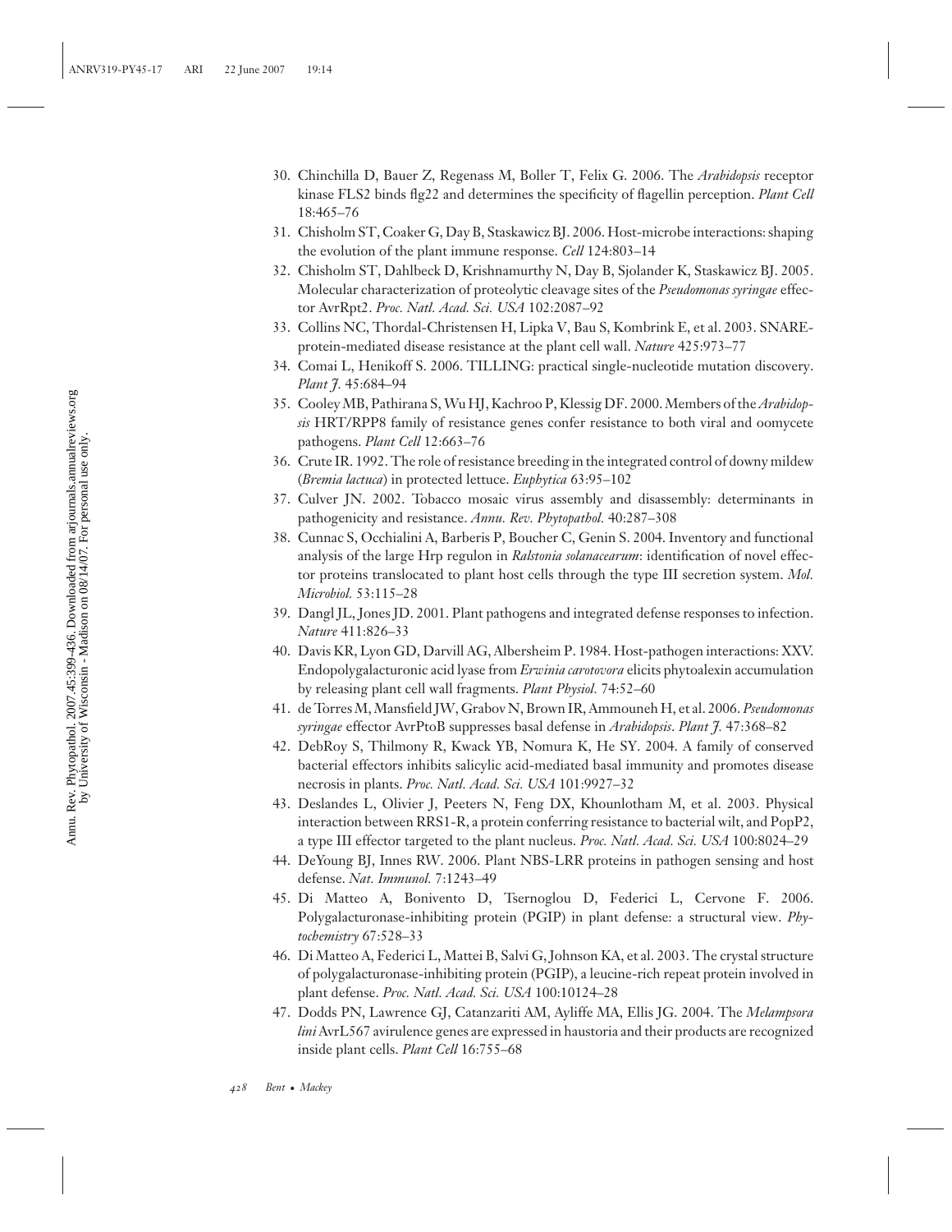30. Chinchilla D, Bauer Z, Regenass M, Boller T, Felix G. 2006. The *Arabidopsis* receptor kinase FLS2 binds flg22 and determines the specificity of flagellin perception. *Plant Cell* 18:465–76
31. Chisholm ST, Coaker G, Day B, Staskawicz BJ. 2006. Host-microbe interactions: shaping the evolution of the plant immune response. *Cell* 124:803–14
32. Chisholm ST, Dahlbeck D, Krishnamurthy N, Day B, Sjolander K, Staskawicz BJ. 2005. Molecular characterization of proteolytic cleavage sites of the *Pseudomonas syringae* effector AvrRpt2. *Proc. Natl. Acad. Sci. USA* 102:2087–92
33. Collins NC, Thordal-Christensen H, Lipka V, Bau S, Kombrink E, et al. 2003. SNARE-protein-mediated disease resistance at the plant cell wall. *Nature* 425:973–77
34. Comai L, Henikoff S. 2006. TILLING: practical single-nucleotide mutation discovery. *Plant J.* 45:684–94
35. Cooley MB, Pathirana S, Wu HJ, Kachroo P, Klessig DF. 2000. Members of the *Arabidopsis* HRT/RPP8 family of resistance genes confer resistance to both viral and oomycete pathogens. *Plant Cell* 12:663–76
36. Crute IR. 1992. The role of resistance breeding in the integrated control of downy mildew (*Bremia lactuca*) in protected lettuce. *Euphytica* 63:95–102
37. Culver JN. 2002. Tobacco mosaic virus assembly and disassembly: determinants in pathogenicity and resistance. *Annu. Rev. Phytopathol.* 40:287–308
38. Cunnac S, Occhialini A, Barberis P, Boucher C, Genin S. 2004. Inventory and functional analysis of the large Hrp regulon in *Ralstonia solanacearum*: identification of novel effector proteins translocated to plant host cells through the type III secretion system. *Mol. Microbiol.* 53:115–28
39. Dangl JL, Jones JD. 2001. Plant pathogens and integrated defense responses to infection. *Nature* 411:826–33
40. Davis KR, Lyon GD, Darvill AG, Albersheim P. 1984. Host-pathogen interactions: XXV. Endopolygalacturonic acid lyase from *Erwinia carotovora* elicits phytoalexin accumulation by releasing plant cell wall fragments. *Plant Physiol.* 74:52–60
41. de Torres M, Mansfield JW, Grabov N, Brown IR, Ammouneh H, et al. 2006. *Pseudomonas syringae* effector AvrPtoB suppresses basal defense in *Arabidopsis*. *Plant J.* 47:368–82
42. DebRoy S, Thilmony R, Kwack YB, Nomura K, He SY. 2004. A family of conserved bacterial effectors inhibits salicylic acid-mediated basal immunity and promotes disease necrosis in plants. *Proc. Natl. Acad. Sci. USA* 101:9927–32
43. Deslandes L, Olivier J, Peeters N, Feng DX, Khounlotham M, et al. 2003. Physical interaction between RRS1-R, a protein conferring resistance to bacterial wilt, and PopP2, a type III effector targeted to the plant nucleus. *Proc. Natl. Acad. Sci. USA* 100:8024–29
44. DeYoung BJ, Innes RW. 2006. Plant NBS-LRR proteins in pathogen sensing and host defense. *Nat. Immunol.* 7:1243–49
45. Di Matteo A, Bonivento D, Tsernoglou D, Federici L, Cervone F. 2006. Polygalacturonase-inhibiting protein (PGIP) in plant defense: a structural view. *Phytochemistry* 67:528–33
46. Di Matteo A, Federici L, Mattei B, Salvi G, Johnson KA, et al. 2003. The crystal structure of polygalacturonase-inhibiting protein (PGIP), a leucine-rich repeat protein involved in plant defense. *Proc. Natl. Acad. Sci. USA* 100:10124–28
47. Dodds PN, Lawrence GJ, Catanzariti AM, Ayliffe MA, Ellis JG. 2004. The *Melampsora lini* AvrL567 avirulence genes are expressed in haustoria and their products are recognized inside plant cells. *Plant Cell* 16:755–68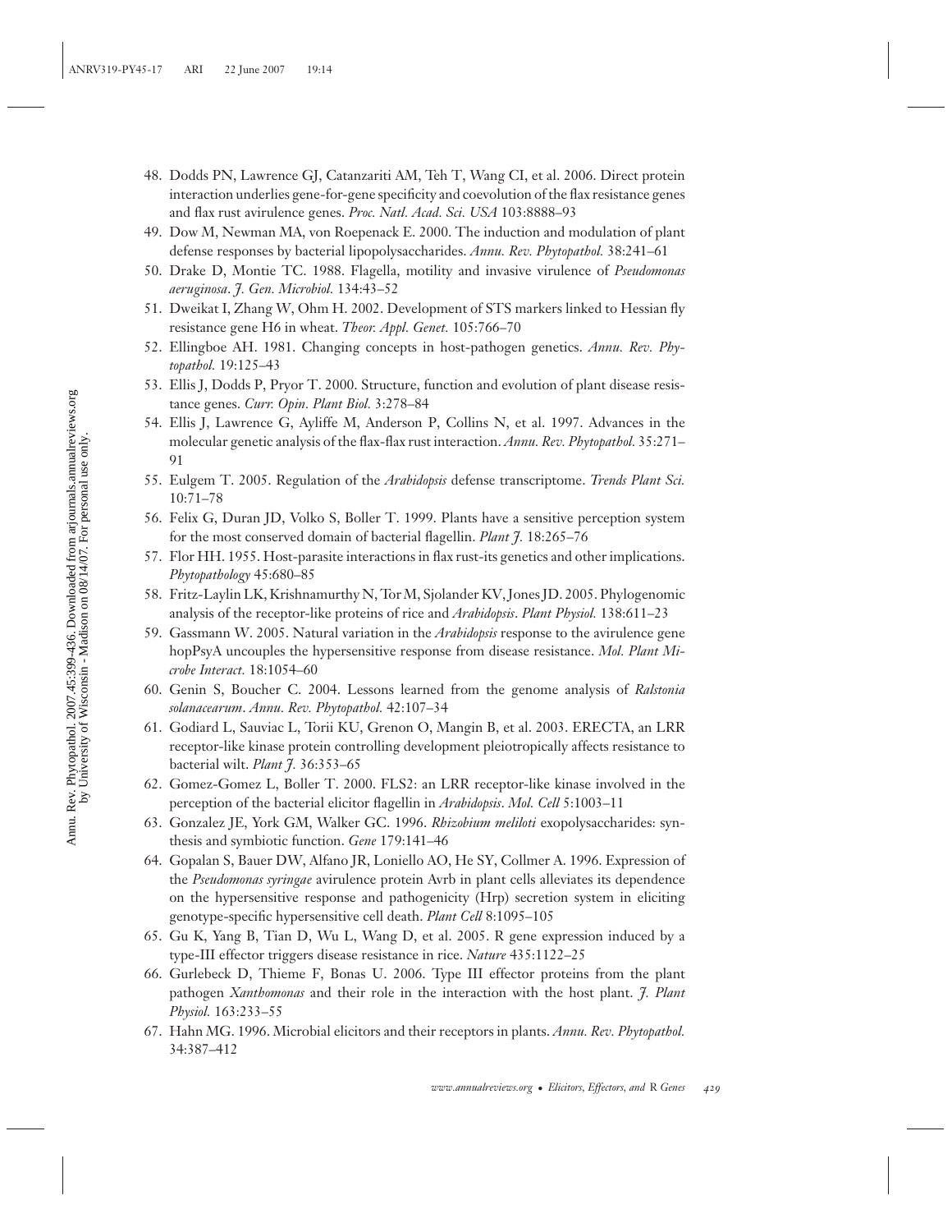48. Dodds PN, Lawrence GJ, Catanzariti AM, Teh T, Wang CI, et al. 2006. Direct protein interaction underlies gene-for-gene specificity and coevolution of the flax resistance genes and flax rust avirulence genes. *Proc. Natl. Acad. Sci. USA* 103:8888–93
49. Dow M, Newman MA, von Roepenack E. 2000. The induction and modulation of plant defense responses by bacterial lipopolysaccharides. *Annu. Rev. Phytopathol.* 38:241–61
50. Drake D, Montie TC. 1988. Flagella, motility and invasive virulence of *Pseudomonas aeruginosa*. *J. Gen. Microbiol.* 134:43–52
51. Dweikat I, Zhang W, Ohm H. 2002. Development of STS markers linked to Hessian fly resistance gene H6 in wheat. *Theor. Appl. Genet.* 105:766–70
52. Ellingboe AH. 1981. Changing concepts in host-pathogen genetics. *Annu. Rev. Phytopathol.* 19:125–43
53. Ellis J, Dodds P, Pryor T. 2000. Structure, function and evolution of plant disease resistance genes. *Curr. Opin. Plant Biol.* 3:278–84
54. Ellis J, Lawrence G, Ayliffe M, Anderson P, Collins N, et al. 1997. Advances in the molecular genetic analysis of the flax-flax rust interaction. *Annu. Rev. Phytopathol.* 35:271–91
55. Eulgem T. 2005. Regulation of the *Arabidopsis* defense transcriptome. *Trends Plant Sci.* 10:71–78
56. Felix G, Duran JD, Volko S, Boller T. 1999. Plants have a sensitive perception system for the most conserved domain of bacterial flagellin. *Plant J.* 18:265–76
57. Flor HH. 1955. Host-parasite interactions in flax rust-its genetics and other implications. *Phytopathology* 45:680–85
58. Fritz-Laylin LK, Krishnamurthy N, Tor M, Sjolander KV, Jones JD. 2005. Phylogenomic analysis of the receptor-like proteins of rice and *Arabidopsis*. *Plant Physiol.* 138:611–23
59. Gassmann W. 2005. Natural variation in the *Arabidopsis* response to the avirulence gene hopPsyA uncouples the hypersensitive response from disease resistance. *Mol. Plant Microbe Interact.* 18:1054–60
60. Genin S, Boucher C. 2004. Lessons learned from the genome analysis of *Ralstonia solanacearum*. *Annu. Rev. Phytopathol.* 42:107–34
61. Godiard L, Sauviac L, Torii KU, Grenon O, Mangin B, et al. 2003. ERECTA, an LRR receptor-like kinase protein controlling development pleiotropically affects resistance to bacterial wilt. *Plant J.* 36:353–65
62. Gomez-Gomez L, Boller T. 2000. FLS2: an LRR receptor-like kinase involved in the perception of the bacterial elicitor flagellin in *Arabidopsis*. *Mol. Cell* 5:1003–11
63. Gonzalez JE, York GM, Walker GC. 1996. *Rhizobium meliloti* exopolysaccharides: synthesis and symbiotic function. *Gene* 179:141–46
64. Gopalan S, Bauer DW, Alfano JR, Loniello AO, He SY, Collmer A. 1996. Expression of the *Pseudomonas syringae* avirulence protein Avrb in plant cells alleviates its dependence on the hypersensitive response and pathogenicity (Hrp) secretion system in eliciting genotype-specific hypersensitive cell death. *Plant Cell* 8:1095–105
65. Gu K, Yang B, Tian D, Wu L, Wang D, et al. 2005. R gene expression induced by a type-III effector triggers disease resistance in rice. *Nature* 435:1122–25
66. Gurlebeck D, Thieme F, Bonas U. 2006. Type III effector proteins from the plant pathogen *Xanthomonas* and their role in the interaction with the host plant. *J. Plant Physiol.* 163:233–55
67. Hahn MG. 1996. Microbial elicitors and their receptors in plants. *Annu. Rev. Phytopathol.* 34:387–412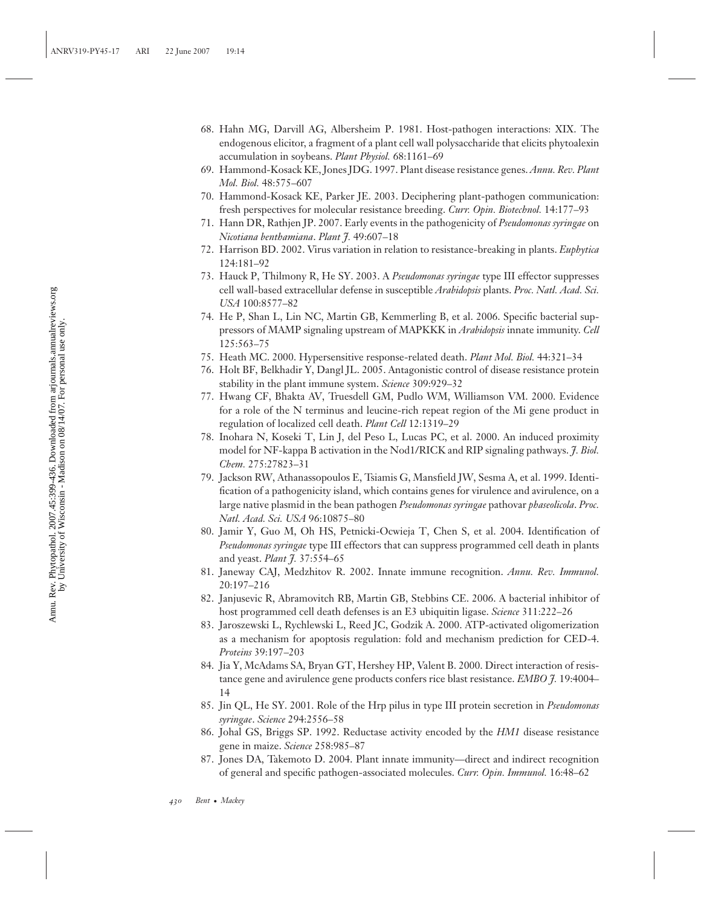68. Hahn MG, Darvill AG, Albersheim P. 1981. Host-pathogen interactions: XIX. The endogenous elicitor, a fragment of a plant cell wall polysaccharide that elicits phytoalexin accumulation in soybeans. *Plant Physiol.* 68:1161–69
69. Hammond-Kosack KE, Jones JDG. 1997. Plant disease resistance genes. *Annu. Rev. Plant Mol. Biol.* 48:575–607
70. Hammond-Kosack KE, Parker JE. 2003. Deciphering plant-pathogen communication: fresh perspectives for molecular resistance breeding. *Curr. Opin. Biotechnol.* 14:177–93
71. Hann DR, Rathjen JP. 2007. Early events in the pathogenicity of *Pseudomonas syringae* on *Nicotiana benthamiana*. *Plant J.* 49:607–18
72. Harrison BD. 2002. Virus variation in relation to resistance-breaking in plants. *Euphytica* 124:181–92
73. Hauck P, Thilmony R, He SY. 2003. A *Pseudomonas syringae* type III effector suppresses cell wall-based extracellular defense in susceptible *Arabidopsis* plants. *Proc. Natl. Acad. Sci. USA* 100:8577–82
74. He P, Shan L, Lin NC, Martin GB, Kemmerling B, et al. 2006. Specific bacterial suppressors of MAMP signaling upstream of MAPKKK in *Arabidopsis* innate immunity. *Cell* 125:563–75
75. Heath MC. 2000. Hypersensitive response-related death. *Plant Mol. Biol.* 44:321–34
76. Holt BF, Belkhadir Y, Dangl JL. 2005. Antagonistic control of disease resistance protein stability in the plant immune system. *Science* 309:929–32
77. Hwang CF, Bhakta AV, Truesdell GM, Pudlo WM, Williamson VM. 2000. Evidence for a role of the N terminus and leucine-rich repeat region of the Mi gene product in regulation of localized cell death. *Plant Cell* 12:1319–29
78. Inohara N, Koseki T, Lin J, del Peso L, Lucas PC, et al. 2000. An induced proximity model for NF-kappa B activation in the Nod1/RICK and RIP signaling pathways. *J. Biol. Chem.* 275:27823–31
79. Jackson RW, Athanassopoulos E, Tsiamis G, Mansfield JW, Sesma A, et al. 1999. Identification of a pathogenicity island, which contains genes for virulence and avirulence, on a large native plasmid in the bean pathogen *Pseudomonas syringae* pathovar *phaseolicola*. *Proc. Natl. Acad. Sci. USA* 96:10875–80
80. Jamir Y, Guo M, Oh HS, Petnicki-Ocwieja T, Chen S, et al. 2004. Identification of *Pseudomonas syringae* type III effectors that can suppress programmed cell death in plants and yeast. *Plant J.* 37:554–65
81. Janeway CAJ, Medzhitov R. 2002. Innate immune recognition. *Annu. Rev. Immunol.* 20:197–216
82. Janjusevic R, Abramovitch RB, Martin GB, Stebbins CE. 2006. A bacterial inhibitor of host programmed cell death defenses is an E3 ubiquitin ligase. *Science* 311:222–26
83. Jaroszewski L, Rychlewski L, Reed JC, Godzik A. 2000. ATP-activated oligomerization as a mechanism for apoptosis regulation: fold and mechanism prediction for CED-4. *Proteins* 39:197–203
84. Jia Y, McAdams SA, Bryan GT, Hershey HP, Valent B. 2000. Direct interaction of resistance gene and avirulence gene products confers rice blast resistance. *EMBO J.* 19:4004–14
85. Jin QL, He SY. 2001. Role of the Hrp pilus in type III protein secretion in *Pseudomonas syringae*. *Science* 294:2556–58
86. Johal GS, Briggs SP. 1992. Reductase activity encoded by the *HM1* disease resistance gene in maize. *Science* 258:985–87
87. Jones DA, Takemoto D. 2004. Plant innate immunity—direct and indirect recognition of general and specific pathogen-associated molecules. *Curr. Opin. Immunol.* 16:48–62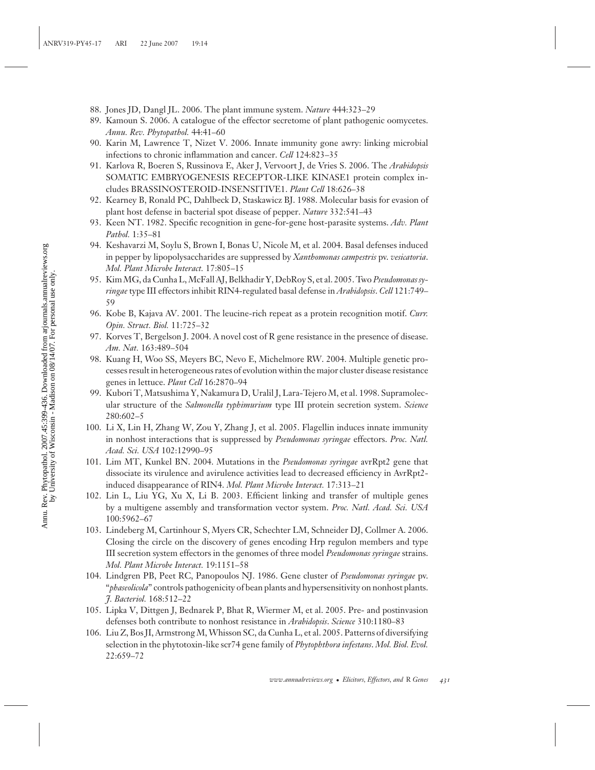88. Jones JD, Dangl JL. 2006. The plant immune system. *Nature* 444:323–29
89. Kamoun S. 2006. A catalogue of the effector secretome of plant pathogenic oomycetes. *Annu. Rev. Phytopathol.* 44:41–60
90. Karin M, Lawrence T, Nizet V. 2006. Innate immunity gone awry: linking microbial infections to chronic inflammation and cancer. *Cell* 124:823–35
91. Karlova R, Boeren S, Russinova E, Aker J, Vervoort J, de Vries S. 2006. The *Arabidopsis* SOMATIC EMBRYOGENESIS RECEPTOR-LIKE KINASE1 protein complex includes BRASSINOSTEROID-INSENSITIVE1. *Plant Cell* 18:626–38
92. Kearney B, Ronald PC, Dahlbeck D, Staskawicz BJ. 1988. Molecular basis for evasion of plant host defense in bacterial spot disease of pepper. *Nature* 332:541–43
93. Keen NT. 1982. Specific recognition in gene-for-gene host-parasite systems. *Adv. Plant Pathol.* 1:35–81
94. Keshavarzi M, Soylu S, Brown I, Bonas U, Nicole M, et al. 2004. Basal defenses induced in pepper by lipopolysaccharides are suppressed by *Xanthomonas campestris* pv. *vesicatoria*. *Mol. Plant Microbe Interact.* 17:805–15
95. Kim MG, da Cunha L, McFall AJ, Belkhadir Y, DebRoy S, et al. 2005. Two *Pseudomonas syringae* type III effectors inhibit RIN4-regulated basal defense in *Arabidopsis*. *Cell* 121:749–59
96. Kobe B, Kajava AV. 2001. The leucine-rich repeat as a protein recognition motif. *Curr. Opin. Struct. Biol.* 11:725–32
97. Korves T, Bergelson J. 2004. A novel cost of R gene resistance in the presence of disease. *Am. Nat.* 163:489–504
98. Kuang H, Woo SS, Meyers BC, Nevo E, Michelmore RW. 2004. Multiple genetic processes result in heterogeneous rates of evolution within the major cluster disease resistance genes in lettuce. *Plant Cell* 16:2870–94
99. Kubori T, Matsushima Y, Nakamura D, Uralil J, Lara-Tejero M, et al. 1998. Supramolecular structure of the *Salmonella typhimurium* type III protein secretion system. *Science* 280:602–5
100. Li X, Lin H, Zhang W, Zou Y, Zhang J, et al. 2005. Flagellin induces innate immunity in nonhost interactions that is suppressed by *Pseudomonas syringae* effectors. *Proc. Natl. Acad. Sci. USA* 102:12990–95
101. Lim MT, Kunkel BN. 2004. Mutations in the *Pseudomonas syringae* avrRpt2 gene that dissociate its virulence and avirulence activities lead to decreased efficiency in AvrRpt2-induced disappearance of RIN4. *Mol. Plant Microbe Interact.* 17:313–21
102. Lin L, Liu YG, Xu X, Li B. 2003. Efficient linking and transfer of multiple genes by a multigene assembly and transformation vector system. *Proc. Natl. Acad. Sci. USA* 100:5962–67
103. Lindeberg M, Cartinhour S, Myers CR, Schechter LM, Schneider DJ, Collmer A. 2006. Closing the circle on the discovery of genes encoding Hrp regulon members and type III secretion system effectors in the genomes of three model *Pseudomonas syringae* strains. *Mol. Plant Microbe Interact.* 19:1151–58
104. Lindgren PB, Peet RC, Panopoulos NJ. 1986. Gene cluster of *Pseudomonas syringae* pv. "*phaseolicola*" controls pathogenicity of bean plants and hypersensitivity on nonhost plants. *J. Bacteriol.* 168:512–22
105. Lipka V, Dittgen J, Bednarek P, Bhat R, Wiermer M, et al. 2005. Pre- and postinvasion defenses both contribute to nonhost resistance in *Arabidopsis*. *Science* 310:1180–83
106. Liu Z, Bos JI, Armstrong M, Whisson SC, da Cunha L, et al. 2005. Patterns of diversifying selection in the phytotoxin-like scr74 gene family of *Phytophthora infestans*. *Mol. Biol. Evol.* 22:659–72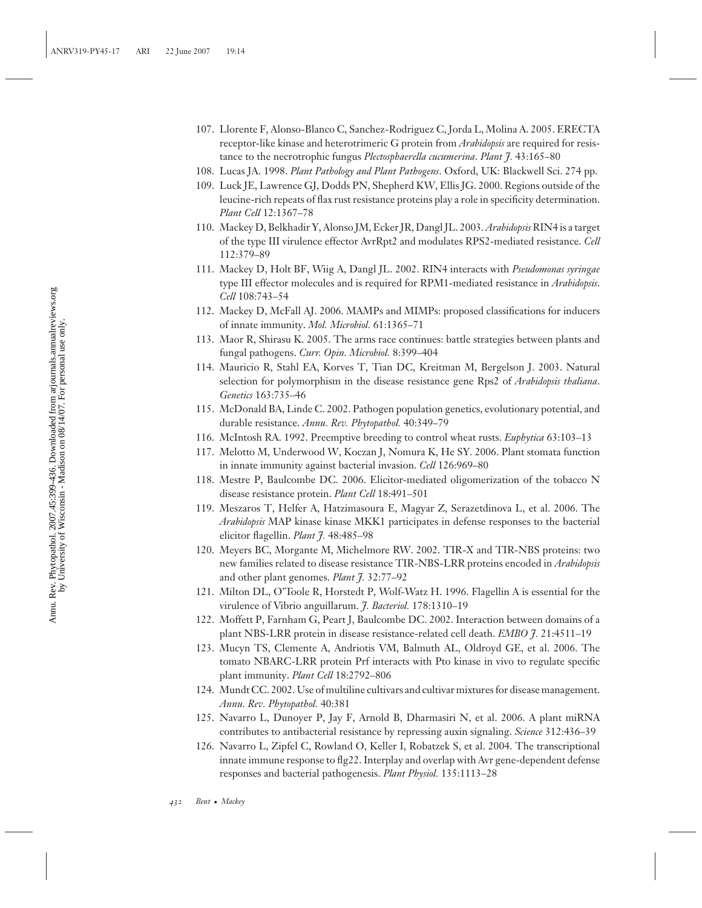107. Llorente F, Alonso-Blanco C, Sanchez-Rodriguez C, Jorda L, Molina A. 2005. ERECTA receptor-like kinase and heterotrimeric G protein from *Arabidopsis* are required for resistance to the necrotrophic fungus *Plectosphaerella cucumerina*. *Plant J.* 43:165–80
108. Lucas JA. 1998. *Plant Pathology and Plant Pathogens*. Oxford, UK: Blackwell Sci. 274 pp.
109. Luck JE, Lawrence GJ, Dodds PN, Shepherd KW, Ellis JG. 2000. Regions outside of the leucine-rich repeats of flax rust resistance proteins play a role in specificity determination. *Plant Cell* 12:1367–78
110. Mackey D, Belkhadir Y, Alonso JM, Ecker JR, Dangl JL. 2003. *Arabidopsis* RIN4 is a target of the type III virulence effector AvrRpt2 and modulates RPS2-mediated resistance. *Cell* 112:379–89
111. Mackey D, Holt BF, Wiig A, Dangl JL. 2002. RIN4 interacts with *Pseudomonas syringae* type III effector molecules and is required for RPM1-mediated resistance in *Arabidopsis*. *Cell* 108:743–54
112. Mackey D, McFall AJ. 2006. MAMPs and MIMPs: proposed classifications for inducers of innate immunity. *Mol. Microbiol.* 61:1365–71
113. Maor R, Shirasu K. 2005. The arms race continues: battle strategies between plants and fungal pathogens. *Curr. Opin. Microbiol.* 8:399–404
114. Mauricio R, Stahl EA, Korves T, Tian DC, Kreitman M, Bergelson J. 2003. Natural selection for polymorphism in the disease resistance gene Rps2 of *Arabidopsis thaliana*. *Genetics* 163:735–46
115. McDonald BA, Linde C. 2002. Pathogen population genetics, evolutionary potential, and durable resistance. *Annu. Rev. Phytopathol.* 40:349–79
116. McIntosh RA. 1992. Preemptive breeding to control wheat rusts. *Euphytica* 63:103–13
117. Melotto M, Underwood W, Koczan J, Nomura K, He SY. 2006. Plant stomata function in innate immunity against bacterial invasion. *Cell* 126:969–80
118. Mestre P, Baulcombe DC. 2006. Elicitor-mediated oligomerization of the tobacco N disease resistance protein. *Plant Cell* 18:491–501
119. Meszaros T, Helfer A, Hatzimasoura E, Magyar Z, Serazetdinova L, et al. 2006. The *Arabidopsis* MAP kinase kinase MKK1 participates in defense responses to the bacterial elicitor flagellin. *Plant J.* 48:485–98
120. Meyers BC, Morgante M, Michelmore RW. 2002. TIR-X and TIR-NBS proteins: two new families related to disease resistance TIR-NBS-LRR proteins encoded in *Arabidopsis* and other plant genomes. *Plant J.* 32:77–92
121. Milton DL, O'Toole R, Horstedt P, Wolf-Watz H. 1996. Flagellin A is essential for the virulence of Vibrio anguillarum. *J. Bacteriol.* 178:1310–19
122. Moffett P, Farnham G, Peart J, Baulcombe DC. 2002. Interaction between domains of a plant NBS-LRR protein in disease resistance-related cell death. *EMBO J.* 21:4511–19
123. Mucyn TS, Clemente A, Andriotis VM, Balmuth AL, Oldroyd GE, et al. 2006. The tomato NBARC-LRR protein Prf interacts with Pto kinase in vivo to regulate specific plant immunity. *Plant Cell* 18:2792–806
124. Mundt CC. 2002. Use of multiline cultivars and cultivar mixtures for disease management. *Annu. Rev. Phytopathol.* 40:381
125. Navarro L, Dunoyer P, Jay F, Arnold B, Dharmasiri N, et al. 2006. A plant miRNA contributes to antibacterial resistance by repressing auxin signaling. *Science* 312:436–39
126. Navarro L, Zipfel C, Rowland O, Keller I, Robatzek S, et al. 2004. The transcriptional innate immune response to flg22. Interplay and overlap with Avr gene-dependent defense responses and bacterial pathogenesis. *Plant Physiol.* 135:1113–28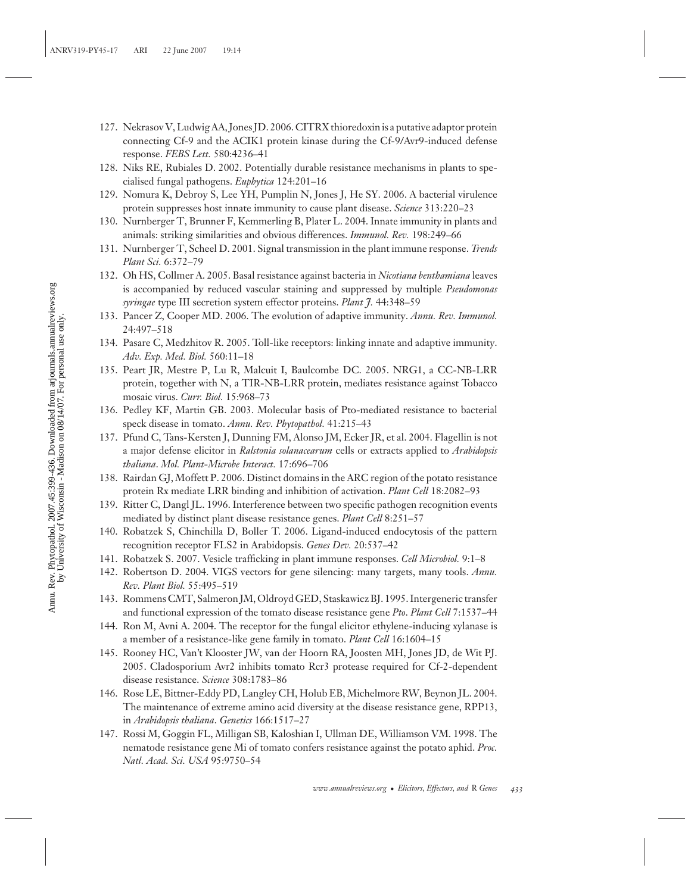127. Nekrasov V, Ludwig AA, Jones JD. 2006. CITRX thioredoxin is a putative adaptor protein connecting Cf-9 and the ACIK1 protein kinase during the Cf-9/Avr9-induced defense response. *FEBS Lett.* 580:4236–41
128. Niks RE, Rubiales D. 2002. Potentially durable resistance mechanisms in plants to specialised fungal pathogens. *Euphytica* 124:201–16
129. Nomura K, Debroy S, Lee YH, Pumplin N, Jones J, He SY. 2006. A bacterial virulence protein suppresses host innate immunity to cause plant disease. *Science* 313:220–23
130. Nurnberger T, Brunner F, Kemmerling B, Plater L. 2004. Innate immunity in plants and animals: striking similarities and obvious differences. *Immunol. Rev.* 198:249–66
131. Nurnberger T, Scheel D. 2001. Signal transmission in the plant immune response. *Trends Plant Sci.* 6:372–79
132. Oh HS, Collmer A. 2005. Basal resistance against bacteria in *Nicotiana benthamiana* leaves is accompanied by reduced vascular staining and suppressed by multiple *Pseudomonas syringae* type III secretion system effector proteins. *Plant J.* 44:348–59
133. Pancer Z, Cooper MD. 2006. The evolution of adaptive immunity. *Annu. Rev. Immunol.* 24:497–518
134. Pasare C, Medzhitov R. 2005. Toll-like receptors: linking innate and adaptive immunity. *Adv. Exp. Med. Biol.* 560:11–18
135. Peart JR, Mestre P, Lu R, Malcuit I, Baulcombe DC. 2005. NRG1, a CC-NB-LRR protein, together with N, a TIR-NB-LRR protein, mediates resistance against Tobacco mosaic virus. *Curr. Biol.* 15:968–73
136. Pedley KF, Martin GB. 2003. Molecular basis of Pto-mediated resistance to bacterial speck disease in tomato. *Annu. Rev. Phytopathol.* 41:215–43
137. Pfund C, Tans-Kersten J, Dunning FM, Alonso JM, Ecker JR, et al. 2004. Flagellin is not a major defense elicitor in *Ralstonia solanacearum* cells or extracts applied to *Arabidopsis thaliana*. *Mol. Plant-Microbe Interact.* 17:696–706
138. Rairdan GJ, Moffett P. 2006. Distinct domains in the ARC region of the potato resistance protein Rx mediate LRR binding and inhibition of activation. *Plant Cell* 18:2082–93
139. Ritter C, Dangl JL. 1996. Interference between two specific pathogen recognition events mediated by distinct plant disease resistance genes. *Plant Cell* 8:251–57
140. Robatzek S, Chinchilla D, Boller T. 2006. Ligand-induced endocytosis of the pattern recognition receptor FLS2 in Arabidopsis. *Genes Dev.* 20:537–42
141. Robatzek S. 2007. Vesicle trafficking in plant immune responses. *Cell Microbiol.* 9:1–8
142. Robertson D. 2004. VIGS vectors for gene silencing: many targets, many tools. *Annu. Rev. Plant Biol.* 55:495–519
143. Rommens CMT, Salmeron JM, Oldroyd GED, Staskawicz BJ. 1995. Intergeneric transfer and functional expression of the tomato disease resistance gene *Pto*. *Plant Cell* 7:1537–44
144. Ron M, Avni A. 2004. The receptor for the fungal elicitor ethylene-inducing xylanase is a member of a resistance-like gene family in tomato. *Plant Cell* 16:1604–15
145. Rooney HC, Van't Klooster JW, van der Hoorn RA, Joosten MH, Jones JD, de Wit PJ. 2005. Cladosporium Avr2 inhibits tomato Rcr3 protease required for Cf-2-dependent disease resistance. *Science* 308:1783–86
146. Rose LE, Bittner-Eddy PD, Langley CH, Holub EB, Michelmore RW, Beynon JL. 2004. The maintenance of extreme amino acid diversity at the disease resistance gene, RPP13, in *Arabidopsis thaliana*. *Genetics* 166:1517–27
147. Rossi M, Goggin FL, Milligan SB, Kaloshian I, Ullman DE, Williamson VM. 1998. The nematode resistance gene Mi of tomato confers resistance against the potato aphid. *Proc. Natl. Acad. Sci. USA* 95:9750–54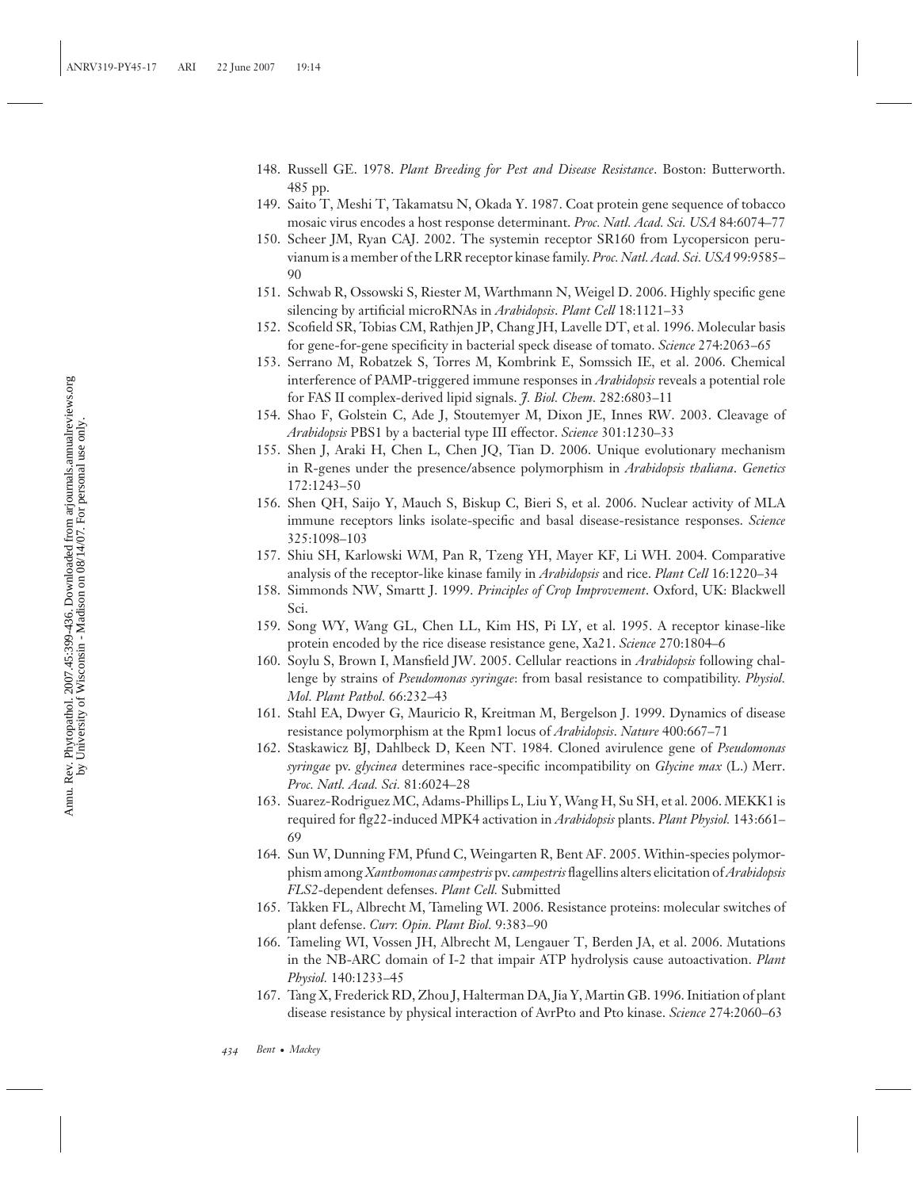148. Russell GE. 1978. *Plant Breeding for Pest and Disease Resistance*. Boston: Butterworth. 485 pp.
149. Saito T, Meshi T, Takamatsu N, Okada Y. 1987. Coat protein gene sequence of tobacco mosaic virus encodes a host response determinant. *Proc. Natl. Acad. Sci. USA* 84:6074–77
150. Scheer JM, Ryan CAJ. 2002. The systemin receptor SR160 from Lycopersicon peruvianum is a member of the LRR receptor kinase family. *Proc. Natl. Acad. Sci. USA* 99:9585–90
151. Schwab R, Ossowski S, Riester M, Warthmann N, Weigel D. 2006. Highly specific gene silencing by artificial microRNAs in *Arabidopsis*. *Plant Cell* 18:1121–33
152. Scofield SR, Tobias CM, Rathjen JP, Chang JH, Lavelle DT, et al. 1996. Molecular basis for gene-for-gene specificity in bacterial speck disease of tomato. *Science* 274:2063–65
153. Serrano M, Robatzek S, Torres M, Kombrink E, Somssich IE, et al. 2006. Chemical interference of PAMP-triggered immune responses in *Arabidopsis* reveals a potential role for FAS II complex-derived lipid signals. *J. Biol. Chem.* 282:6803–11
154. Shao F, Golstein C, Ade J, Stoutemyer M, Dixon JE, Innes RW. 2003. Cleavage of *Arabidopsis* PBS1 by a bacterial type III effector. *Science* 301:1230–33
155. Shen J, Araki H, Chen L, Chen JQ, Tian D. 2006. Unique evolutionary mechanism in R-genes under the presence/absence polymorphism in *Arabidopsis thaliana*. *Genetics* 172:1243–50
156. Shen QH, Saijo Y, Mauch S, Biskup C, Bieri S, et al. 2006. Nuclear activity of MLA immune receptors links isolate-specific and basal disease-resistance responses. *Science* 325:1098–103
157. Shiu SH, Karlowski WM, Pan R, Tzeng YH, Mayer KF, Li WH. 2004. Comparative analysis of the receptor-like kinase family in *Arabidopsis* and rice. *Plant Cell* 16:1220–34
158. Simmonds NW, Smartt J. 1999. *Principles of Crop Improvement*. Oxford, UK: Blackwell Sci.
159. Song WY, Wang GL, Chen LL, Kim HS, Pi LY, et al. 1995. A receptor kinase-like protein encoded by the rice disease resistance gene, Xa21. *Science* 270:1804–6
160. Soylu S, Brown I, Mansfield JW. 2005. Cellular reactions in *Arabidopsis* following challenge by strains of *Pseudomonas syringae*: from basal resistance to compatibility. *Physiol. Mol. Plant Pathol.* 66:232–43
161. Stahl EA, Dwyer G, Mauricio R, Kreitman M, Bergelson J. 1999. Dynamics of disease resistance polymorphism at the Rpm1 locus of *Arabidopsis*. *Nature* 400:667–71
162. Staskawicz BJ, Dahlbeck D, Keen NT. 1984. Cloned avirulence gene of *Pseudomonas syringae* pv. *glycinea* determines race-specific incompatibility on *Glycine max* (L.) Merr. *Proc. Natl. Acad. Sci.* 81:6024–28
163. Suarez-Rodriguez MC, Adams-Phillips L, Liu Y, Wang H, Su SH, et al. 2006. MEKK1 is required for flg22-induced MPK4 activation in *Arabidopsis* plants. *Plant Physiol.* 143:661–69
164. Sun W, Dunning FM, Pfund C, Weingarten R, Bent AF. 2005. Within-species polymorphism among *Xanthomonas campestris* pv. *campestris* flagellins alters elicitation of *Arabidopsis FLS2*-dependent defenses. *Plant Cell.* Submitted
165. Takken FL, Albrecht M, Tameling WI. 2006. Resistance proteins: molecular switches of plant defense. *Curr. Opin. Plant Biol.* 9:383–90
166. Tameling WI, Vossen JH, Albrecht M, Lengauer T, Berden JA, et al. 2006. Mutations in the NB-ARC domain of I-2 that impair ATP hydrolysis cause autoactivation. *Plant Physiol.* 140:1233–45
167. Tang X, Frederick RD, Zhou J, Halterman DA, Jia Y, Martin GB. 1996. Initiation of plant disease resistance by physical interaction of AvrPto and Pto kinase. *Science* 274:2060–63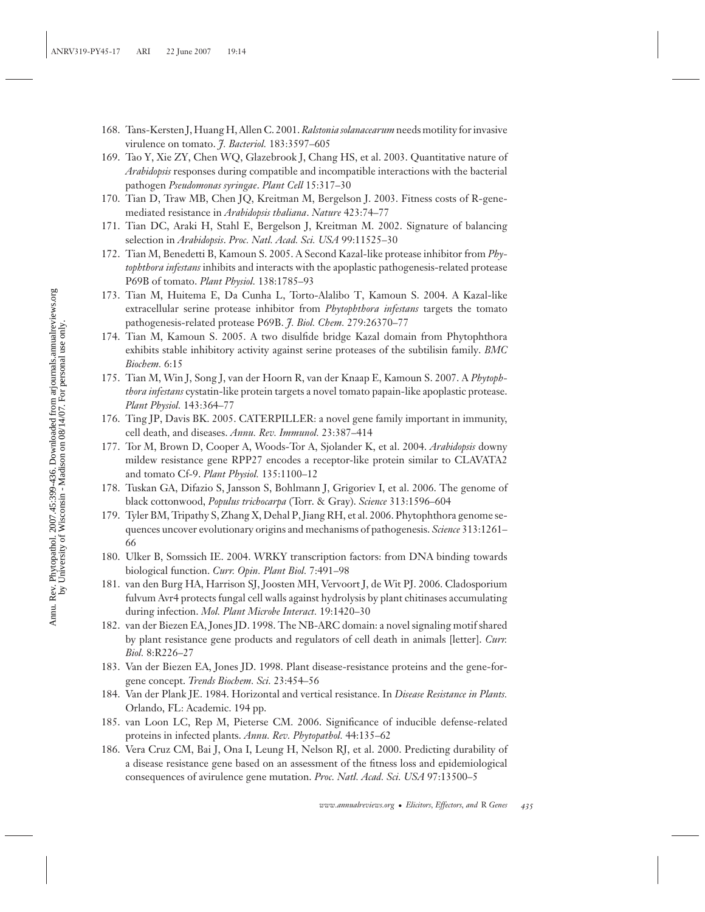168. Tans-Kersten J, Huang H, Allen C. 2001. *Ralstonia solanacearum* needs motility for invasive virulence on tomato. *J. Bacteriol.* 183:3597–605
169. Tao Y, Xie ZY, Chen WQ, Glazebrook J, Chang HS, et al. 2003. Quantitative nature of *Arabidopsis* responses during compatible and incompatible interactions with the bacterial pathogen *Pseudomonas syringae*. *Plant Cell* 15:317–30
170. Tian D, Traw MB, Chen JQ, Kreitman M, Bergelson J. 2003. Fitness costs of R-gene-mediated resistance in *Arabidopsis thaliana*. *Nature* 423:74–77
171. Tian DC, Araki H, Stahl E, Bergelson J, Kreitman M. 2002. Signature of balancing selection in *Arabidopsis*. *Proc. Natl. Acad. Sci. USA* 99:11525–30
172. Tian M, Benedetti B, Kamoun S. 2005. A Second Kazal-like protease inhibitor from *Phytophthora infestans* inhibits and interacts with the apoplastic pathogenesis-related protease P69B of tomato. *Plant Physiol.* 138:1785–93
173. Tian M, Huitema E, Da Cunha L, Torto-Alalibo T, Kamoun S. 2004. A Kazal-like extracellular serine protease inhibitor from *Phytophthora infestans* targets the tomato pathogenesis-related protease P69B. *J. Biol. Chem.* 279:26370–77
174. Tian M, Kamoun S. 2005. A two disulfide bridge Kazal domain from Phytophthora exhibits stable inhibitory activity against serine proteases of the subtilisin family. *BMC Biochem.* 6:15
175. Tian M, Win J, Song J, van der Hoorn R, van der Knaap E, Kamoun S. 2007. A *Phytophthora infestans* cystatin-like protein targets a novel tomato papain-like apoplastic protease. *Plant Physiol.* 143:364–77
176. Ting JP, Davis BK. 2005. CATERPILLER: a novel gene family important in immunity, cell death, and diseases. *Annu. Rev. Immunol.* 23:387–414
177. Tor M, Brown D, Cooper A, Woods-Tor A, Sjolander K, et al. 2004. *Arabidopsis* downy mildew resistance gene RPP27 encodes a receptor-like protein similar to CLAVATA2 and tomato Cf-9. *Plant Physiol.* 135:1100–12
178. Tuskan GA, Difazio S, Jansson S, Bohlmann J, Grigoriev I, et al. 2006. The genome of black cottonwood, *Populus trichocarpa* (Torr. & Gray). *Science* 313:1596–604
179. Tyler BM, Tripathy S, Zhang X, Dehal P, Jiang RH, et al. 2006. Phytophthora genome sequences uncover evolutionary origins and mechanisms of pathogenesis. *Science* 313:1261–66
180. Ulker B, Somssich IE. 2004. WRKY transcription factors: from DNA binding towards biological function. *Curr. Opin. Plant Biol.* 7:491–98
181. van den Burg HA, Harrison SJ, Joosten MH, Vervoort J, de Wit PJ. 2006. Cladosporium fulvum Avr4 protects fungal cell walls against hydrolysis by plant chitinases accumulating during infection. *Mol. Plant Microbe Interact.* 19:1420–30
182. van der Biezen EA, Jones JD. 1998. The NB-ARC domain: a novel signaling motif shared by plant resistance gene products and regulators of cell death in animals [letter]. *Curr. Biol.* 8:R226–27
183. Van der Biezen EA, Jones JD. 1998. Plant disease-resistance proteins and the gene-for-gene concept. *Trends Biochem. Sci.* 23:454–56
184. Van der Plank JE. 1984. Horizontal and vertical resistance. In *Disease Resistance in Plants.* Orlando, FL: Academic. 194 pp.
185. van Loon LC, Rep M, Pieterse CM. 2006. Significance of inducible defense-related proteins in infected plants. *Annu. Rev. Phytopathol.* 44:135–62
186. Vera Cruz CM, Bai J, Ona I, Leung H, Nelson RJ, et al. 2000. Predicting durability of a disease resistance gene based on an assessment of the fitness loss and epidemiological consequences of avirulence gene mutation. *Proc. Natl. Acad. Sci. USA* 97:13500–5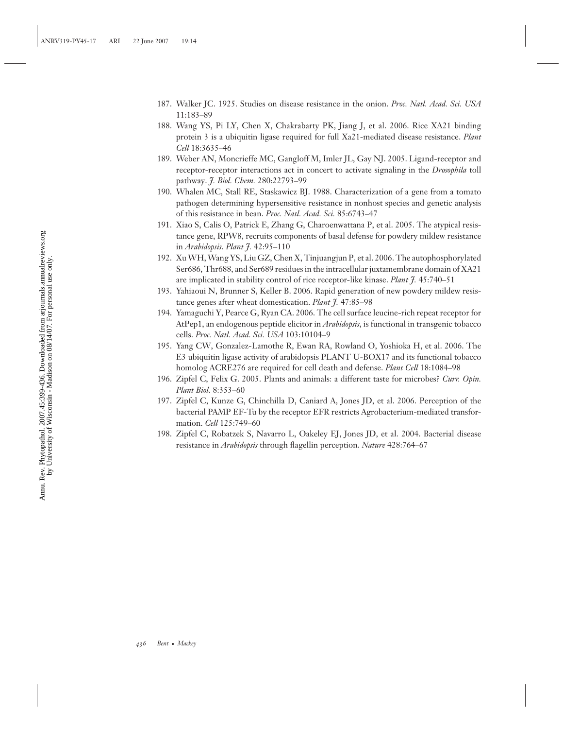187. Walker JC. 1925. Studies on disease resistance in the onion. *Proc. Natl. Acad. Sci. USA* 11:183–89
188. Wang YS, Pi LY, Chen X, Chakrabarty PK, Jiang J, et al. 2006. Rice XA21 binding protein 3 is a ubiquitin ligase required for full Xa21-mediated disease resistance. *Plant Cell* 18:3635–46
189. Weber AN, Moncrieffe MC, Gangloff M, Imler JL, Gay NJ. 2005. Ligand-receptor and receptor-receptor interactions act in concert to activate signaling in the *Drosophila* toll pathway. *J. Biol. Chem.* 280:22793–99
190. Whalen MC, Stall RE, Staskawicz BJ. 1988. Characterization of a gene from a tomato pathogen determining hypersensitive resistance in nonhost species and genetic analysis of this resistance in bean. *Proc. Natl. Acad. Sci.* 85:6743–47
191. Xiao S, Calis O, Patrick E, Zhang G, Charoenwattana P, et al. 2005. The atypical resistance gene, RPW8, recruits components of basal defense for powdery mildew resistance in *Arabidopsis*. *Plant J.* 42:95–110
192. Xu WH, Wang YS, Liu GZ, Chen X, Tinjuangjun P, et al. 2006. The autophosphorylated Ser686, Thr688, and Ser689 residues in the intracellular juxtamembrane domain of XA21 are implicated in stability control of rice receptor-like kinase. *Plant J.* 45:740–51
193. Yahiaoui N, Brunner S, Keller B. 2006. Rapid generation of new powdery mildew resistance genes after wheat domestication. *Plant J.* 47:85–98
194. Yamaguchi Y, Pearce G, Ryan CA. 2006. The cell surface leucine-rich repeat receptor for AtPep1, an endogenous peptide elicitor in *Arabidopsis*, is functional in transgenic tobacco cells. *Proc. Natl. Acad. Sci. USA* 103:10104–9
195. Yang CW, Gonzalez-Lamothe R, Ewan RA, Rowland O, Yoshioka H, et al. 2006. The E3 ubiquitin ligase activity of arabidopsis PLANT U-BOX17 and its functional tobacco homolog ACRE276 are required for cell death and defense. *Plant Cell* 18:1084–98
196. Zipfel C, Felix G. 2005. Plants and animals: a different taste for microbes? *Curr. Opin. Plant Biol.* 8:353–60
197. Zipfel C, Kunze G, Chinchilla D, Caniard A, Jones JD, et al. 2006. Perception of the bacterial PAMP EF-Tu by the receptor EFR restricts Agrobacterium-mediated transformation. *Cell* 125:749–60
198. Zipfel C, Robatzek S, Navarro L, Oakeley EJ, Jones JD, et al. 2004. Bacterial disease resistance in *Arabidopsis* through flagellin perception. *Nature* 428:764–67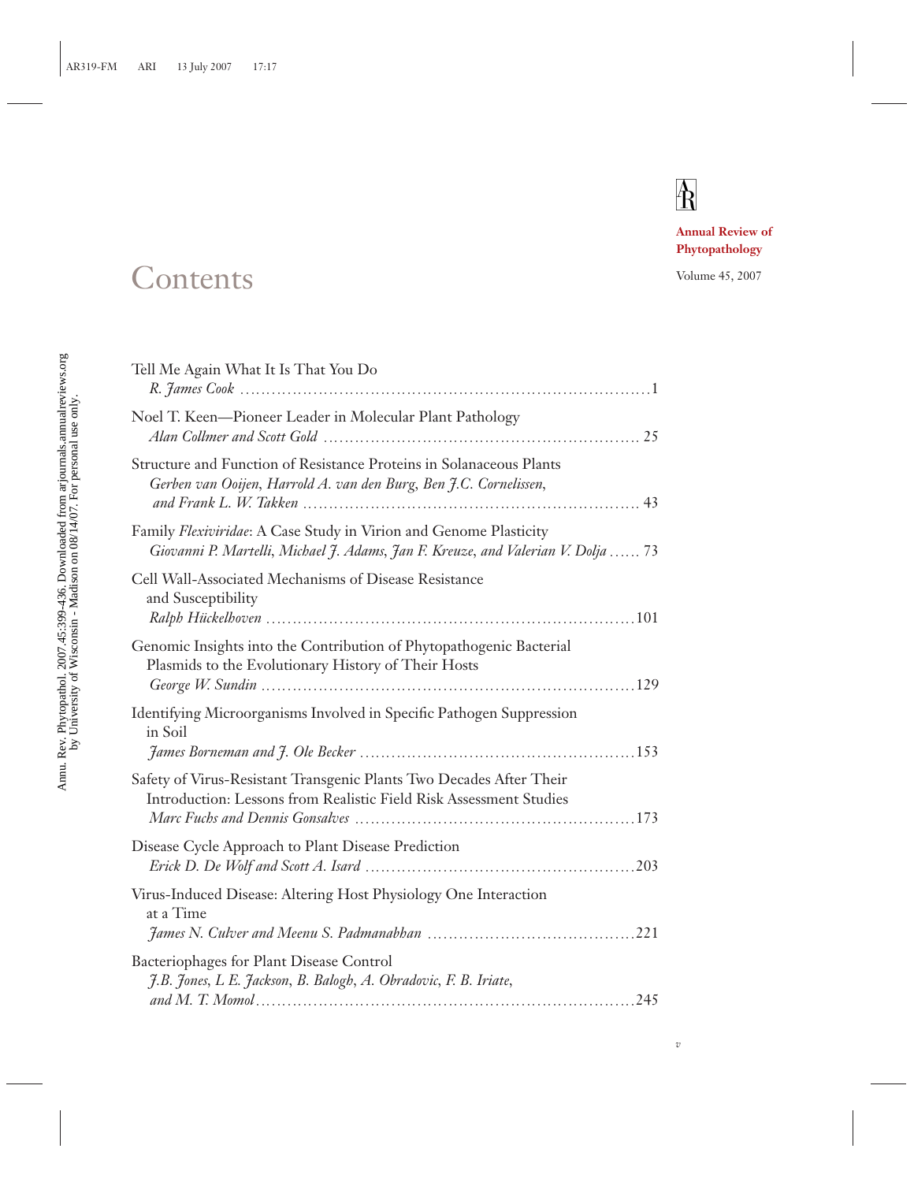# Contents

**Annual Review of Phytopathology**

Volume 45, 2007

Tell Me Again What It Is That You Do
*R. James Cook* .......... 1

Noel T. Keen—Pioneer Leader in Molecular Plant Pathology
*Alan Collmer and Scott Gold* .......... 25

Structure and Function of Resistance Proteins in Solanaceous Plants
*Gerben van Ooijen, Harrold A. van den Burg, Ben J.C. Cornelissen, and Frank L. W. Takken* .......... 43

Family *Flexiviridae*: A Case Study in Virion and Genome Plasticity
*Giovanni P. Martelli, Michael J. Adams, Jan F. Kreuze, and Valerian V. Dolja* .......... 73

Cell Wall-Associated Mechanisms of Disease Resistance and Susceptibility
*Ralph Hückelhoven* .......... 101

Genomic Insights into the Contribution of Phytopathogenic Bacterial Plasmids to the Evolutionary History of Their Hosts
*George W. Sundin* .......... 129

Identifying Microorganisms Involved in Specific Pathogen Suppression in Soil
*James Borneman and J. Ole Becker* .......... 153

Safety of Virus-Resistant Transgenic Plants Two Decades After Their Introduction: Lessons from Realistic Field Risk Assessment Studies
*Marc Fuchs and Dennis Gonsalves* .......... 173

Disease Cycle Approach to Plant Disease Prediction
*Erick D. De Wolf and Scott A. Isard* .......... 203

Virus-Induced Disease: Altering Host Physiology One Interaction at a Time
*James N. Culver and Meenu S. Padmanabhan* .......... 221

Bacteriophages for Plant Disease Control
*J.B. Jones, L E. Jackson, B. Balogh, A. Obradovic, F. B. Iriate, and M. T. Momol* .......... 245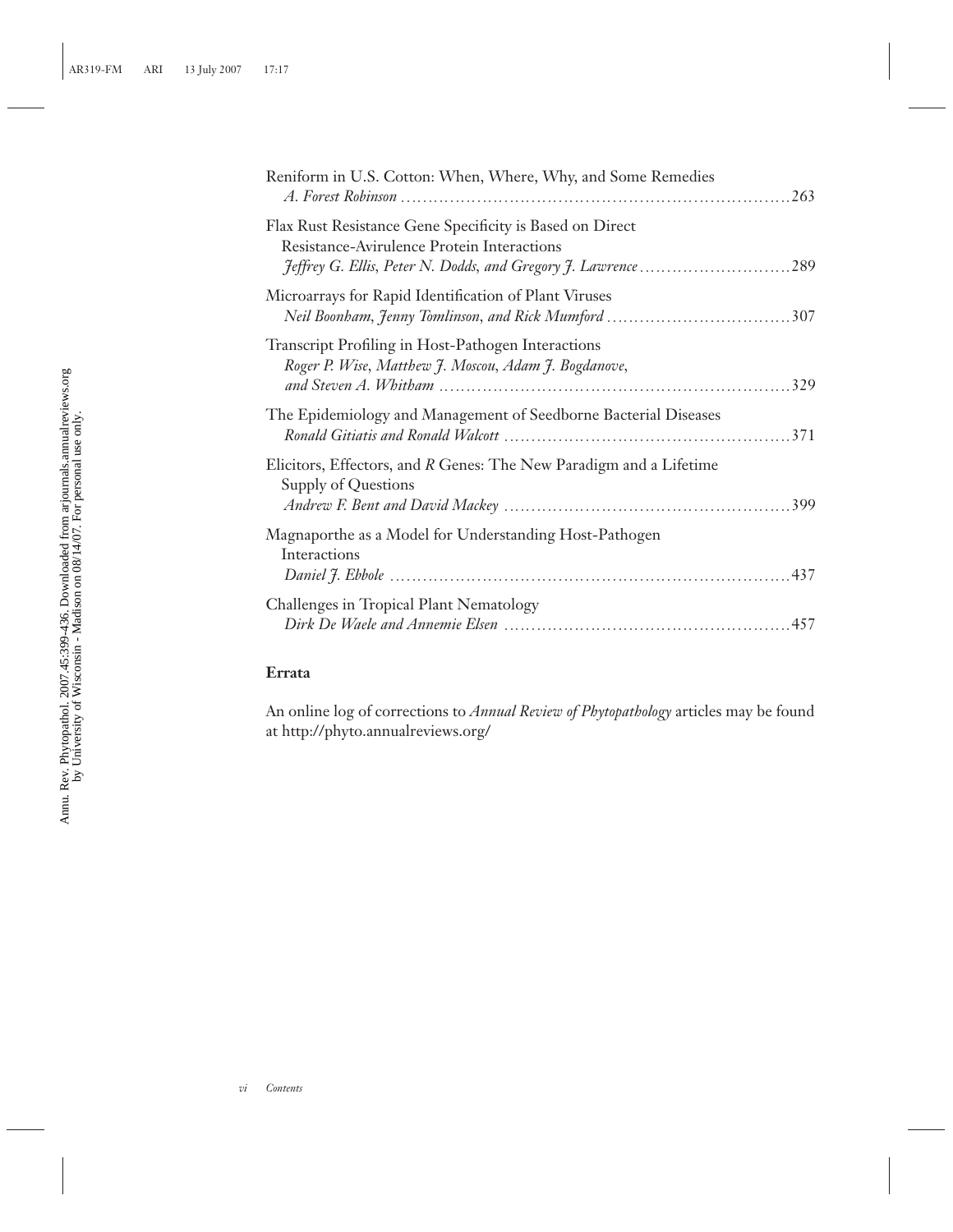Reniform in U.S. Cotton: When, Where, Why, and Some Remedies
*A. Forest Robinson* ......................................................................263

Flax Rust Resistance Gene Specificity is Based on Direct Resistance-Avirulence Protein Interactions
*Jeffrey G. Ellis, Peter N. Dodds, and Gregory J. Lawrence* ............................289

Microarrays for Rapid Identification of Plant Viruses
*Neil Boonham, Jenny Tomlinson, and Rick Mumford* ....................................307

Transcript Profiling in Host-Pathogen Interactions
*Roger P. Wise, Matthew J. Moscou, Adam J. Bogdanove, and Steven A. Whitham* ..........................................................329

The Epidemiology and Management of Seedborne Bacterial Diseases
*Ronald Gitiatis and Ronald Walcott* ....................................................371

Elicitors, Effectors, and *R* Genes: The New Paradigm and a Lifetime Supply of Questions
*Andrew F. Bent and David Mackey* ....................................................399

Magnaporthe as a Model for Understanding Host-Pathogen Interactions
*Daniel J. Ebbole* ......................................................................437

Challenges in Tropical Plant Nematology
*Dirk De Waele and Annemie Elsen* ....................................................457

**Errata**

An online log of corrections to *Annual Review of Phytopathology* articles may be found at http://phyto.annualreviews.org/